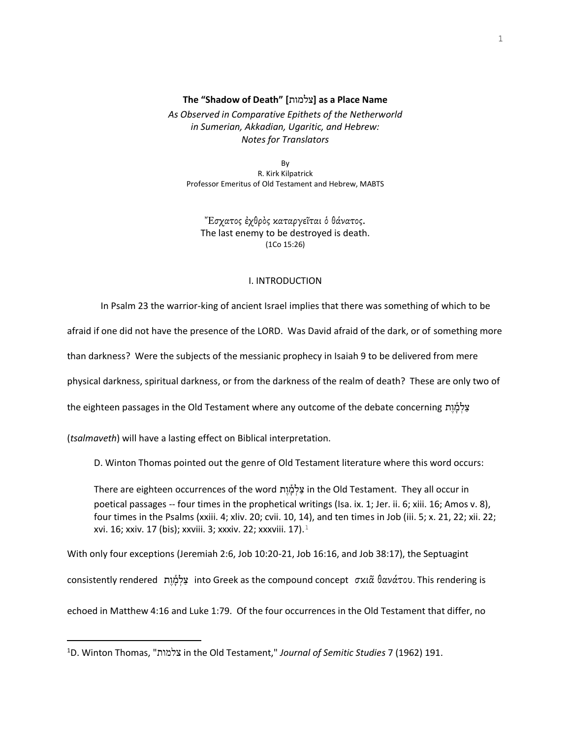**The "Shadow of Death" [צלמות] as a Place Name**

*As Observed in Comparative Epithets of the Netherworld*
*in Sumerian, Akkadian, Ugaritic, and Hebrew:*
*Notes for Translators*

By
R. Kirk Kilpatrick
Professor Emeritus of Old Testament and Hebrew, MABTS

Ἔσχατος ἐχθρὸς καταργεῖται ὁ θάνατος.
The last enemy to be destroyed is death.
(1Co 15:26)

## I. INTRODUCTION

In Psalm 23 the warrior-king of ancient Israel implies that there was something of which to be afraid if one did not have the presence of the LORD. Was David afraid of the dark, or of something more than darkness? Were the subjects of the messianic prophecy in Isaiah 9 to be delivered from mere physical darkness, spiritual darkness, or from the darkness of the realm of death? These are only two of the eighteen passages in the Old Testament where any outcome of the debate concerning צַלְמָוֶת (*tsalmaveth*) will have a lasting effect on Biblical interpretation.

D. Winton Thomas pointed out the genre of Old Testament literature where this word occurs:

> There are eighteen occurrences of the word צַלְמָוֶת in the Old Testament. They all occur in poetical passages -- four times in the prophetical writings (Isa. ix. 1; Jer. ii. 6; xiii. 16; Amos v. 8), four times in the Psalms (xxiii. 4; xliv. 20; cvii. 10, 14), and ten times in Job (iii. 5; x. 21, 22; xii. 22; xvi. 16; xxiv. 17 (bis); xxviii. 3; xxxiv. 22; xxxviii. 17).[1]

With only four exceptions (Jeremiah 2:6, Job 10:20-21, Job 16:16, and Job 38:17), the Septuagint consistently rendered צַלְמָוֶת into Greek as the compound concept *σκιᾶ θανάτου*. This rendering is echoed in Matthew 4:16 and Luke 1:79. Of the four occurrences in the Old Testament that differ, no

---

[1] D. Winton Thomas, "צלמות in the Old Testament," *Journal of Semitic Studies* 7 (1962) 191.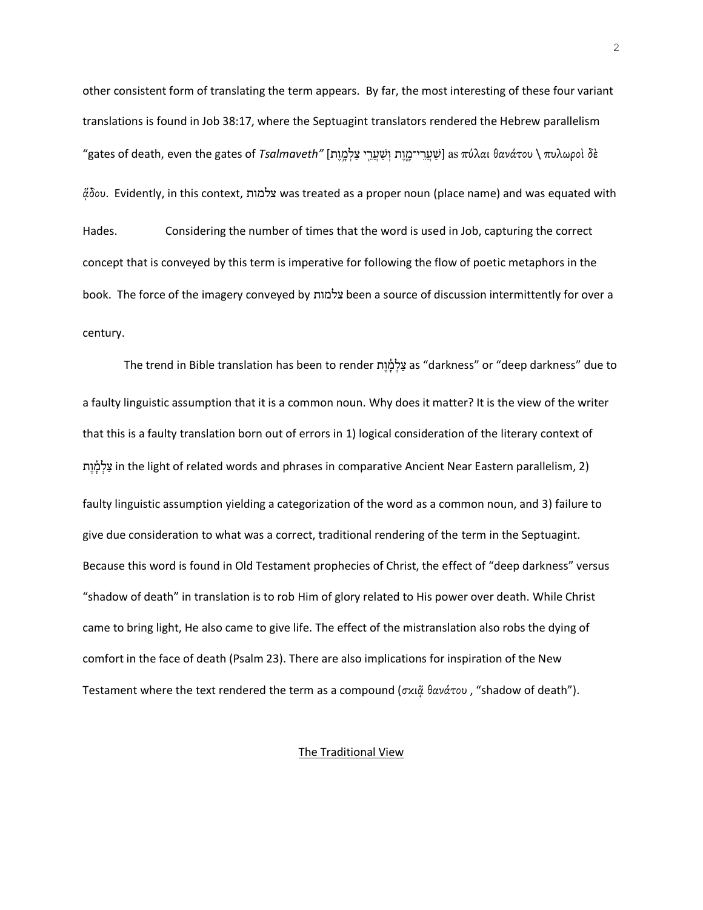other consistent form of translating the term appears. By far, the most interesting of these four variant translations is found in Job 38:17, where the Septuagint translators rendered the Hebrew parallelism "gates of death, even the gates of *Tsalmaveth"* [שַׁעֲרֵי־מָוֶת וְשַׁעֲרֵי צַלְמָוֶת] as πύλαι θανάτου \ πυλωροὶ δὲ ᾅδου. Evidently, in this context, צלמות was treated as a proper noun (place name) and was equated with Hades. Considering the number of times that the word is used in Job, capturing the correct concept that is conveyed by this term is imperative for following the flow of poetic metaphors in the book. The force of the imagery conveyed by צלמות been a source of discussion intermittently for over a century.

The trend in Bible translation has been to render צַלְמָוֶת as "darkness" or "deep darkness" due to a faulty linguistic assumption that it is a common noun. Why does it matter? It is the view of the writer that this is a faulty translation born out of errors in 1) logical consideration of the literary context of צַלְמָוֶת in the light of related words and phrases in comparative Ancient Near Eastern parallelism, 2) faulty linguistic assumption yielding a categorization of the word as a common noun, and 3) failure to give due consideration to what was a correct, traditional rendering of the term in the Septuagint. Because this word is found in Old Testament prophecies of Christ, the effect of "deep darkness" versus "shadow of death" in translation is to rob Him of glory related to His power over death. While Christ came to bring light, He also came to give life. The effect of the mistranslation also robs the dying of comfort in the face of death (Psalm 23). There are also implications for inspiration of the New Testament where the text rendered the term as a compound (σκιᾷ θανάτου , "shadow of death").

## The Traditional View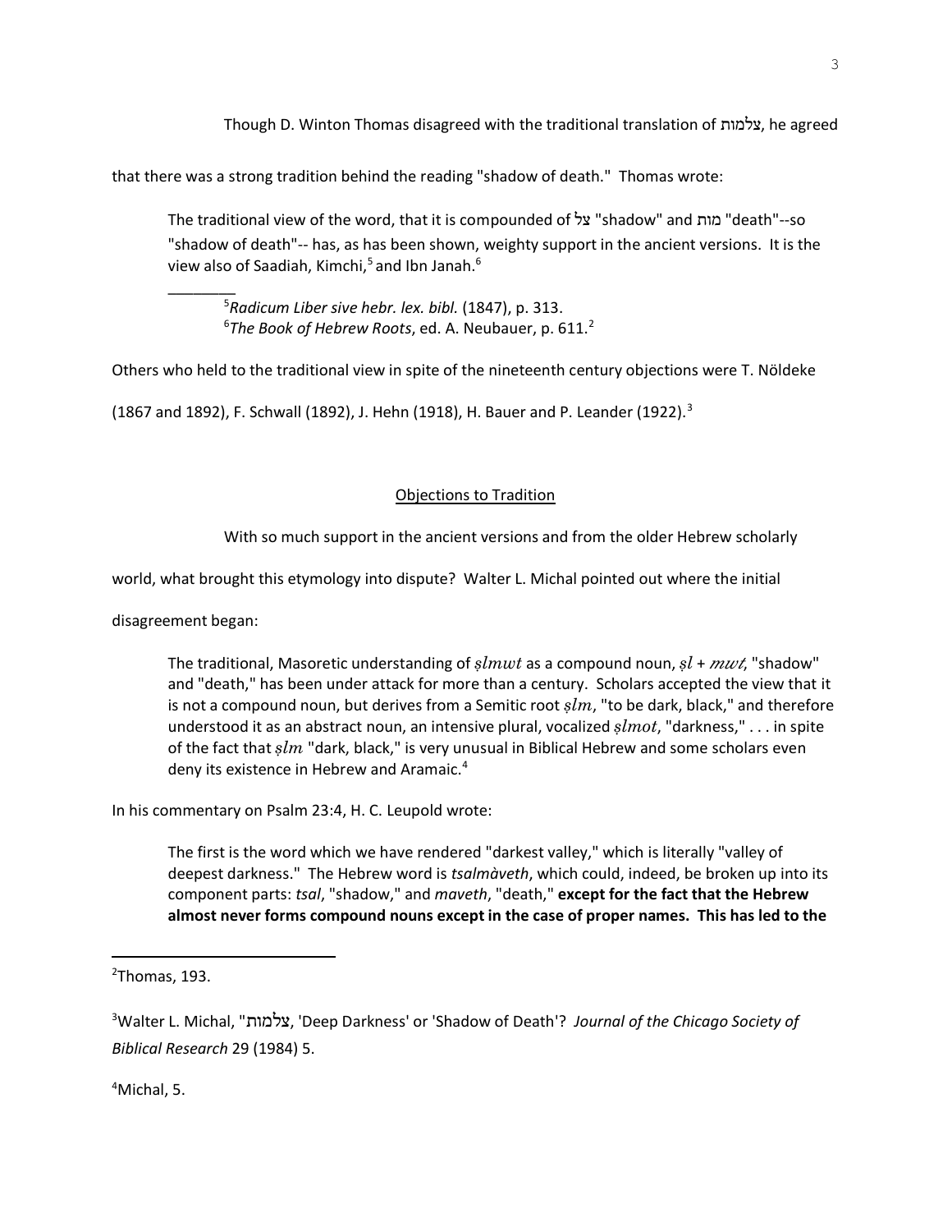Though D. Winton Thomas disagreed with the traditional translation of צלמות, he agreed that there was a strong tradition behind the reading "shadow of death." Thomas wrote:

> The traditional view of the word, that it is compounded of צֵל "shadow" and מות "death"--so "shadow of death"-- has, as has been shown, weighty support in the ancient versions. It is the view also of Saadiah, Kimchi,[5] and Ibn Janah.[6]
>
> ________
>
> [5]*Radicum Liber sive hebr. lex. bibl.* (1847), p. 313.
> [6]*The Book of Hebrew Roots*, ed. A. Neubauer, p. 611.[2]

Others who held to the traditional view in spite of the nineteenth century objections were T. Nöldeke (1867 and 1892), F. Schwall (1892), J. Hehn (1918), H. Bauer and P. Leander (1922).[3]

## Objections to Tradition

With so much support in the ancient versions and from the older Hebrew scholarly world, what brought this etymology into dispute? Walter L. Michal pointed out where the initial disagreement began:

> The traditional, Masoretic understanding of *ṣlmwt* as a compound noun, *ṣl* + *mwt*, "shadow" and "death," has been under attack for more than a century. Scholars accepted the view that it is not a compound noun, but derives from a Semitic root *ṣlm*, "to be dark, black," and therefore understood it as an abstract noun, an intensive plural, vocalized *ṣlmot*, "darkness," . . . in spite of the fact that *ṣlm* "dark, black," is very unusual in Biblical Hebrew and some scholars even deny its existence in Hebrew and Aramaic.[4]

In his commentary on Psalm 23:4, H. C. Leupold wrote:

> The first is the word which we have rendered "darkest valley," which is literally "valley of deepest darkness." The Hebrew word is *tsalmàveth*, which could, indeed, be broken up into its component parts: *tsal*, "shadow," and *maveth*, "death," **except for the fact that the Hebrew almost never forms compound nouns except in the case of proper names. This has led to the**

---

[2]Thomas, 193.

[3]Walter L. Michal, "צַלְמות, 'Deep Darkness' or 'Shadow of Death'? *Journal of the Chicago Society of Biblical Research* 29 (1984) 5.

[4]Michal, 5.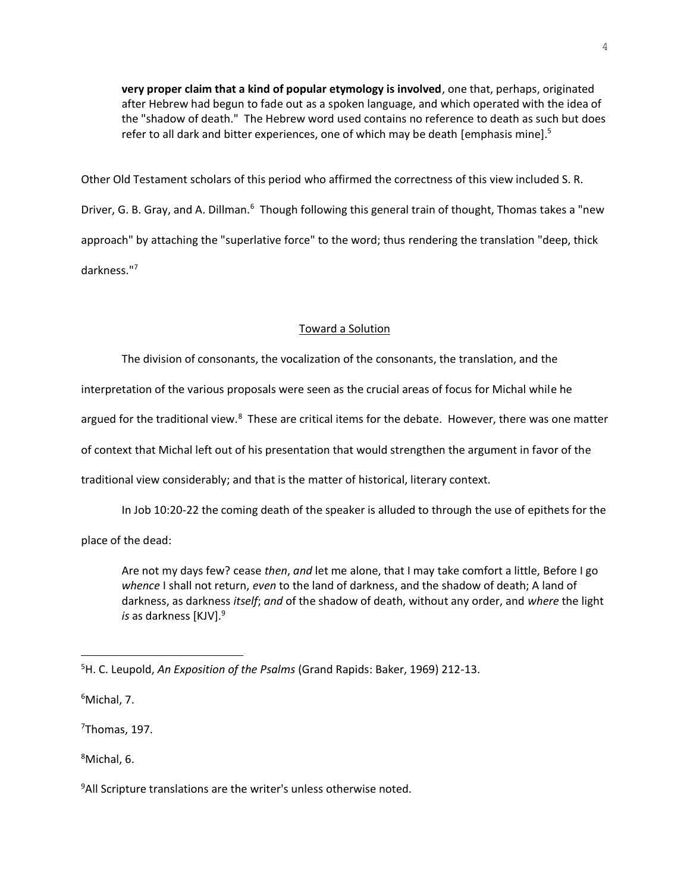> **very proper claim that a kind of popular etymology is involved**, one that, perhaps, originated after Hebrew had begun to fade out as a spoken language, and which operated with the idea of the "shadow of death." The Hebrew word used contains no reference to death as such but does refer to all dark and bitter experiences, one of which may be death [emphasis mine].[5]

Other Old Testament scholars of this period who affirmed the correctness of this view included S. R. Driver, G. B. Gray, and A. Dillman.[6] Though following this general train of thought, Thomas takes a "new approach" by attaching the "superlative force" to the word; thus rendering the translation "deep, thick darkness."[7]

## Toward a Solution

The division of consonants, the vocalization of the consonants, the translation, and the interpretation of the various proposals were seen as the crucial areas of focus for Michal while he argued for the traditional view.[8] These are critical items for the debate. However, there was one matter of context that Michal left out of his presentation that would strengthen the argument in favor of the traditional view considerably; and that is the matter of historical, literary context.

In Job 10:20-22 the coming death of the speaker is alluded to through the use of epithets for the place of the dead:

> Are not my days few? cease *then*, *and* let me alone, that I may take comfort a little, Before I go *whence* I shall not return, *even* to the land of darkness, and the shadow of death; A land of darkness, as darkness *itself*; *and* of the shadow of death, without any order, and *where* the light *is* as darkness [KJV].[9]

---

[5]H. C. Leupold, *An Exposition of the Psalms* (Grand Rapids: Baker, 1969) 212-13.

[6]Michal, 7.

[7]Thomas, 197.

[8]Michal, 6.

[9]All Scripture translations are the writer's unless otherwise noted.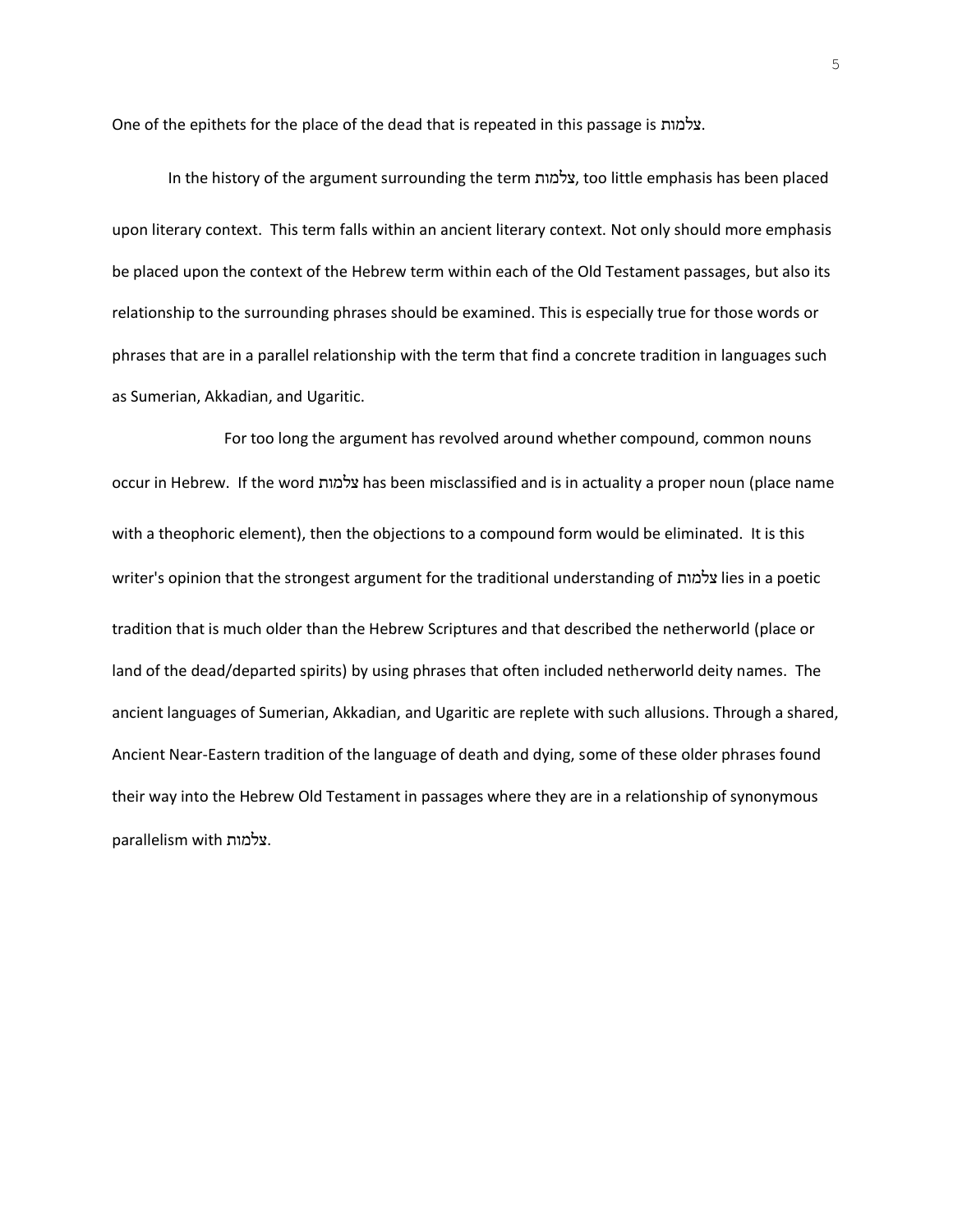One of the epithets for the place of the dead that is repeated in this passage is צלמות.

In the history of the argument surrounding the term צַלְמוּת, too little emphasis has been placed upon literary context. This term falls within an ancient literary context. Not only should more emphasis be placed upon the context of the Hebrew term within each of the Old Testament passages, but also its relationship to the surrounding phrases should be examined. This is especially true for those words or phrases that are in a parallel relationship with the term that find a concrete tradition in languages such as Sumerian, Akkadian, and Ugaritic.

For too long the argument has revolved around whether compound, common nouns occur in Hebrew. If the word צלמות has been misclassified and is in actuality a proper noun (place name with a theophoric element), then the objections to a compound form would be eliminated. It is this writer's opinion that the strongest argument for the traditional understanding of צלמות lies in a poetic tradition that is much older than the Hebrew Scriptures and that described the netherworld (place or land of the dead/departed spirits) by using phrases that often included netherworld deity names. The ancient languages of Sumerian, Akkadian, and Ugaritic are replete with such allusions. Through a shared, Ancient Near-Eastern tradition of the language of death and dying, some of these older phrases found their way into the Hebrew Old Testament in passages where they are in a relationship of synonymous parallelism with צלמות.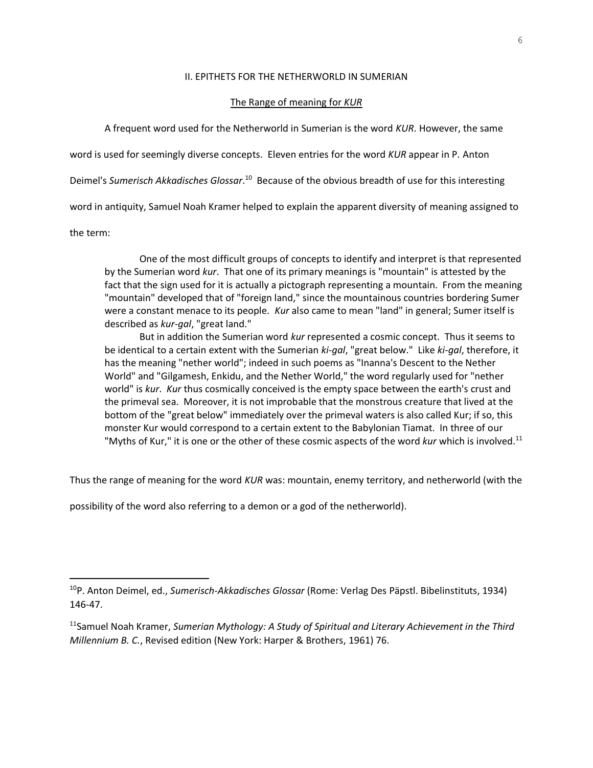## II. EPITHETS FOR THE NETHERWORLD IN SUMERIAN

### The Range of meaning for *KUR*

A frequent word used for the Netherworld in Sumerian is the word *KUR*. However, the same word is used for seemingly diverse concepts. Eleven entries for the word *KUR* appear in P. Anton Deimel's *Sumerisch Akkadisches Glossar*.[10] Because of the obvious breadth of use for this interesting word in antiquity, Samuel Noah Kramer helped to explain the apparent diversity of meaning assigned to the term:

> One of the most difficult groups of concepts to identify and interpret is that represented by the Sumerian word *kur*. That one of its primary meanings is "mountain" is attested by the fact that the sign used for it is actually a pictograph representing a mountain. From the meaning "mountain" developed that of "foreign land," since the mountainous countries bordering Sumer were a constant menace to its people. *Kur* also came to mean "land" in general; Sumer itself is described as *kur-gal*, "great land."
>
> But in addition the Sumerian word *kur* represented a cosmic concept. Thus it seems to be identical to a certain extent with the Sumerian *ki-gal*, "great below." Like *ki-gal*, therefore, it has the meaning "nether world"; indeed in such poems as "Inanna's Descent to the Nether World" and "Gilgamesh, Enkidu, and the Nether World," the word regularly used for "nether world" is *kur*. *Kur* thus cosmically conceived is the empty space between the earth's crust and the primeval sea. Moreover, it is not improbable that the monstrous creature that lived at the bottom of the "great below" immediately over the primeval waters is also called Kur; if so, this monster Kur would correspond to a certain extent to the Babylonian Tiamat. In three of our "Myths of Kur," it is one or the other of these cosmic aspects of the word *kur* which is involved.[11]

Thus the range of meaning for the word *KUR* was: mountain, enemy territory, and netherworld (with the possibility of the word also referring to a demon or a god of the netherworld).

---

[10]P. Anton Deimel, ed., *Sumerisch-Akkadisches Glossar* (Rome: Verlag Des Päpstl. Bibelinstituts, 1934) 146-47.

[11]Samuel Noah Kramer, *Sumerian Mythology: A Study of Spiritual and Literary Achievement in the Third Millennium B. C.*, Revised edition (New York: Harper & Brothers, 1961) 76.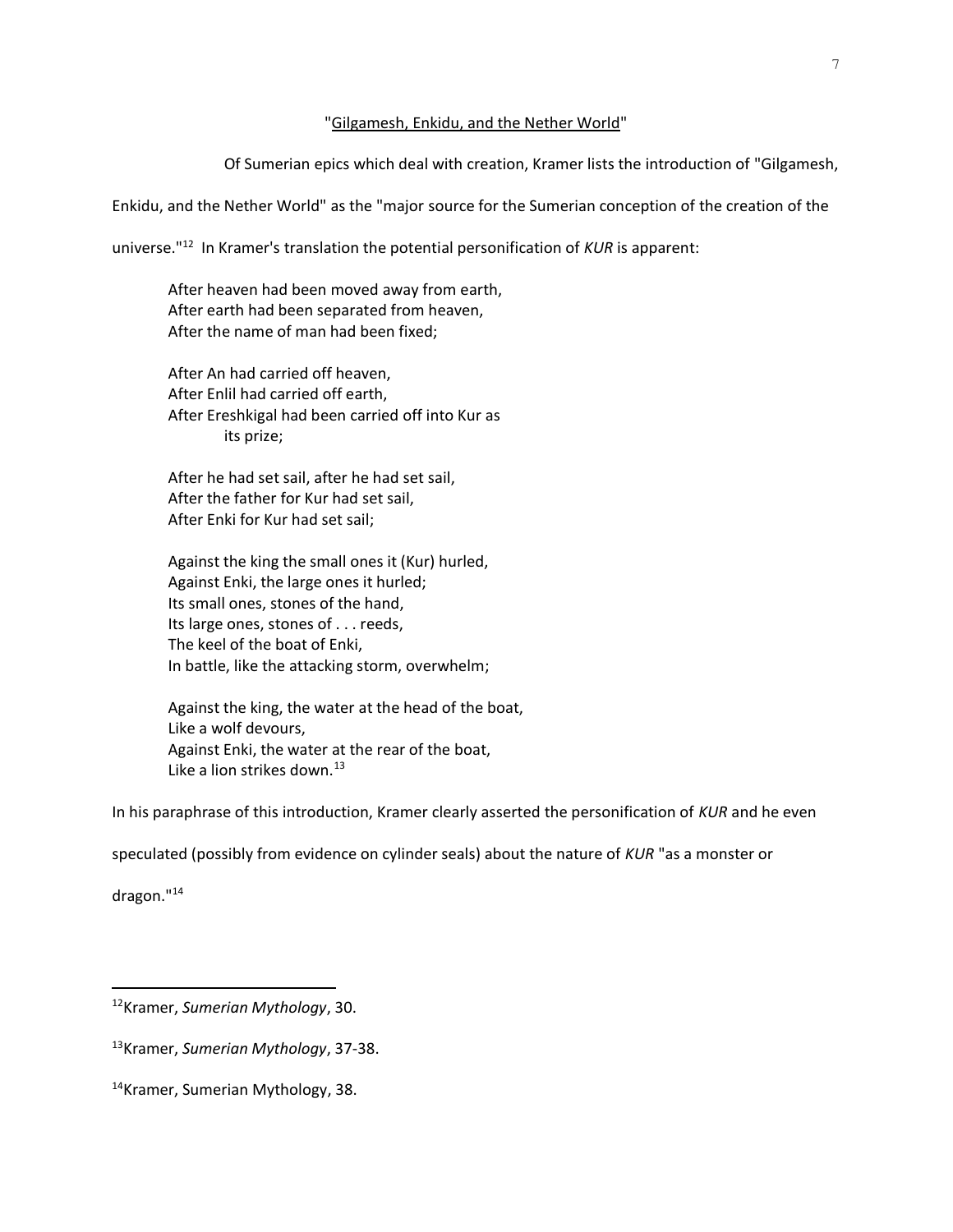## "Gilgamesh, Enkidu, and the Nether World"

Of Sumerian epics which deal with creation, Kramer lists the introduction of "Gilgamesh, Enkidu, and the Nether World" as the "major source for the Sumerian conception of the creation of the universe."[12] In Kramer's translation the potential personification of *KUR* is apparent:

> After heaven had been moved away from earth,
> After earth had been separated from heaven,
> After the name of man had been fixed;
>
> After An had carried off heaven,
> After Enlil had carried off earth,
> After Ereshkigal had been carried off into Kur as
>     its prize;
>
> After he had set sail, after he had set sail,
> After the father for Kur had set sail,
> After Enki for Kur had set sail;
>
> Against the king the small ones it (Kur) hurled,
> Against Enki, the large ones it hurled;
> Its small ones, stones of the hand,
> Its large ones, stones of . . . reeds,
> The keel of the boat of Enki,
> In battle, like the attacking storm, overwhelm;
>
> Against the king, the water at the head of the boat,
> Like a wolf devours,
> Against Enki, the water at the rear of the boat,
> Like a lion strikes down.[13]

In his paraphrase of this introduction, Kramer clearly asserted the personification of *KUR* and he even speculated (possibly from evidence on cylinder seals) about the nature of *KUR* "as a monster or dragon."[14]

---

[12]Kramer, *Sumerian Mythology*, 30.

[13]Kramer, *Sumerian Mythology*, 37-38.

[14]Kramer, Sumerian Mythology, 38.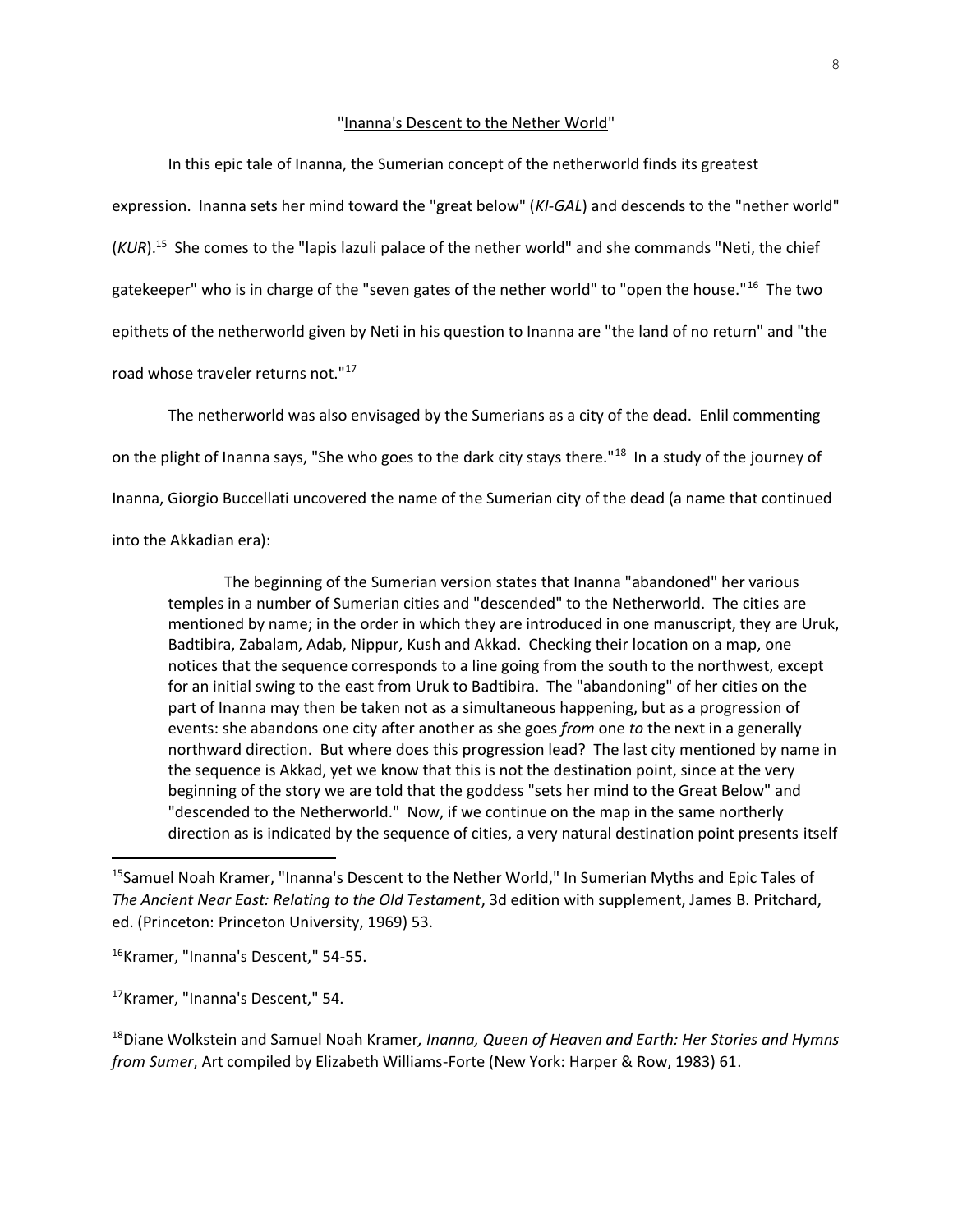"<u>Inanna's Descent to the Nether World</u>"

In this epic tale of Inanna, the Sumerian concept of the netherworld finds its greatest expression. Inanna sets her mind toward the "great below" (*KI-GAL*) and descends to the "nether world" (*KUR*).[15] She comes to the "lapis lazuli palace of the nether world" and she commands "Neti, the chief gatekeeper" who is in charge of the "seven gates of the nether world" to "open the house."[16] The two epithets of the netherworld given by Neti in his question to Inanna are "the land of no return" and "the road whose traveler returns not."[17]

The netherworld was also envisaged by the Sumerians as a city of the dead. Enlil commenting on the plight of Inanna says, "She who goes to the dark city stays there."[18] In a study of the journey of Inanna, Giorgio Buccellati uncovered the name of the Sumerian city of the dead (a name that continued into the Akkadian era):

> The beginning of the Sumerian version states that Inanna "abandoned" her various temples in a number of Sumerian cities and "descended" to the Netherworld. The cities are mentioned by name; in the order in which they are introduced in one manuscript, they are Uruk, Badtibira, Zabalam, Adab, Nippur, Kush and Akkad. Checking their location on a map, one notices that the sequence corresponds to a line going from the south to the northwest, except for an initial swing to the east from Uruk to Badtibira. The "abandoning" of her cities on the part of Inanna may then be taken not as a simultaneous happening, but as a progression of events: she abandons one city after another as she goes *from* one *to* the next in a generally northward direction. But where does this progression lead? The last city mentioned by name in the sequence is Akkad, yet we know that this is not the destination point, since at the very beginning of the story we are told that the goddess "sets her mind to the Great Below" and "descended to the Netherworld." Now, if we continue on the map in the same northerly direction as is indicated by the sequence of cities, a very natural destination point presents itself

---

[15] Samuel Noah Kramer, "Inanna's Descent to the Nether World," In Sumerian Myths and Epic Tales of *The Ancient Near East: Relating to the Old Testament*, 3d edition with supplement, James B. Pritchard, ed. (Princeton: Princeton University, 1969) 53.

[16] Kramer, "Inanna's Descent," 54-55.

[17] Kramer, "Inanna's Descent," 54.

[18] Diane Wolkstein and Samuel Noah Kramer*, Inanna, Queen of Heaven and Earth: Her Stories and Hymns from Sumer*, Art compiled by Elizabeth Williams-Forte (New York: Harper & Row, 1983) 61.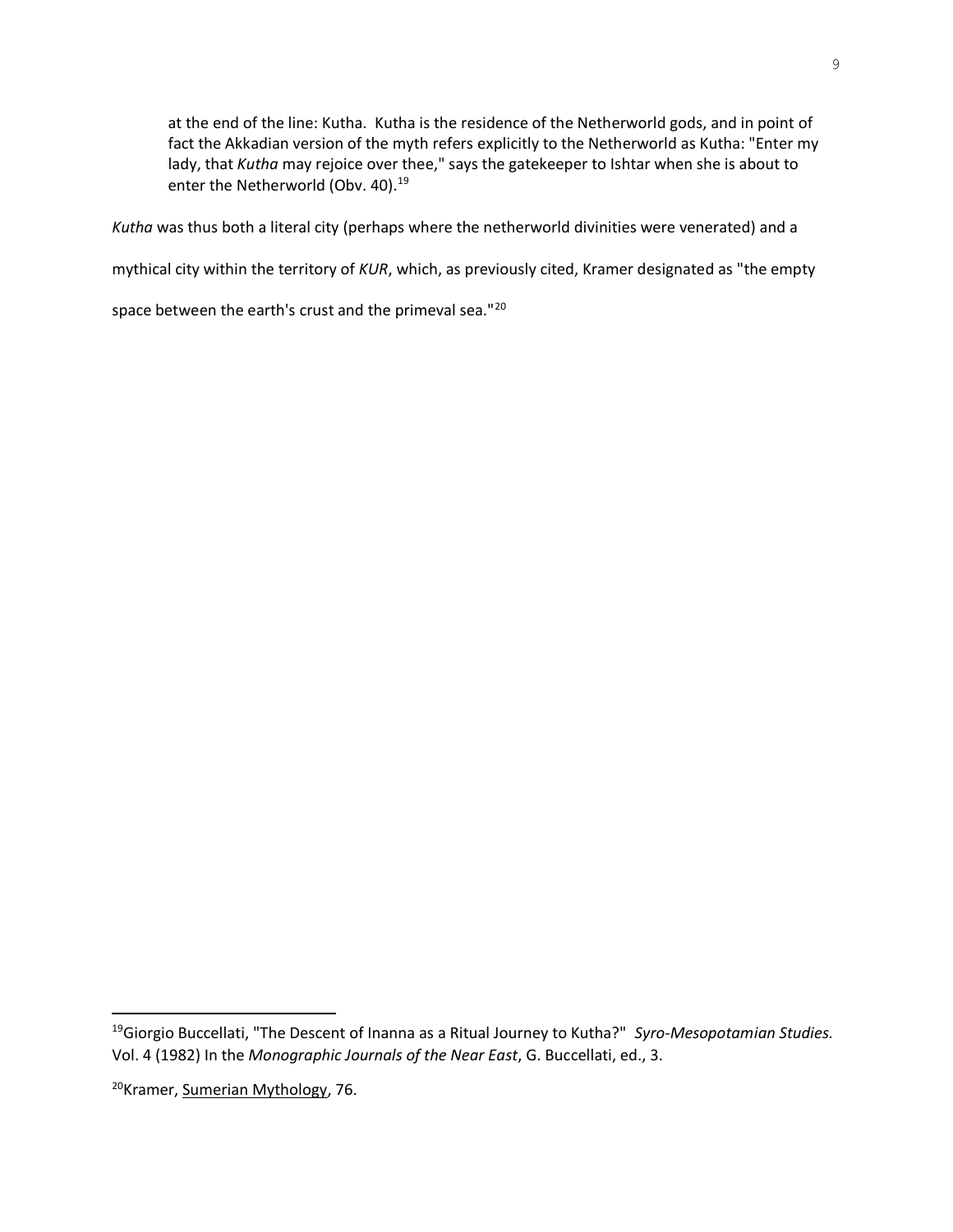> at the end of the line: Kutha. Kutha is the residence of the Netherworld gods, and in point of fact the Akkadian version of the myth refers explicitly to the Netherworld as Kutha: "Enter my lady, that *Kutha* may rejoice over thee," says the gatekeeper to Ishtar when she is about to enter the Netherworld (Obv. 40).[19]

*Kutha* was thus both a literal city (perhaps where the netherworld divinities were venerated) and a mythical city within the territory of *KUR*, which, as previously cited, Kramer designated as "the empty space between the earth's crust and the primeval sea."[20]

---

[19] Giorgio Buccellati, "The Descent of Inanna as a Ritual Journey to Kutha?" *Syro-Mesopotamian Studies.* Vol. 4 (1982) In the *Monographic Journals of the Near East*, G. Buccellati, ed., 3.

[20] Kramer, Sumerian Mythology, 76.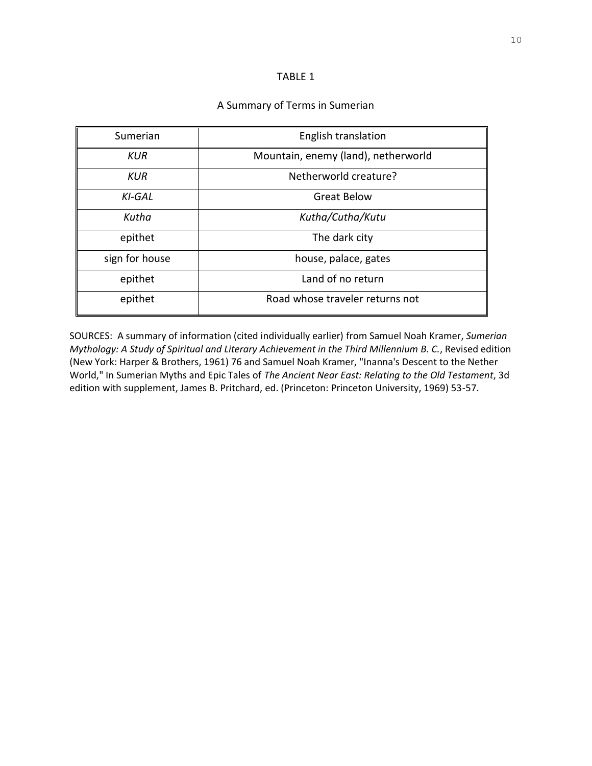TABLE 1

A Summary of Terms in Sumerian

| Sumerian | English translation |
|---|---|
| *KUR* | Mountain, enemy (land), netherworld |
| *KUR* | Netherworld creature? |
| *KI-GAL* | Great Below |
| *Kutha* | *Kutha/Cutha/Kutu* |
| epithet | The dark city |
| sign for house | house, palace, gates |
| epithet | Land of no return |
| epithet | Road whose traveler returns not |

SOURCES: A summary of information (cited individually earlier) from Samuel Noah Kramer, *Sumerian Mythology: A Study of Spiritual and Literary Achievement in the Third Millennium B. C.*, Revised edition (New York: Harper & Brothers, 1961) 76 and Samuel Noah Kramer, "Inanna's Descent to the Nether World," In Sumerian Myths and Epic Tales of *The Ancient Near East: Relating to the Old Testament*, 3d edition with supplement, James B. Pritchard, ed. (Princeton: Princeton University, 1969) 53-57.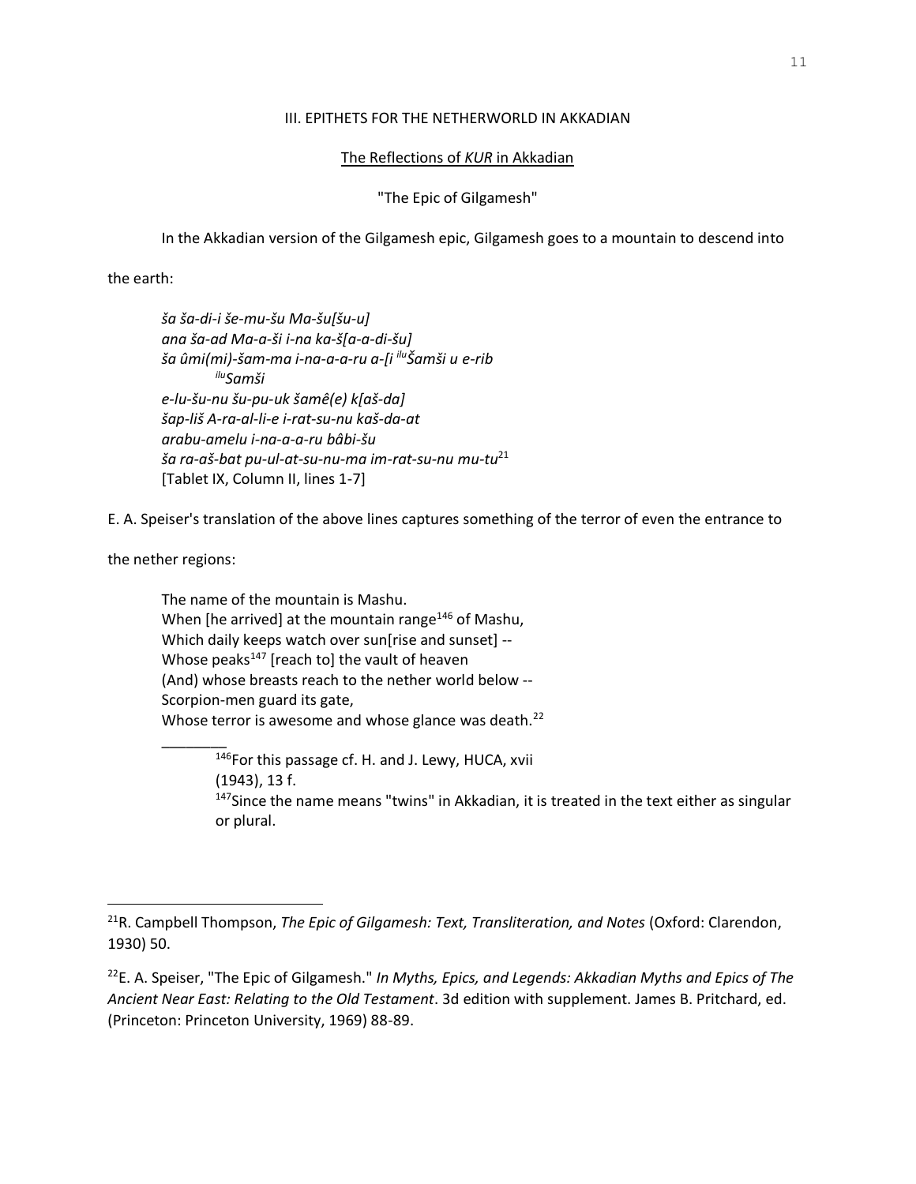### III. EPITHETS FOR THE NETHERWORLD IN AKKADIAN

#### The Reflections of *KUR* in Akkadian

"The Epic of Gilgamesh"

In the Akkadian version of the Gilgamesh epic, Gilgamesh goes to a mountain to descend into the earth:

> *ša ša-di-i še-mu-šu Ma-šu[šu-u]*
> *ana ša-ad Ma-a-ši i-na ka-š[a-a-di-šu]*
> *ša ûmi(mi)-šam-ma i-na-a-a-ru a-[i* *ilu* *Šamši u e-rib*
> *ilu* *Samši*
> *e-lu-šu-nu šu-pu-uk šamê(e) k[aš-da]*
> *šap-liš A-ra-al-li-e i-rat-su-nu kaš-da-at*
> *arabu-amelu i-na-a-a-ru bâbi-šu*
> *ša ra-aš-bat pu-ul-at-su-nu-ma im-rat-su-nu mu-tu*[21]
> [Tablet IX, Column II, lines 1-7]

E. A. Speiser's translation of the above lines captures something of the terror of even the entrance to the nether regions:

> The name of the mountain is Mashu.
> When [he arrived] at the mountain range[146] of Mashu,
> Which daily keeps watch over sun[rise and sunset] --
> Whose peaks[147] [reach to] the vault of heaven
> (And) whose breasts reach to the nether world below --
> Scorpion-men guard its gate,
> Whose terror is awesome and whose glance was death.[22]
>
> ________
>
> [146]For this passage cf. H. and J. Lewy, HUCA, xvii (1943), 13 f.
> [147]Since the name means "twins" in Akkadian, it is treated in the text either as singular or plural.

---

[21]R. Campbell Thompson, *The Epic of Gilgamesh: Text, Transliteration, and Notes* (Oxford: Clarendon, 1930) 50.

[22]E. A. Speiser, "The Epic of Gilgamesh." *In Myths, Epics, and Legends: Akkadian Myths and Epics of The Ancient Near East: Relating to the Old Testament*. 3d edition with supplement. James B. Pritchard, ed. (Princeton: Princeton University, 1969) 88-89.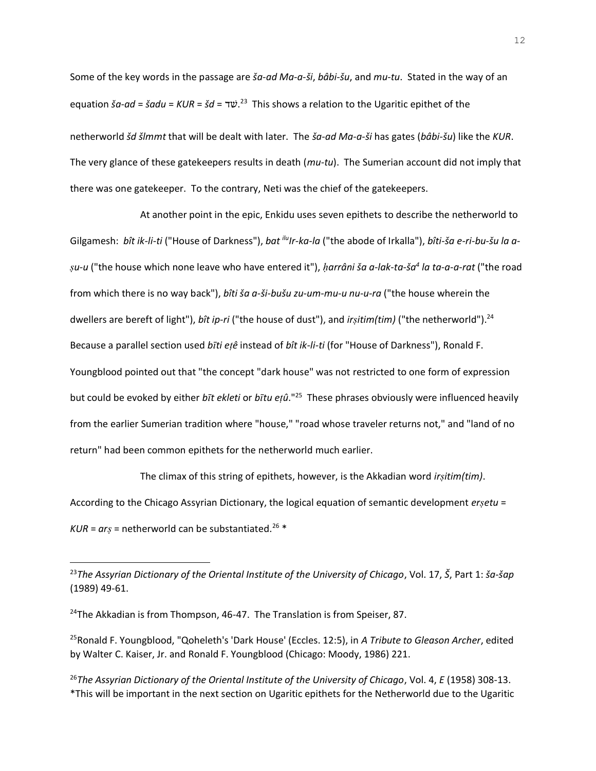Some of the key words in the passage are *ša-ad Ma-a-ši*, *bâbi-šu*, and *mu-tu*. Stated in the way of an equation *ša-ad* = *šadu* = *KUR* = *šd* = שׁד.[23] This shows a relation to the Ugaritic epithet of the netherworld *šd šlmmt* that will be dealt with later. The *ša-ad Ma-a-ši* has gates (*bâbi-šu*) like the *KUR*. The very glance of these gatekeepers results in death (*mu-tu*). The Sumerian account did not imply that there was one gatekeeper. To the contrary, Neti was the chief of the gatekeepers.

At another point in the epic, Enkidu uses seven epithets to describe the netherworld to Gilgamesh: *bît ik-li-ti* ("House of Darkness"), *bat ilu Ir-ka-la* ("the abode of Irkalla"), *bîti-ša e-ri-bu-šu la a-ṣu-u* ("the house which none leave who have entered it"), *ḫarrâni ša a-lak-ta-ša⁴ la ta-a-a-rat* ("the road from which there is no way back"), *bîti ša a-ši-bušu zu-um-mu-u nu-u-ra* ("the house wherein the dwellers are bereft of light"), *bît ip-ri* ("the house of dust"), and *irṣitim(tim)* ("the netherworld").[24] Because a parallel section used *bīti eṭê* instead of *bît ik-li-ti* (for "House of Darkness"), Ronald F. Youngblood pointed out that "the concept "dark house" was not restricted to one form of expression but could be evoked by either *bīt ekleti* or *bītu eṭû*."[25] These phrases obviously were influenced heavily from the earlier Sumerian tradition where "house," "road whose traveler returns not," and "land of no return" had been common epithets for the netherworld much earlier.

The climax of this string of epithets, however, is the Akkadian word *irṣitim(tim)*. According to the Chicago Assyrian Dictionary, the logical equation of semantic development *erṣetu* = *KUR* = *arṣ* = netherworld can be substantiated.[26] *

---

[23] *The Assyrian Dictionary of the Oriental Institute of the University of Chicago*, Vol. 17, *Š*, Part 1: *ša-šap* (1989) 49-61.

[24] The Akkadian is from Thompson, 46-47. The Translation is from Speiser, 87.

[25] Ronald F. Youngblood, "Qoheleth's 'Dark House' (Eccles. 12:5), in *A Tribute to Gleason Archer*, edited by Walter C. Kaiser, Jr. and Ronald F. Youngblood (Chicago: Moody, 1986) 221.

[26] *The Assyrian Dictionary of the Oriental Institute of the University of Chicago*, Vol. 4, *E* (1958) 308-13.
*This will be important in the next section on Ugaritic epithets for the Netherworld due to the Ugaritic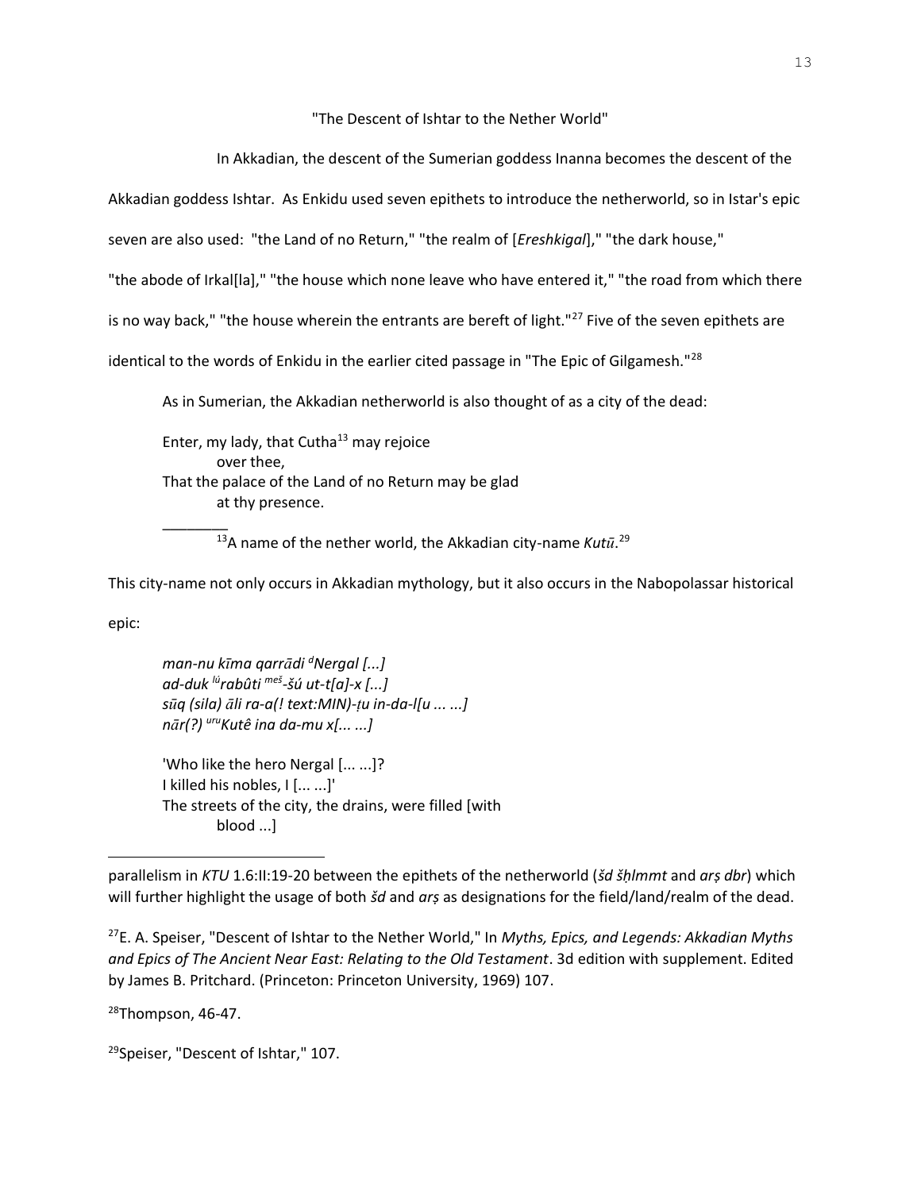"The Descent of Ishtar to the Nether World"

In Akkadian, the descent of the Sumerian goddess Inanna becomes the descent of the Akkadian goddess Ishtar. As Enkidu used seven epithets to introduce the netherworld, so in Istar's epic seven are also used: "the Land of no Return," "the realm of [*Ereshkigal*]," "the dark house," "the abode of Irkal[la]," "the house which none leave who have entered it," "the road from which there is no way back," "the house wherein the entrants are bereft of light."[27] Five of the seven epithets are identical to the words of Enkidu in the earlier cited passage in "The Epic of Gilgamesh."[28]

> As in Sumerian, the Akkadian netherworld is also thought of as a city of the dead:
>
> Enter, my lady, that Cutha[13] may rejoice
> over thee,
> That the palace of the Land of no Return may be glad
> at thy presence.
>
> ________
> [13]A name of the nether world, the Akkadian city-name *Kutū*.[29]

This city-name not only occurs in Akkadian mythology, but it also occurs in the Nabopolassar historical epic:

> *man-nu kīma qarrādi* [d]*Nergal [...]*
> *ad-duk* [lú]*rabûti* [meš]*-šú ut-t[a]-x [...]*
> *sūq (sila) āli ra-a(! text:MIN)-ṭu in-da-l[u ... ...]*
> *nār(?)* [uru]*Kutê ina da-mu x[... ...]*
>
> 'Who like the hero Nergal [... ...]?
> I killed his nobles, I [... ...]'
> The streets of the city, the drains, were filled [with
> blood ...]

---

parallelism in *KTU* 1.6:II:19-20 between the epithets of the netherworld (*šd šḥlmmt* and *arṣ dbr*) which will further highlight the usage of both *šd* and *arṣ* as designations for the field/land/realm of the dead.

[27]E. A. Speiser, "Descent of Ishtar to the Nether World," In *Myths, Epics, and Legends: Akkadian Myths and Epics of The Ancient Near East: Relating to the Old Testament*. 3d edition with supplement. Edited by James B. Pritchard. (Princeton: Princeton University, 1969) 107.

[28]Thompson, 46-47.

[29]Speiser, "Descent of Ishtar," 107.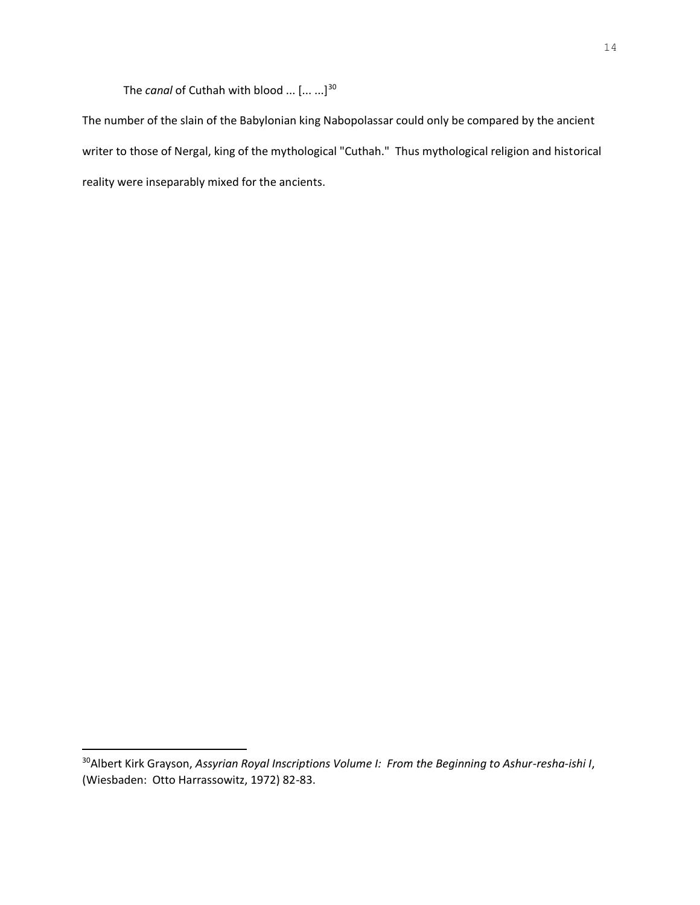The *canal* of Cuthah with blood ... [... ...][30]

The number of the slain of the Babylonian king Nabopolassar could only be compared by the ancient writer to those of Nergal, king of the mythological "Cuthah." Thus mythological religion and historical reality were inseparably mixed for the ancients.

---

[30]Albert Kirk Grayson, *Assyrian Royal Inscriptions Volume I: From the Beginning to Ashur-resha-ishi I*, (Wiesbaden: Otto Harrassowitz, 1972) 82-83.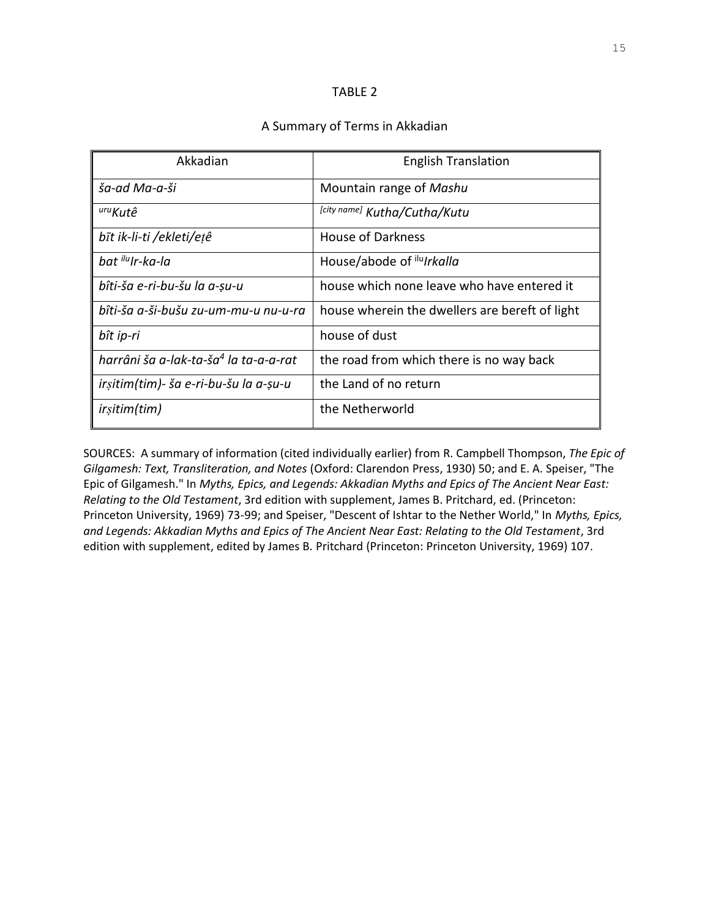TABLE 2

A Summary of Terms in Akkadian

| Akkadian | English Translation |
|---|---|
| *ša-ad Ma-a-ši* | Mountain range of *Mashu* |
| ^uru^*Kutê* | ^[city name]^ *Kutha/Cutha/Kutu* |
| *bīt ik-li-ti /ekleti/eṭê* | House of Darkness |
| *bat* ^ilu^*Ir-ka-la* | House/abode of ^ilu^*Irkalla* |
| *bîti-ša e-ri-bu-šu la a-ṣu-u* | house which none leave who have entered it |
| *bîti-ša a-ši-bušu zu-um-mu-u nu-u-ra* | house wherein the dwellers are bereft of light |
| *bît ip-ri* | house of dust |
| *harrâni ša a-lak-ta-ša*[4] *la ta-a-a-rat* | the road from which there is no way back |
| *irṣitim(tim)- ša e-ri-bu-šu la a-ṣu-u* | the Land of no return |
| *irṣitim(tim)* | the Netherworld |

SOURCES: A summary of information (cited individually earlier) from R. Campbell Thompson, *The Epic of Gilgamesh: Text, Transliteration, and Notes* (Oxford: Clarendon Press, 1930) 50; and E. A. Speiser, "The Epic of Gilgamesh." In *Myths, Epics, and Legends: Akkadian Myths and Epics of The Ancient Near East: Relating to the Old Testament*, 3rd edition with supplement, James B. Pritchard, ed. (Princeton: Princeton University, 1969) 73-99; and Speiser, "Descent of Ishtar to the Nether World," In *Myths, Epics, and Legends: Akkadian Myths and Epics of The Ancient Near East: Relating to the Old Testament*, 3rd edition with supplement, edited by James B. Pritchard (Princeton: Princeton University, 1969) 107.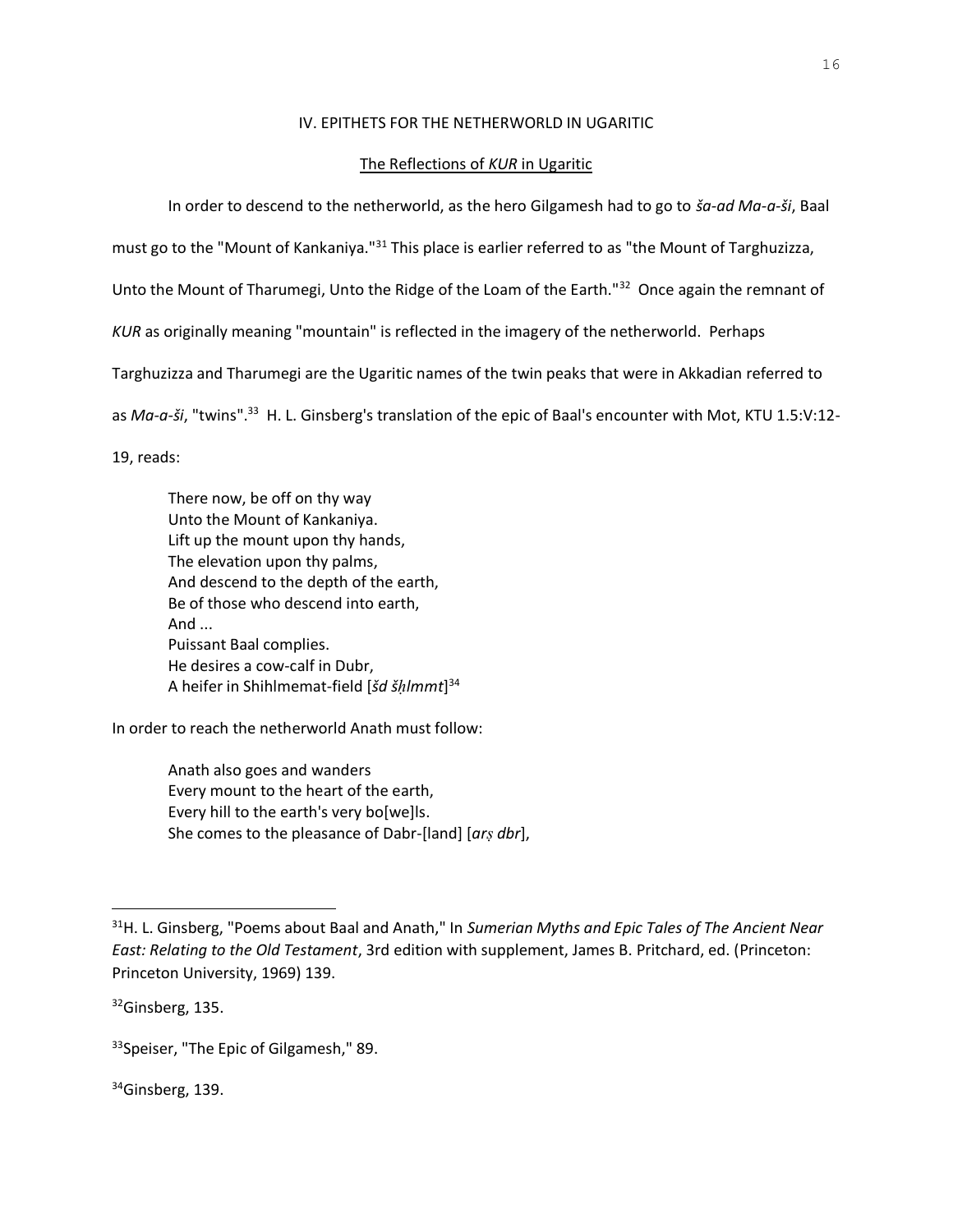## IV. EPITHETS FOR THE NETHERWORLD IN UGARITIC

### The Reflections of *KUR* in Ugaritic

In order to descend to the netherworld, as the hero Gilgamesh had to go to *ša-ad Ma-a-ši*, Baal must go to the "Mount of Kankaniya."[31] This place is earlier referred to as "the Mount of Targhuzizza, Unto the Mount of Tharumegi, Unto the Ridge of the Loam of the Earth."[32] Once again the remnant of *KUR* as originally meaning "mountain" is reflected in the imagery of the netherworld. Perhaps Targhuzizza and Tharumegi are the Ugaritic names of the twin peaks that were in Akkadian referred to as *Ma-a-ši*, "twins".[33] H. L. Ginsberg's translation of the epic of Baal's encounter with Mot, KTU 1.5:V:12-19, reads:

> There now, be off on thy way
> Unto the Mount of Kankaniya.
> Lift up the mount upon thy hands,
> The elevation upon thy palms,
> And descend to the depth of the earth,
> Be of those who descend into earth,
> And ...
> Puissant Baal complies.
> He desires a cow-calf in Dubr,
> A heifer in Shihlmemat-field [*šd šḥlmmt*][34]

In order to reach the netherworld Anath must follow:

> Anath also goes and wanders
> Every mount to the heart of the earth,
> Every hill to the earth's very bo[we]ls.
> She comes to the pleasance of Dabr-[land] [*arṣ dbr*],

---

[31] H. L. Ginsberg, "Poems about Baal and Anath," In *Sumerian Myths and Epic Tales of The Ancient Near East: Relating to the Old Testament*, 3rd edition with supplement, James B. Pritchard, ed. (Princeton: Princeton University, 1969) 139.

[32] Ginsberg, 135.

[33] Speiser, "The Epic of Gilgamesh," 89.

[34] Ginsberg, 139.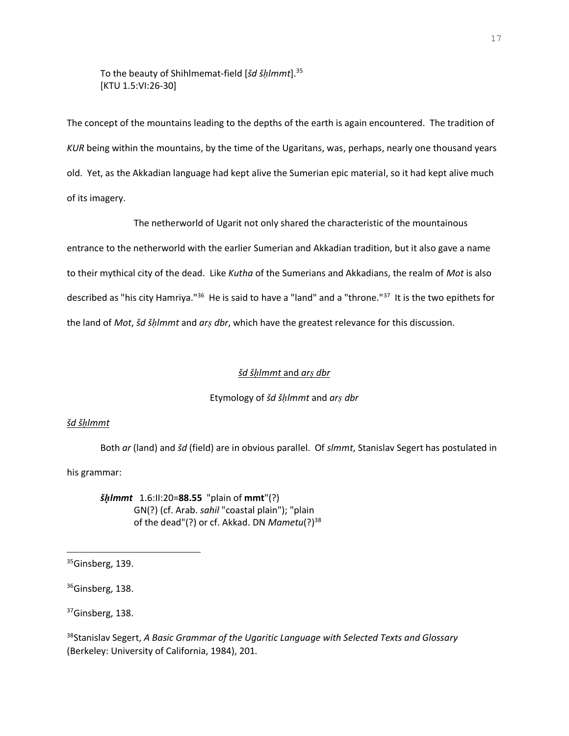To the beauty of Shihlmemat-field [*šd šḥlmmt*].[35]
[KTU 1.5:VI:26-30]

The concept of the mountains leading to the depths of the earth is again encountered. The tradition of *KUR* being within the mountains, by the time of the Ugaritans, was, perhaps, nearly one thousand years old. Yet, as the Akkadian language had kept alive the Sumerian epic material, so it had kept alive much of its imagery.

The netherworld of Ugarit not only shared the characteristic of the mountainous entrance to the netherworld with the earlier Sumerian and Akkadian tradition, but it also gave a name to their mythical city of the dead. Like *Kutha* of the Sumerians and Akkadians, the realm of *Mot* is also described as "his city Hamriya."[36] He is said to have a "land" and a "throne."[37] It is the two epithets for the land of *Mot*, *šd šḥlmmt* and *arṣ dbr*, which have the greatest relevance for this discussion.

<u>*šd šḥlmmt*</u> and <u>*arṣ dbr*</u>

Etymology of *šd šḥlmmt* and *arṣ dbr*

<u>*šd šḥlmmt*</u>

Both *ar* (land) and *šd* (field) are in obvious parallel. Of *slmmt*, Stanislav Segert has postulated in his grammar:

> ***šḥlmmt*** 1.6:II:20=**88.55** "plain of **mmt**"(?)
> GN(?) (cf. Arab. *sahil* "coastal plain"); "plain of the dead"(?) or cf. Akkad. DN *Mametu*(?)[38]

---

[35]Ginsberg, 139.

[36]Ginsberg, 138.

[37]Ginsberg, 138.

[38]Stanislav Segert, *A Basic Grammar of the Ugaritic Language with Selected Texts and Glossary* (Berkeley: University of California, 1984), 201.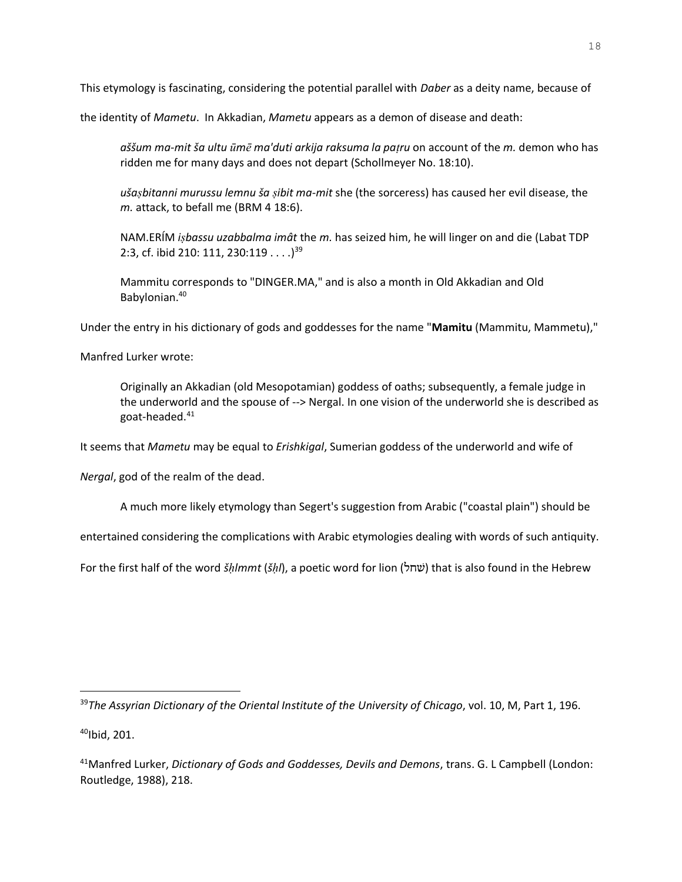This etymology is fascinating, considering the potential parallel with *Daber* as a deity name, because of the identity of *Mametu*. In Akkadian, *Mametu* appears as a demon of disease and death:

> *aššum ma-mit ša ultu ūmē ma'duti arkija raksuma la paṭru* on account of the *m.* demon who has ridden me for many days and does not depart (Schollmeyer No. 18:10).
>
> *ušaṣbitanni murussu lemnu ša ṣibit ma-mit* she (the sorceress) has caused her evil disease, the *m.* attack, to befall me (BRM 4 18:6).
>
> NAM.ERÍM *iṣbassu uzabbalma imât* the *m.* has seized him, he will linger on and die (Labat TDP 2:3, cf. ibid 210: 111, 230:119 . . . .)[39]
>
> Mammitu corresponds to "DINGER.MA," and is also a month in Old Akkadian and Old Babylonian.[40]

Under the entry in his dictionary of gods and goddesses for the name "**Mamitu** (Mammitu, Mammetu),"

Manfred Lurker wrote:

> Originally an Akkadian (old Mesopotamian) goddess of oaths; subsequently, a female judge in the underworld and the spouse of --> Nergal. In one vision of the underworld she is described as goat-headed.[41]

It seems that *Mametu* may be equal to *Erishkigal*, Sumerian goddess of the underworld and wife of *Nergal*, god of the realm of the dead.

A much more likely etymology than Segert's suggestion from Arabic ("coastal plain") should be entertained considering the complications with Arabic etymologies dealing with words of such antiquity. For the first half of the word *šḥlmmt* (*šḥl*), a poetic word for lion (שחל) that is also found in the Hebrew

---

[39]*The Assyrian Dictionary of the Oriental Institute of the University of Chicago*, vol. 10, M, Part 1, 196.

[40]Ibid, 201.

[41]Manfred Lurker, *Dictionary of Gods and Goddesses, Devils and Demons*, trans. G. L Campbell (London: Routledge, 1988), 218.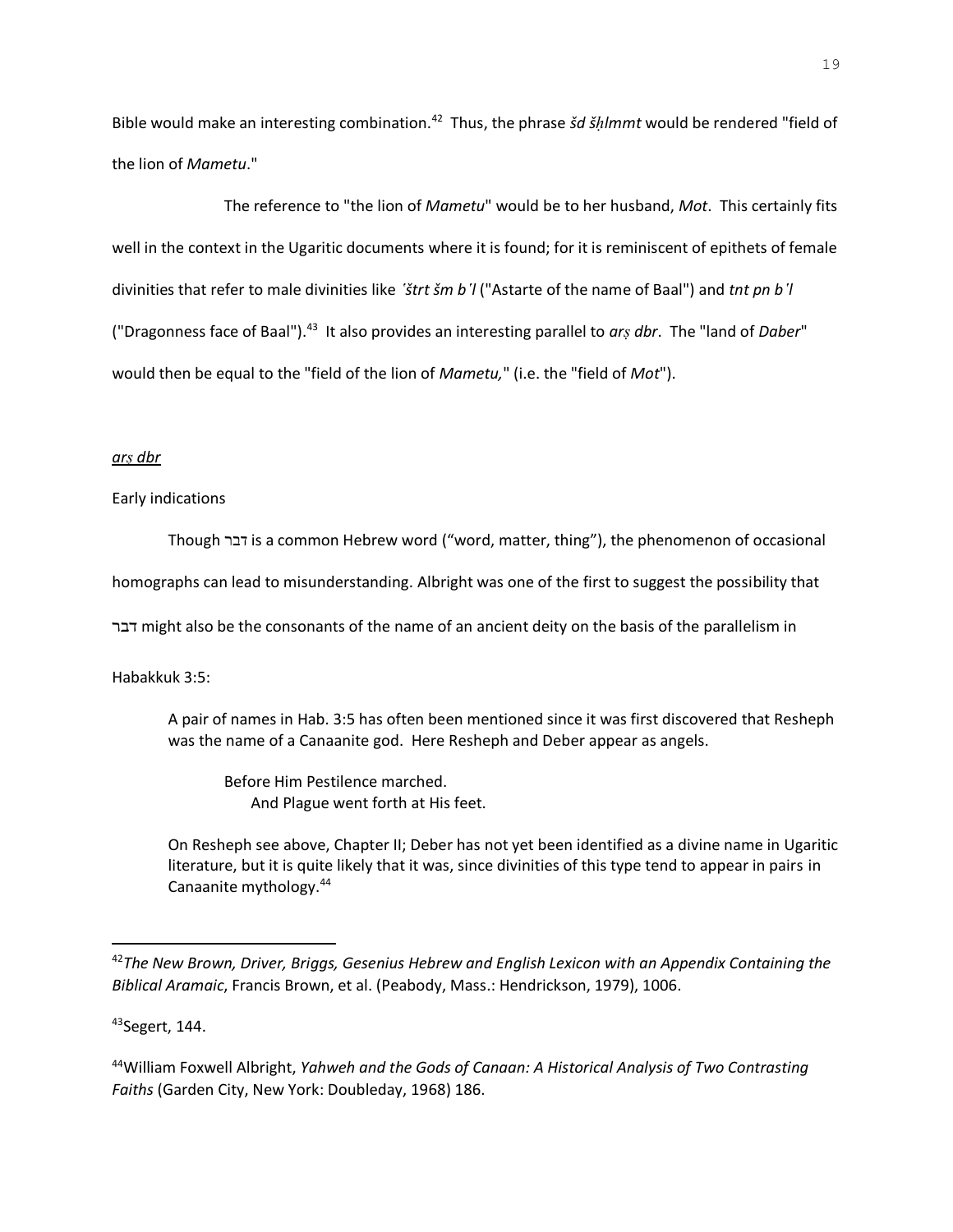Bible would make an interesting combination.[42] Thus, the phrase *šd šḥlmmt* would be rendered "field of the lion of *Mametu*."

The reference to "the lion of *Mametu*" would be to her husband, *Mot*. This certainly fits well in the context in the Ugaritic documents where it is found; for it is reminiscent of epithets of female divinities that refer to male divinities like *ʿštrt šm bʿl* ("Astarte of the name of Baal") and *tnt pn bʿl* ("Dragonness face of Baal").[43] It also provides an interesting parallel to *arṣ dbr*. The "land of *Daber*" would then be equal to the "field of the lion of *Mametu,*" (i.e. the "field of *Mot*").

<u>*arṣ dbr*</u>

Early indications

Though דבר is a common Hebrew word ("word, matter, thing"), the phenomenon of occasional homographs can lead to misunderstanding. Albright was one of the first to suggest the possibility that דבר might also be the consonants of the name of an ancient deity on the basis of the parallelism in Habakkuk 3:5:

> A pair of names in Hab. 3:5 has often been mentioned since it was first discovered that Resheph was the name of a Canaanite god. Here Resheph and Deber appear as angels.
>
> Before Him Pestilence marched.
> And Plague went forth at His feet.
>
> On Resheph see above, Chapter II; Deber has not yet been identified as a divine name in Ugaritic literature, but it is quite likely that it was, since divinities of this type tend to appear in pairs in Canaanite mythology.[44]

---

[42] *The New Brown, Driver, Briggs, Gesenius Hebrew and English Lexicon with an Appendix Containing the Biblical Aramaic*, Francis Brown, et al. (Peabody, Mass.: Hendrickson, 1979), 1006.

[43] Segert, 144.

[44] William Foxwell Albright, *Yahweh and the Gods of Canaan: A Historical Analysis of Two Contrasting Faiths* (Garden City, New York: Doubleday, 1968) 186.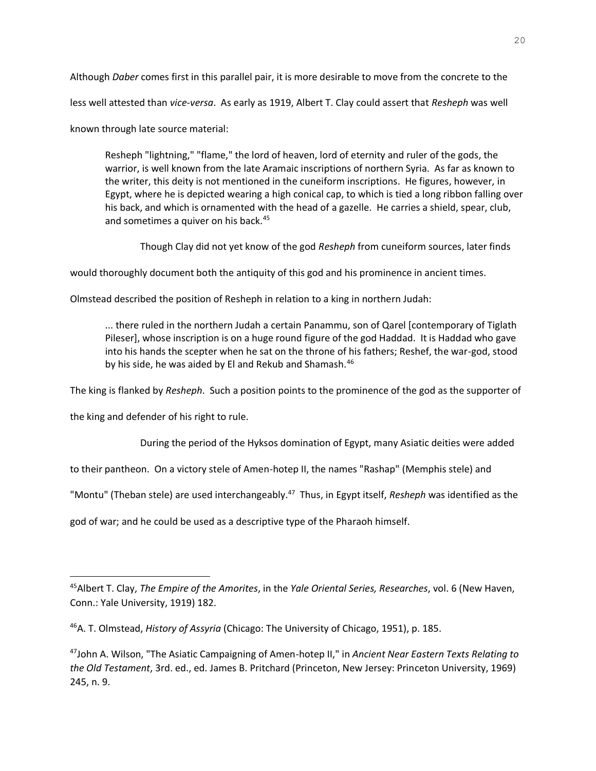Although *Daber* comes first in this parallel pair, it is more desirable to move from the concrete to the less well attested than *vice-versa*. As early as 1919, Albert T. Clay could assert that *Resheph* was well known through late source material:

> Resheph "lightning," "flame," the lord of heaven, lord of eternity and ruler of the gods, the warrior, is well known from the late Aramaic inscriptions of northern Syria. As far as known to the writer, this deity is not mentioned in the cuneiform inscriptions. He figures, however, in Egypt, where he is depicted wearing a high conical cap, to which is tied a long ribbon falling over his back, and which is ornamented with the head of a gazelle. He carries a shield, spear, club, and sometimes a quiver on his back.[45]

Though Clay did not yet know of the god *Resheph* from cuneiform sources, later finds would thoroughly document both the antiquity of this god and his prominence in ancient times. Olmstead described the position of Resheph in relation to a king in northern Judah:

> ... there ruled in the northern Judah a certain Panammu, son of Qarel [contemporary of Tiglath Pileser], whose inscription is on a huge round figure of the god Haddad. It is Haddad who gave into his hands the scepter when he sat on the throne of his fathers; Reshef, the war-god, stood by his side, he was aided by El and Rekub and Shamash.[46]

The king is flanked by *Resheph*. Such a position points to the prominence of the god as the supporter of the king and defender of his right to rule.

During the period of the Hyksos domination of Egypt, many Asiatic deities were added to their pantheon. On a victory stele of Amen-hotep II, the names "Rashap" (Memphis stele) and "Montu" (Theban stele) are used interchangeably.[47] Thus, in Egypt itself, *Resheph* was identified as the god of war; and he could be used as a descriptive type of the Pharaoh himself.

---

[45] Albert T. Clay, *The Empire of the Amorites*, in the *Yale Oriental Series, Researches*, vol. 6 (New Haven, Conn.: Yale University, 1919) 182.

[46] A. T. Olmstead, *History of Assyria* (Chicago: The University of Chicago, 1951), p. 185.

[47] John A. Wilson, "The Asiatic Campaigning of Amen-hotep II," in *Ancient Near Eastern Texts Relating to the Old Testament*, 3rd. ed., ed. James B. Pritchard (Princeton, New Jersey: Princeton University, 1969) 245, n. 9.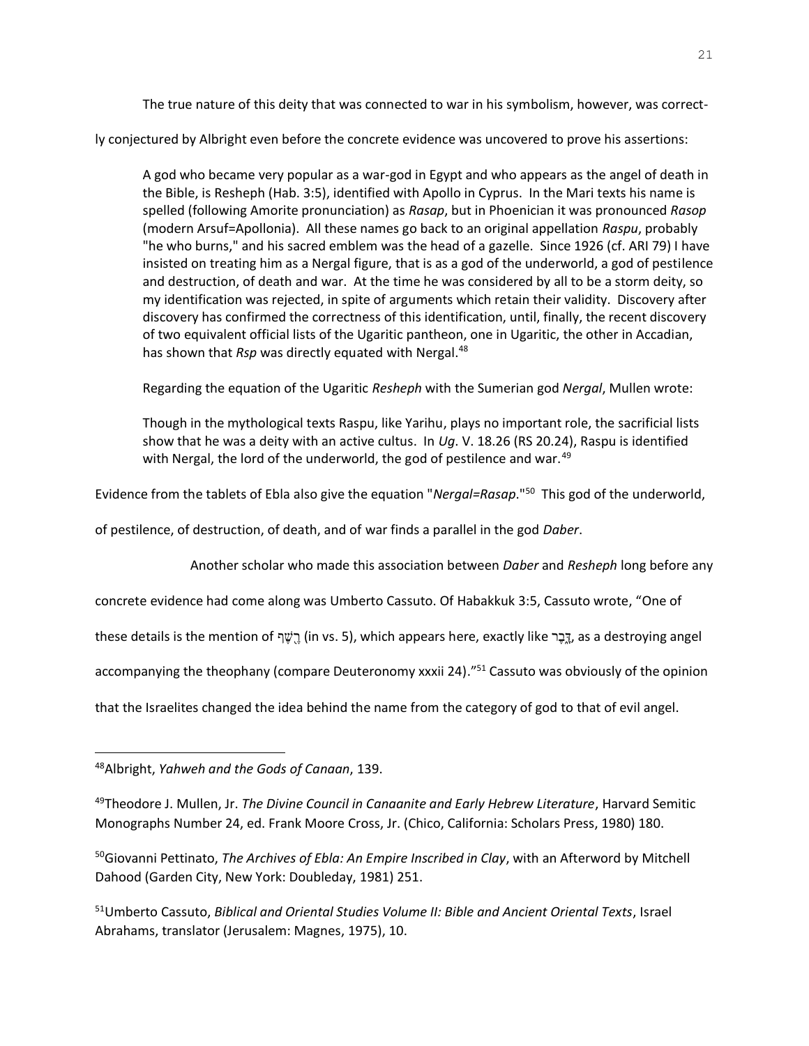The true nature of this deity that was connected to war in his symbolism, however, was correctly conjectured by Albright even before the concrete evidence was uncovered to prove his assertions:

> A god who became very popular as a war-god in Egypt and who appears as the angel of death in the Bible, is Resheph (Hab. 3:5), identified with Apollo in Cyprus. In the Mari texts his name is spelled (following Amorite pronunciation) as *Rasap*, but in Phoenician it was pronounced *Rasop* (modern Arsuf=Apollonia). All these names go back to an original appellation *Raspu*, probably "he who burns," and his sacred emblem was the head of a gazelle. Since 1926 (cf. ARI 79) I have insisted on treating him as a Nergal figure, that is as a god of the underworld, a god of pestilence and destruction, of death and war. At the time he was considered by all to be a storm deity, so my identification was rejected, in spite of arguments which retain their validity. Discovery after discovery has confirmed the correctness of this identification, until, finally, the recent discovery of two equivalent official lists of the Ugaritic pantheon, one in Ugaritic, the other in Accadian, has shown that *Rsp* was directly equated with Nergal.[48]

Regarding the equation of the Ugaritic *Resheph* with the Sumerian god *Nergal*, Mullen wrote:

> Though in the mythological texts Raspu, like Yarihu, plays no important role, the sacrificial lists show that he was a deity with an active cultus. In *Ug*. V. 18.26 (RS 20.24), Raspu is identified with Nergal, the lord of the underworld, the god of pestilence and war.[49]

Evidence from the tablets of Ebla also give the equation "*Nergal=Rasap*."[50] This god of the underworld, of pestilence, of destruction, of death, and of war finds a parallel in the god *Daber*.

Another scholar who made this association between *Daber* and *Resheph* long before any concrete evidence had come along was Umberto Cassuto. Of Habakkuk 3:5, Cassuto wrote, "One of these details is the mention of רֶשֶׁף (in vs. 5), which appears here, exactly like דֶּבֶר, as a destroying angel accompanying the theophany (compare Deuteronomy xxxii 24)."[51] Cassuto was obviously of the opinion that the Israelites changed the idea behind the name from the category of god to that of evil angel.

---

[48]Albright, *Yahweh and the Gods of Canaan*, 139.

[49]Theodore J. Mullen, Jr. *The Divine Council in Canaanite and Early Hebrew Literature*, Harvard Semitic Monographs Number 24, ed. Frank Moore Cross, Jr. (Chico, California: Scholars Press, 1980) 180.

[50]Giovanni Pettinato, *The Archives of Ebla: An Empire Inscribed in Clay*, with an Afterword by Mitchell Dahood (Garden City, New York: Doubleday, 1981) 251.

[51]Umberto Cassuto, *Biblical and Oriental Studies Volume II: Bible and Ancient Oriental Texts*, Israel Abrahams, translator (Jerusalem: Magnes, 1975), 10.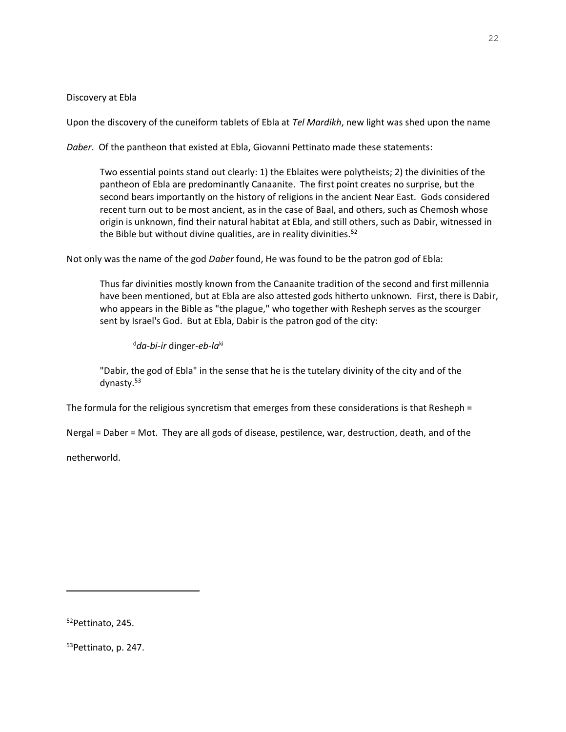Discovery at Ebla

Upon the discovery of the cuneiform tablets of Ebla at *Tel Mardikh*, new light was shed upon the name *Daber*. Of the pantheon that existed at Ebla, Giovanni Pettinato made these statements:

> Two essential points stand out clearly: 1) the Eblaites were polytheists; 2) the divinities of the pantheon of Ebla are predominantly Canaanite. The first point creates no surprise, but the second bears importantly on the history of religions in the ancient Near East. Gods considered recent turn out to be most ancient, as in the case of Baal, and others, such as Chemosh whose origin is unknown, find their natural habitat at Ebla, and still others, such as Dabir, witnessed in the Bible but without divine qualities, are in reality divinities.[52]

Not only was the name of the god *Daber* found, He was found to be the patron god of Ebla:

> Thus far divinities mostly known from the Canaanite tradition of the second and first millennia have been mentioned, but at Ebla are also attested gods hitherto unknown. First, there is Dabir, who appears in the Bible as "the plague," who together with Resheph serves as the scourger sent by Israel's God. But at Ebla, Dabir is the patron god of the city:
>
> > $^{d}$*da-bi-ir* dinger-*eb-la*$^{ki}$
>
> "Dabir, the god of Ebla" in the sense that he is the tutelary divinity of the city and of the dynasty.[53]

The formula for the religious syncretism that emerges from these considerations is that Resheph = Nergal = Daber = Mot. They are all gods of disease, pestilence, war, destruction, death, and of the netherworld.

---

[52] Pettinato, 245.

[53] Pettinato, p. 247.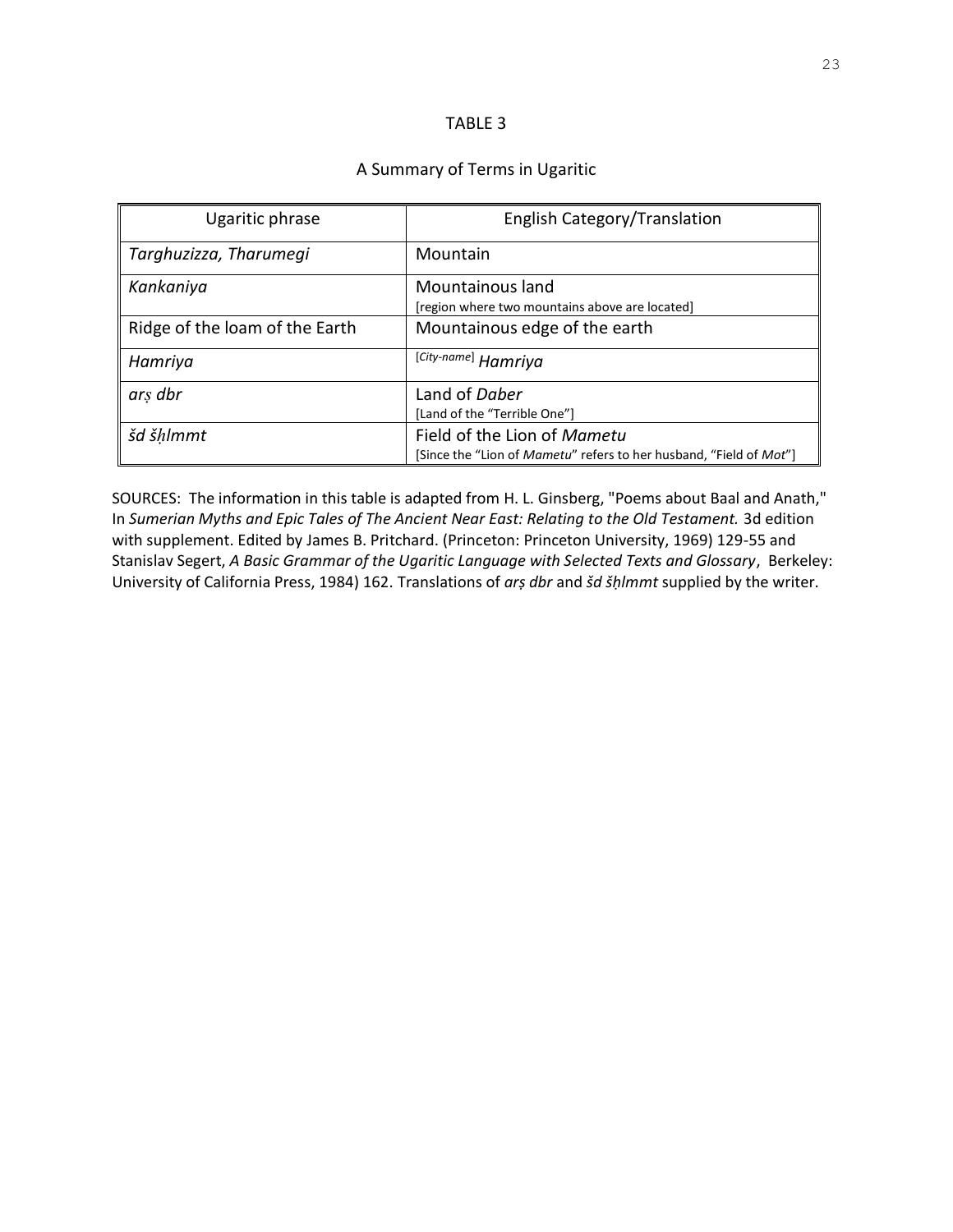TABLE 3

A Summary of Terms in Ugaritic

| Ugaritic phrase | English Category/Translation |
|---|---|
| *Targhuzizza, Tharumegi* | Mountain |
| *Kankaniya* | Mountainous land<br>[region where two mountains above are located] |
| Ridge of the loam of the Earth | Mountainous edge of the earth |
| *Hamriya* | [*City-name*] *Hamriya* |
| *arṣ dbr* | Land of *Daber*<br>[Land of the "Terrible One"] |
| *šd šḥlmmt* | Field of the Lion of *Mametu*<br>[Since the "Lion of *Mametu*" refers to her husband, "Field of *Mot*"] |

SOURCES: The information in this table is adapted from H. L. Ginsberg, "Poems about Baal and Anath," In *Sumerian Myths and Epic Tales of The Ancient Near East: Relating to the Old Testament.* 3d edition with supplement. Edited by James B. Pritchard. (Princeton: Princeton University, 1969) 129-55 and Stanislav Segert, *A Basic Grammar of the Ugaritic Language with Selected Texts and Glossary*, Berkeley: University of California Press, 1984) 162. Translations of *arṣ dbr* and *šd šḥlmmt* supplied by the writer.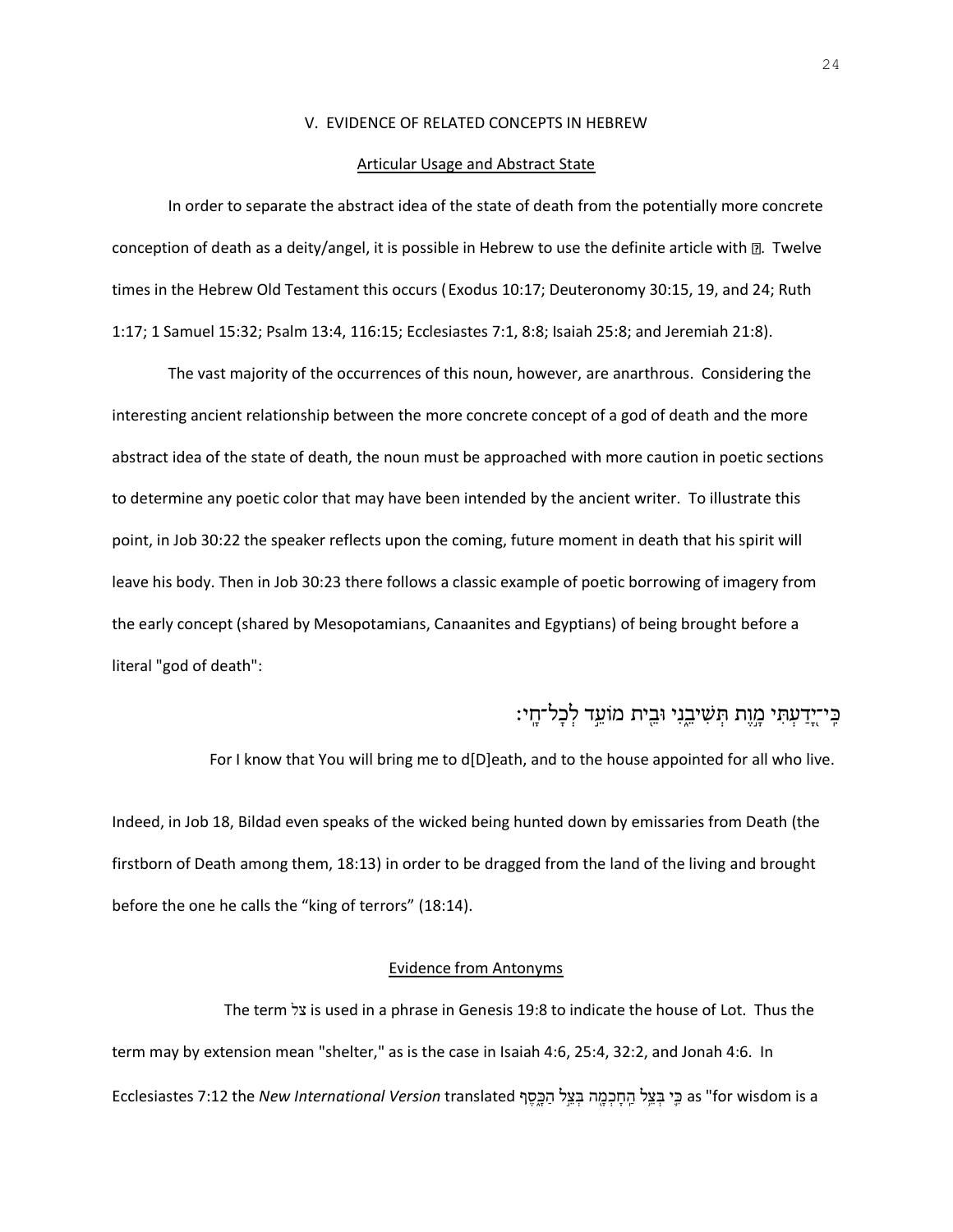## V. EVIDENCE OF RELATED CONCEPTS IN HEBREW

### Articular Usage and Abstract State

In order to separate the abstract idea of the state of death from the potentially more concrete conception of death as a deity/angel, it is possible in Hebrew to use the definite article with ה. Twelve times in the Hebrew Old Testament this occurs (Exodus 10:17; Deuteronomy 30:15, 19, and 24; Ruth 1:17; 1 Samuel 15:32; Psalm 13:4, 116:15; Ecclesiastes 7:1, 8:8; Isaiah 25:8; and Jeremiah 21:8).

The vast majority of the occurrences of this noun, however, are anarthrous. Considering the interesting ancient relationship between the more concrete concept of a god of death and the more abstract idea of the state of death, the noun must be approached with more caution in poetic sections to determine any poetic color that may have been intended by the ancient writer. To illustrate this point, in Job 30:22 the speaker reflects upon the coming, future moment in death that his spirit will leave his body. Then in Job 30:23 there follows a classic example of poetic borrowing of imagery from the early concept (shared by Mesopotamians, Canaanites and Egyptians) of being brought before a literal "god of death":

כִּֽי־יָ֭דַעְתִּי מָ֣וֶת תְּשִׁיבֵ֑נִי וּבֵ֖ית מוֹעֵ֣ד לְכָל־חָֽי׃

For I know that You will bring me to d[D]eath, and to the house appointed for all who live.

Indeed, in Job 18, Bildad even speaks of the wicked being hunted down by emissaries from Death (the firstborn of Death among them, 18:13) in order to be dragged from the land of the living and brought before the one he calls the "king of terrors" (18:14).

### Evidence from Antonyms

The term צל is used in a phrase in Genesis 19:8 to indicate the house of Lot. Thus the term may by extension mean "shelter," as is the case in Isaiah 4:6, 25:4, 32:2, and Jonah 4:6. In Ecclesiastes 7:12 the *New International Version* translated כִּ֛י בְּצֵ֥ל הַֽחָכְמָ֖ה בְּצֵ֣ל הַכָּ֑סֶף as "for wisdom is a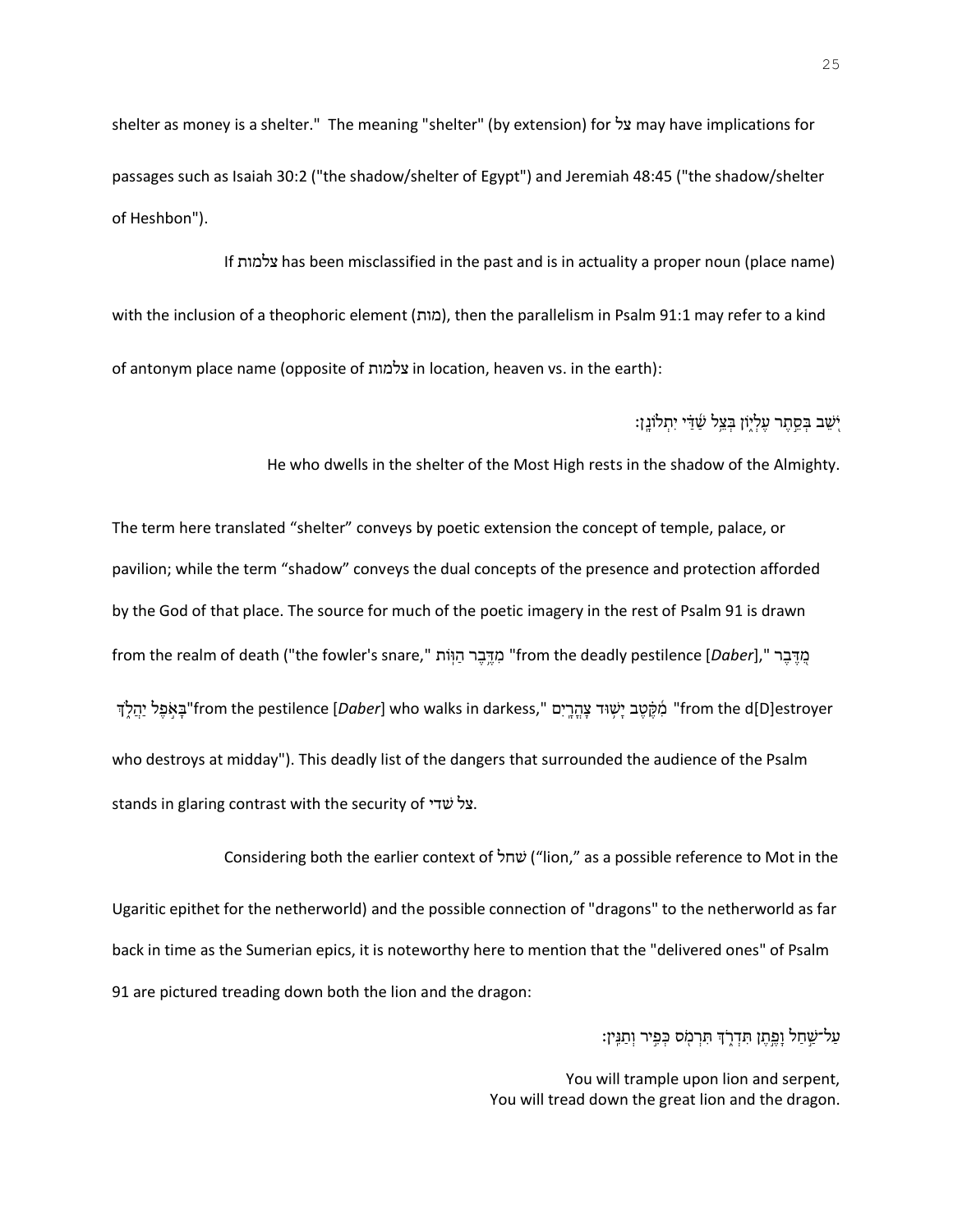shelter as money is a shelter." The meaning "shelter" (by extension) for צל may have implications for passages such as Isaiah 30:2 ("the shadow/shelter of Egypt") and Jeremiah 48:45 ("the shadow/shelter of Heshbon").

If צלמות has been misclassified in the past and is in actuality a proper noun (place name) with the inclusion of a theophoric element (מות), then the parallelism in Psalm 91:1 may refer to a kind of antonym place name (opposite of צלמות in location, heaven vs. in the earth):

יֹשֵׁב בְּסֵתֶר עֶלְיוֹן בְּצֵל שַׁדַּי יִתְלוֹנָן׃

He who dwells in the shelter of the Most High rests in the shadow of the Almighty.

The term here translated "shelter" conveys by poetic extension the concept of temple, palace, or pavilion; while the term "shadow" conveys the dual concepts of the presence and protection afforded by the God of that place. The source for much of the poetic imagery in the rest of Psalm 91 is drawn from the realm of death ("the fowler's snare," מִדֶּבֶר הַוּוֹת "from the deadly pestilence [*Daber*]," מִדֶּבֶר בָּאֹפֶל יַהֲלֹךְ"from the pestilence [*Daber*] who walks in darkess," מִקֶּטֶב יָשׁוּד צָהֳרָיִם "from the d[D]estroyer who destroys at midday"). This deadly list of the dangers that surrounded the audience of the Psalm stands in glaring contrast with the security of צל שדי.

Considering both the earlier context of שחל ("lion," as a possible reference to Mot in the Ugaritic epithet for the netherworld) and the possible connection of "dragons" to the netherworld as far back in time as the Sumerian epics, it is noteworthy here to mention that the "delivered ones" of Psalm 91 are pictured treading down both the lion and the dragon:

עַל־שַׁחַל וָפֶתֶן תִּדְרֹךְ תִּרְמֹס כְּפִיר וְתַנִּין׃

You will trample upon lion and serpent,
You will tread down the great lion and the dragon.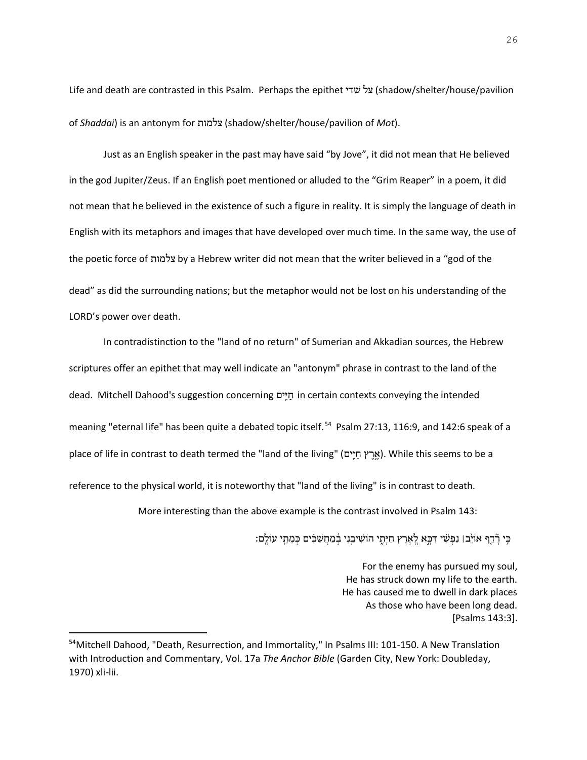Life and death are contrasted in this Psalm. Perhaps the epithet צל שדי (shadow/shelter/house/pavilion of *Shaddai*) is an antonym for צלמות (shadow/shelter/house/pavilion of *Mot*).

Just as an English speaker in the past may have said "by Jove", it did not mean that He believed in the god Jupiter/Zeus. If an English poet mentioned or alluded to the "Grim Reaper" in a poem, it did not mean that he believed in the existence of such a figure in reality. It is simply the language of death in English with its metaphors and images that have developed over much time. In the same way, the use of the poetic force of צלמות by a Hebrew writer did not mean that the writer believed in a "god of the dead" as did the surrounding nations; but the metaphor would not be lost on his understanding of the LORD's power over death.

In contradistinction to the "land of no return" of Sumerian and Akkadian sources, the Hebrew scriptures offer an epithet that may well indicate an "antonym" phrase in contrast to the land of the dead. Mitchell Dahood's suggestion concerning חַיִּים in certain contexts conveying the intended meaning "eternal life" has been quite a debated topic itself.[54] Psalm 27:13, 116:9, and 142:6 speak of a place of life in contrast to death termed the "land of the living" (אֶרֶץ חַיִּים). While this seems to be a reference to the physical world, it is noteworthy that "land of the living" is in contrast to death.

More interesting than the above example is the contrast involved in Psalm 143:

כִּ֤י רָ֨דַף אוֹיֵ֡ב׀ נַפְשִׁ֗י דִּכָּ֣א לָ֭אָרֶץ חַיָּתִ֑י הוֹשִׁיבַ֥נִי בְ֝מַחֲשַׁכִּ֗ים כְּמֵתֵ֥י עוֹלָֽם׃

For the enemy has pursued my soul,
He has struck down my life to the earth.
He has caused me to dwell in dark places
As those who have been long dead.
[Psalms 143:3].

[54]Mitchell Dahood, "Death, Resurrection, and Immortality," In Psalms III: 101-150. A New Translation with Introduction and Commentary, Vol. 17a *The Anchor Bible* (Garden City, New York: Doubleday, 1970) xli-lii.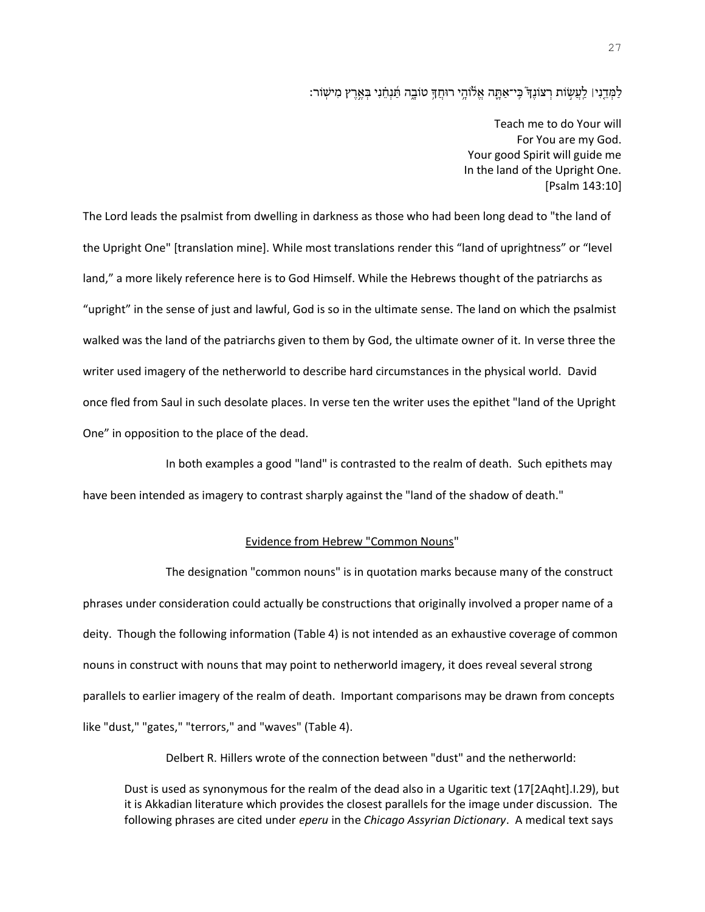לַמְּדֵ֤נִי ׀ לַעֲשֹׂ֣ות רְצֹונֶךָ֮ כִּֽי־אַתָּ֪ה אֱל֫וֹהָ֥י רוּחֲךָ֥ טוֹבָ֑ה תַּ֝נְחֵ֗נִי בְּאֶ֣רֶץ מִישֽׁוֹר׃

Teach me to do Your will  
For You are my God.  
Your good Spirit will guide me  
In the land of the Upright One.  
[Psalm 143:10]

The Lord leads the psalmist from dwelling in darkness as those who had been long dead to "the land of the Upright One" [translation mine]. While most translations render this "land of uprightness" or "level land," a more likely reference here is to God Himself. While the Hebrews thought of the patriarchs as "upright" in the sense of just and lawful, God is so in the ultimate sense. The land on which the psalmist walked was the land of the patriarchs given to them by God, the ultimate owner of it. In verse three the writer used imagery of the netherworld to describe hard circumstances in the physical world. David once fled from Saul in such desolate places. In verse ten the writer uses the epithet "land of the Upright One" in opposition to the place of the dead.

In both examples a good "land" is contrasted to the realm of death. Such epithets may have been intended as imagery to contrast sharply against the "land of the shadow of death."

## Evidence from Hebrew "Common Nouns"

The designation "common nouns" is in quotation marks because many of the construct phrases under consideration could actually be constructions that originally involved a proper name of a deity. Though the following information (Table 4) is not intended as an exhaustive coverage of common nouns in construct with nouns that may point to netherworld imagery, it does reveal several strong parallels to earlier imagery of the realm of death. Important comparisons may be drawn from concepts like "dust," "gates," "terrors," and "waves" (Table 4).

Delbert R. Hillers wrote of the connection between "dust" and the netherworld:

> Dust is used as synonymous for the realm of the dead also in a Ugaritic text (17[2Aqht].I.29), but it is Akkadian literature which provides the closest parallels for the image under discussion. The following phrases are cited under *eperu* in the *Chicago Assyrian Dictionary*. A medical text says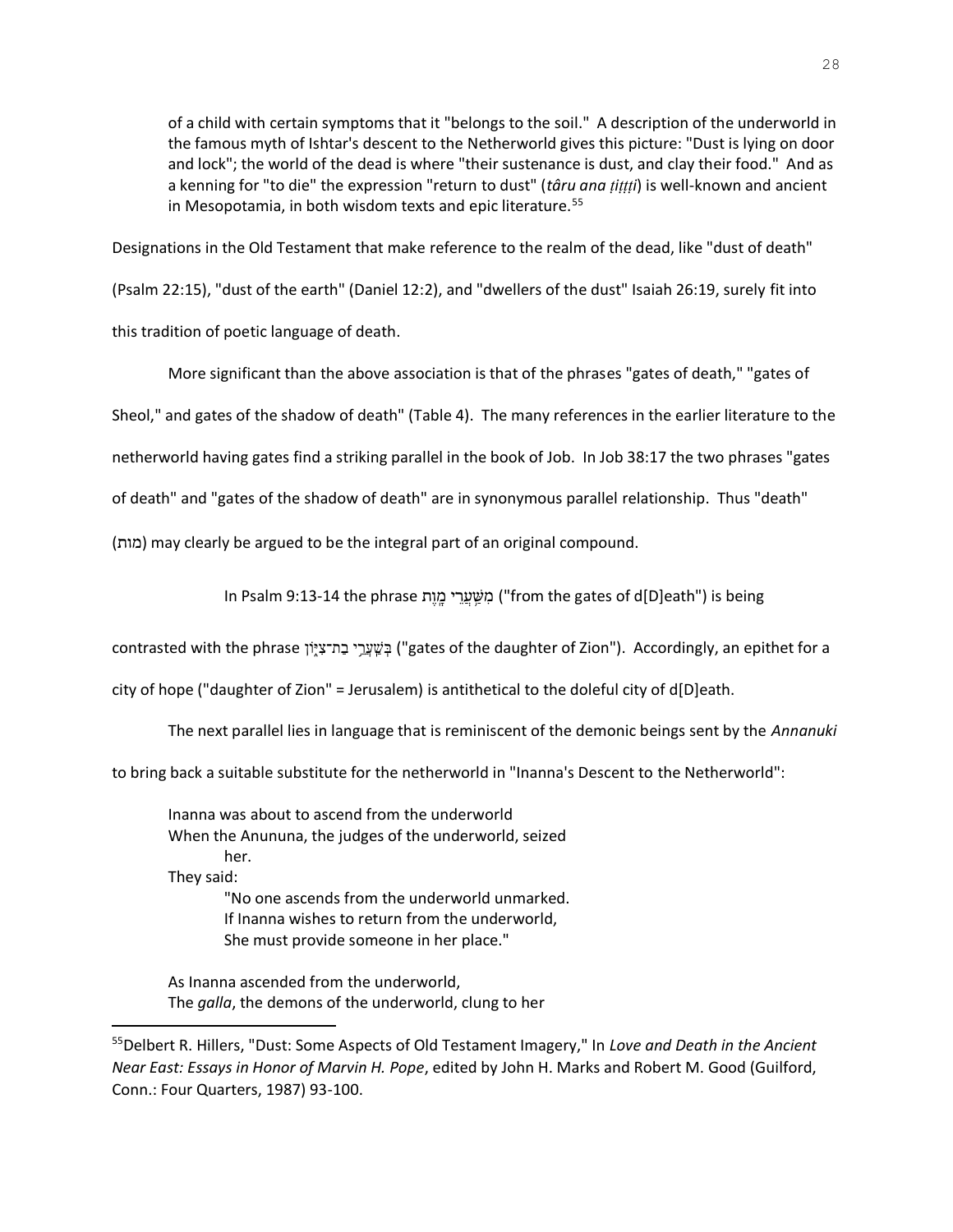> of a child with certain symptoms that it "belongs to the soil." A description of the underworld in the famous myth of Ishtar's descent to the Netherworld gives this picture: "Dust is lying on door and lock"; the world of the dead is where "their sustenance is dust, and clay their food." And as a kenning for "to die" the expression "return to dust" (*târu ana ṭiṭṭi*) is well-known and ancient in Mesopotamia, in both wisdom texts and epic literature.[55]

Designations in the Old Testament that make reference to the realm of the dead, like "dust of death" (Psalm 22:15), "dust of the earth" (Daniel 12:2), and "dwellers of the dust" Isaiah 26:19, surely fit into this tradition of poetic language of death.

More significant than the above association is that of the phrases "gates of death," "gates of Sheol," and gates of the shadow of death" (Table 4). The many references in the earlier literature to the netherworld having gates find a striking parallel in the book of Job. In Job 38:17 the two phrases "gates of death" and "gates of the shadow of death" are in synonymous parallel relationship. Thus "death" (מות) may clearly be argued to be the integral part of an original compound.

In Psalm 9:13-14 the phrase מִשַּׁעֲרֵי מָוֶת ("from the gates of d[D]eath") is being contrasted with the phrase בְּשַׁעֲרֵי בַת־צִיּוֹן ("gates of the daughter of Zion"). Accordingly, an epithet for a city of hope ("daughter of Zion" = Jerusalem) is antithetical to the doleful city of d[D]eath.

The next parallel lies in language that is reminiscent of the demonic beings sent by the *Annanuki* to bring back a suitable substitute for the netherworld in "Inanna's Descent to the Netherworld":

> Inanna was about to ascend from the underworld
> When the Anununa, the judges of the underworld, seized
> her.
> They said:
> "No one ascends from the underworld unmarked.
> If Inanna wishes to return from the underworld,
> She must provide someone in her place."
>
> As Inanna ascended from the underworld,
> The *galla*, the demons of the underworld, clung to her

---

[55] Delbert R. Hillers, "Dust: Some Aspects of Old Testament Imagery," In *Love and Death in the Ancient Near East: Essays in Honor of Marvin H. Pope*, edited by John H. Marks and Robert M. Good (Guilford, Conn.: Four Quarters, 1987) 93-100.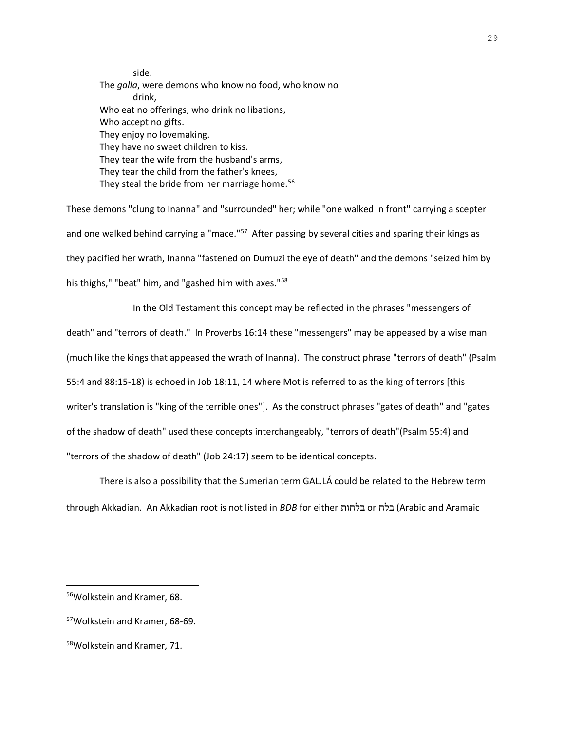side.
The *galla*, were demons who know no food, who know no
drink,
Who eat no offerings, who drink no libations,
Who accept no gifts.
They enjoy no lovemaking.
They have no sweet children to kiss.
They tear the wife from the husband's arms,
They tear the child from the father's knees,
They steal the bride from her marriage home.[56]

These demons "clung to Inanna" and "surrounded" her; while "one walked in front" carrying a scepter and one walked behind carrying a "mace."[57] After passing by several cities and sparing their kings as they pacified her wrath, Inanna "fastened on Dumuzi the eye of death" and the demons "seized him by his thighs," "beat" him, and "gashed him with axes."[58]

In the Old Testament this concept may be reflected in the phrases "messengers of death" and "terrors of death." In Proverbs 16:14 these "messengers" may be appeased by a wise man (much like the kings that appeased the wrath of Inanna). The construct phrase "terrors of death" (Psalm 55:4 and 88:15-18) is echoed in Job 18:11, 14 where Mot is referred to as the king of terrors [this writer's translation is "king of the terrible ones"]. As the construct phrases "gates of death" and "gates of the shadow of death" used these concepts interchangeably, "terrors of death"(Psalm 55:4) and "terrors of the shadow of death" (Job 24:17) seem to be identical concepts.

There is also a possibility that the Sumerian term GAL.LÁ could be related to the Hebrew term through Akkadian. An Akkadian root is not listed in *BDB* for either בלחות or בלח (Arabic and Aramaic

---

[56]Wolkstein and Kramer, 68.

[57]Wolkstein and Kramer, 68-69.

[58]Wolkstein and Kramer, 71.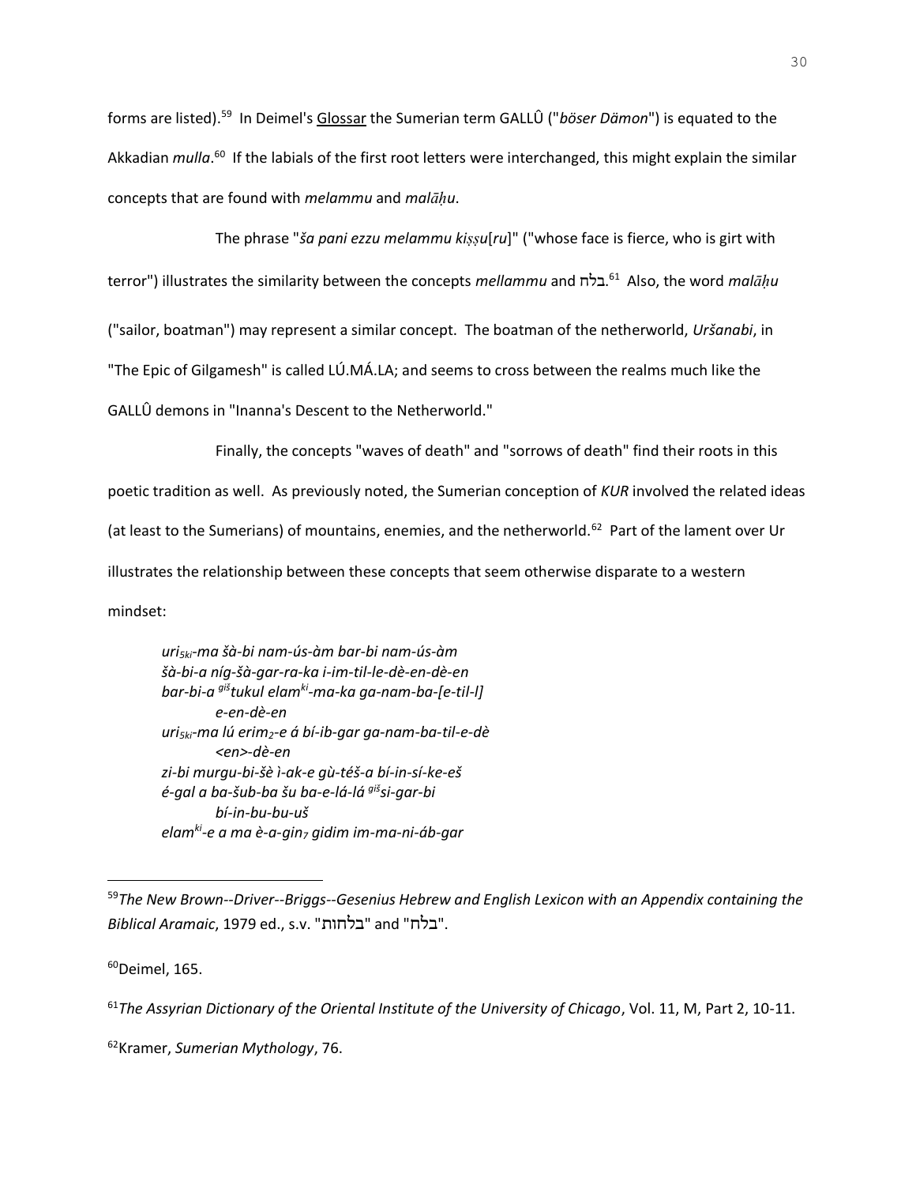forms are listed).[59] In Deimel's Glossar the Sumerian term GALLÛ ("*böser Dämon*") is equated to the Akkadian *mulla*.[60] If the labials of the first root letters were interchanged, this might explain the similar concepts that are found with *melammu* and *malāḫu*.

The phrase "*ša pani ezzu melammu kiṣṣu*[*ru*]" ("whose face is fierce, who is girt with terror") illustrates the similarity between the concepts *mellammu* and בלה.[61] Also, the word *malāḫu* ("sailor, boatman") may represent a similar concept. The boatman of the netherworld, *Uršanabi*, in "The Epic of Gilgamesh" is called LÚ.MÁ.LA; and seems to cross between the realms much like the GALLÛ demons in "Inanna's Descent to the Netherworld."

Finally, the concepts "waves of death" and "sorrows of death" find their roots in this poetic tradition as well. As previously noted, the Sumerian conception of *KUR* involved the related ideas (at least to the Sumerians) of mountains, enemies, and the netherworld.[62] Part of the lament over Ur illustrates the relationship between these concepts that seem otherwise disparate to a western mindset:

> *uri$_{5}$$^{ki}$-ma šà-bi nam-ús-àm bar-bi nam-ús-àm*
> *šà-bi-a níg-šà-gar-ra-ka i-im-til-le-dè-en-dè-en*
> *bar-bi-a $^{giš}$tukul elam$^{ki}$-ma-ka ga-nam-ba-[e-til-l]*
> *e-en-dè-en*
> *uri$_{5}$$^{ki}$-ma lú erim$_{2}$-e á bí-ib-gar ga-nam-ba-til-e-dè*
> *<en>-dè-en*
> *zi-bi murgu-bi-šè ì-ak-e gù-téš-a bí-in-sí-ke-eš*
> *é-gal a ba-šub-ba šu ba-e-lá-lá $^{giš}$si-gar-bi*
> *bí-in-bu-bu-uš*
> *elam$^{ki}$-e a ma è-a-gin$_{7}$ gidim im-ma-ni-áb-gar*

---

[59] *The New Brown--Driver--Briggs--Gesenius Hebrew and English Lexicon with an Appendix containing the Biblical Aramaic*, 1979 ed., s.v. "בלהות" and "בלה".

[60] Deimel, 165.

[61] *The Assyrian Dictionary of the Oriental Institute of the University of Chicago*, Vol. 11, M, Part 2, 10-11.

[62] Kramer, *Sumerian Mythology*, 76.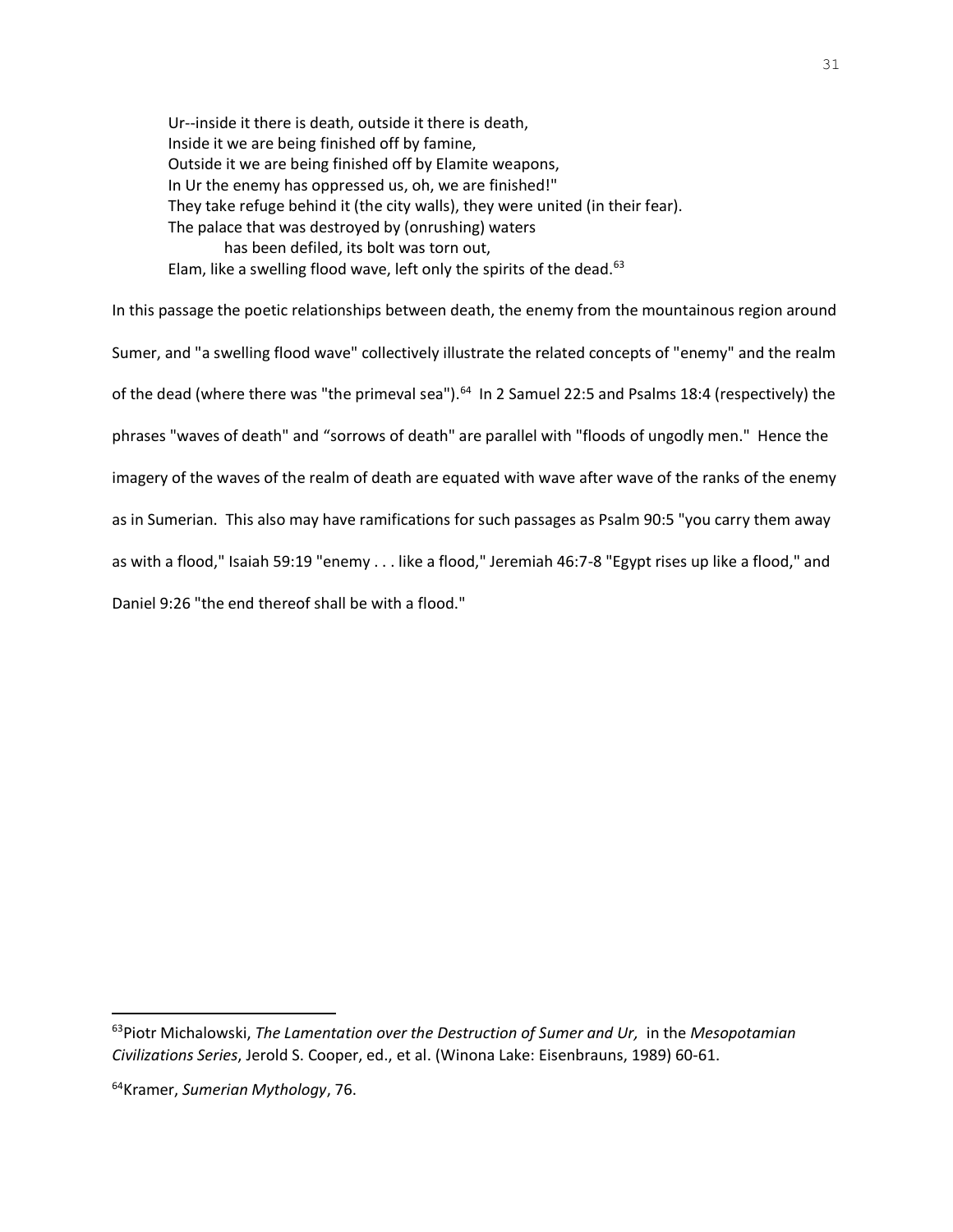> Ur--inside it there is death, outside it there is death,
> Inside it we are being finished off by famine,
> Outside it we are being finished off by Elamite weapons,
> In Ur the enemy has oppressed us, oh, we are finished!"
> They take refuge behind it (the city walls), they were united (in their fear).
> The palace that was destroyed by (onrushing) waters
> has been defiled, its bolt was torn out,
> Elam, like a swelling flood wave, left only the spirits of the dead.[63]

In this passage the poetic relationships between death, the enemy from the mountainous region around Sumer, and "a swelling flood wave" collectively illustrate the related concepts of "enemy" and the realm of the dead (where there was "the primeval sea").[64] In 2 Samuel 22:5 and Psalms 18:4 (respectively) the phrases "waves of death" and “sorrows of death" are parallel with "floods of ungodly men." Hence the imagery of the waves of the realm of death are equated with wave after wave of the ranks of the enemy as in Sumerian. This also may have ramifications for such passages as Psalm 90:5 "you carry them away as with a flood," Isaiah 59:19 "enemy . . . like a flood," Jeremiah 46:7-8 "Egypt rises up like a flood," and Daniel 9:26 "the end thereof shall be with a flood."

---

[63] Piotr Michalowski, *The Lamentation over the Destruction of Sumer and Ur,* in the *Mesopotamian Civilizations Series*, Jerold S. Cooper, ed., et al. (Winona Lake: Eisenbrauns, 1989) 60-61.

[64] Kramer, *Sumerian Mythology*, 76.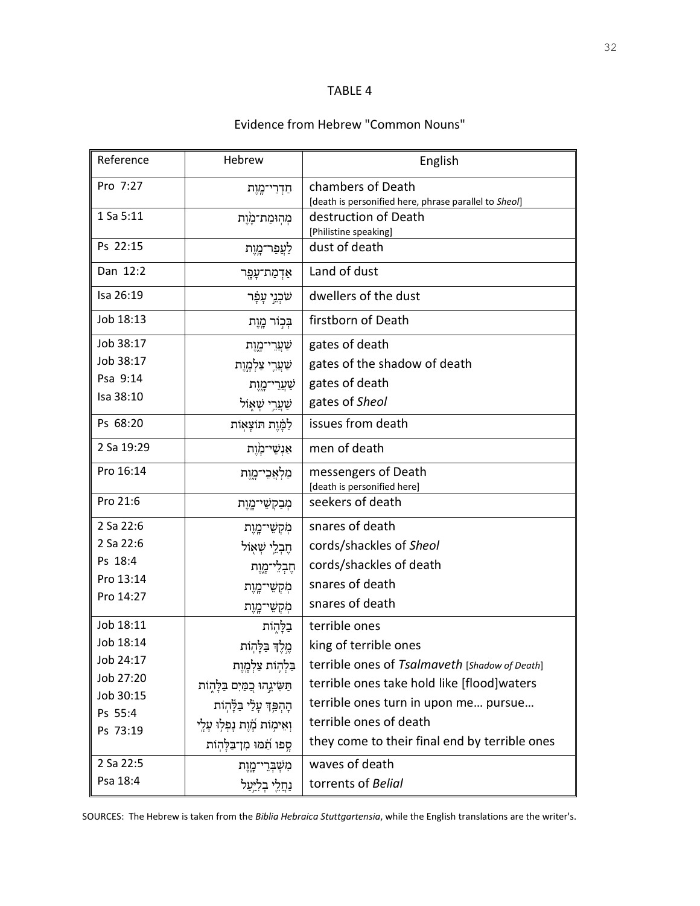# TABLE 4

## Evidence from Hebrew "Common Nouns"

| Reference | Hebrew | English |
|---|---|---|
| Pro 7:27 | חַדְרֵי־מָוֶת | chambers of Death<br>[death is personified here, phrase parallel to *Sheol*] |
| 1 Sa 5:11 | מְהוּמַת־מָוֶת | destruction of Death<br>[Philistine speaking] |
| Ps 22:15 | לַעֲפַר־מָוֶת | dust of death |
| Dan 12:2 | אַדְמַת־עָפָר | Land of dust |
| Isa 26:19 | שֹׁכְנֵי עָפָר | dwellers of the dust |
| Job 18:13 | בְּכוֹר מָוֶת | firstborn of Death |
| Job 38:17<br>Job 38:17<br>Psa 9:14<br>Isa 38:10 | שַׁעֲרֵי־מָוֶת<br>שַׁעֲרֵי צַלְמָוֶת<br>שַׁעֲרֵי־מָוֶת<br>שַׁעֲרֵי שְׁאוֹל | gates of death<br>gates of the shadow of death<br>gates of death<br>gates of *Sheol* |
| Ps 68:20 | לַמָּוֶת תּוֹצָאוֹת | issues from death |
| 2 Sa 19:29 | אַנְשֵׁי־מָוֶת | men of death |
| Pro 16:14 | מַלְאֲכֵי־מָוֶת | messengers of Death<br>[death is personified here] |
| Pro 21:6 | מְבַקְשֵׁי־מָוֶת | seekers of death |
| 2 Sa 22:6<br>2 Sa 22:6<br>Ps 18:4<br>Pro 13:14<br>Pro 14:27 | מֹקְשֵׁי־מָוֶת<br>חֶבְלֵי שְׁאוֹל<br>חֶבְלֵי־מָוֶת<br>מֹקְשֵׁי־מָוֶת<br>מֹקְשֵׁי־מָוֶת | snares of death<br>cords/shackles of *Sheol*<br>cords/shackles of death<br>snares of death<br>snares of death |
| Job 18:11<br>Job 18:14<br>Job 24:17<br>Job 27:20<br>Job 30:15<br>Ps 55:4<br>Ps 73:19 | בַלָּהוֹת<br>מֶלֶךְ בַּלָּהוֹת<br>בַּלְהוֹת צַלְמָוֶת<br>תַּשִּׂיגֵהוּ כַמַּיִם בַּלָּהוֹת<br>הָהְפַּךְ עָלַי בַּלָּהוֹת<br>וְאֵימוֹת מָוֶת נָפְלוּ עָלָי<br>סָפוּ תַמּוּ מִן־בַּלָּהוֹת | terrible ones<br>king of terrible ones<br>terrible ones of *Tsalmaveth* [*Shadow of Death*]<br>terrible ones take hold like [flood]waters<br>terrible ones turn in upon me… pursue…<br>terrible ones of death<br>they come to their final end by terrible ones |
| 2 Sa 22:5<br>Psa 18:4 | מִשְׁבְּרֵי־מָוֶת<br>נַחֲלֵי בְלִיַּעַל | waves of death<br>torrents of *Belial* |

SOURCES: The Hebrew is taken from the *Biblia Hebraica Stuttgartensia*, while the English translations are the writer's.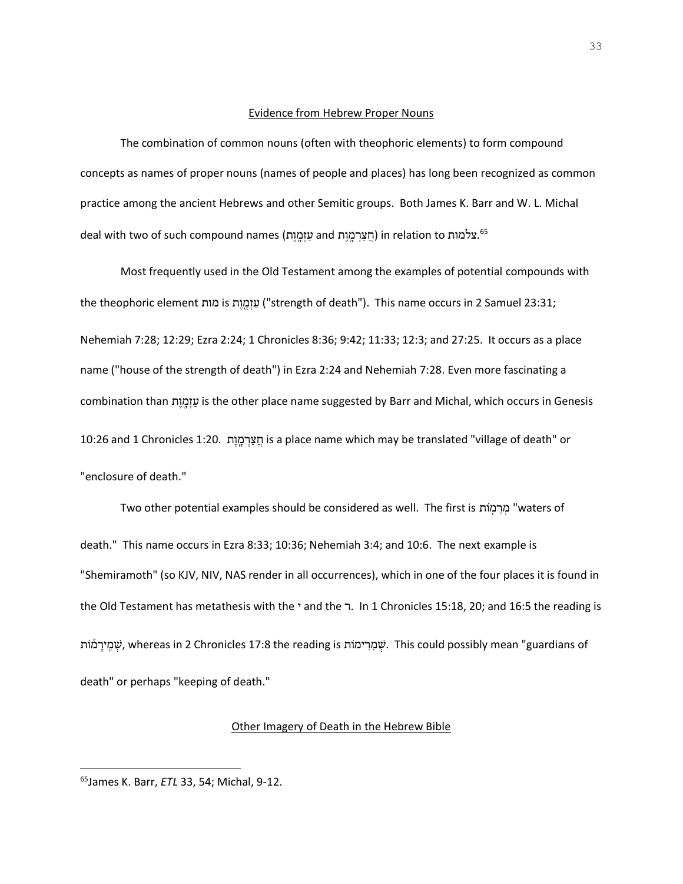<u>Evidence from Hebrew Proper Nouns</u>

The combination of common nouns (often with theophoric elements) to form compound concepts as names of proper nouns (names of people and places) has long been recognized as common practice among the ancient Hebrews and other Semitic groups. Both James K. Barr and W. L. Michal deal with two of such compound names (עַזְמָוֶת and חֲצַרְמָוֶת) in relation to צלמות.[65]

Most frequently used in the Old Testament among the examples of potential compounds with the theophoric element מות is עַזְמָוֶת ("strength of death"). This name occurs in 2 Samuel 23:31; Nehemiah 7:28; 12:29; Ezra 2:24; 1 Chronicles 8:36; 9:42; 11:33; 12:3; and 27:25. It occurs as a place name ("house of the strength of death") in Ezra 2:24 and Nehemiah 7:28. Even more fascinating a combination than עַזְמָוֶת is the other place name suggested by Barr and Michal, which occurs in Genesis 10:26 and 1 Chronicles 1:20. חֲצַרְמָוֶת is a place name which may be translated "village of death" or "enclosure of death."

Two other potential examples should be considered as well. The first is מְרֵמוֹת "waters of death." This name occurs in Ezra 8:33; 10:36; Nehemiah 3:4; and 10:6. The next example is "Shemiramoth" (so KJV, NIV, NAS render in all occurrences), which in one of the four places it is found in the Old Testament has metathesis with the י and the ר. In 1 Chronicles 15:18, 20; and 16:5 the reading is שְׁמִירָמוֹת, whereas in 2 Chronicles 17:8 the reading is שְׁמְרִימוֹת. This could possibly mean "guardians of death" or perhaps "keeping of death."

<u>Other Imagery of Death in the Hebrew Bible</u>

---

[65] James K. Barr, *ETL* 33, 54; Michal, 9-12.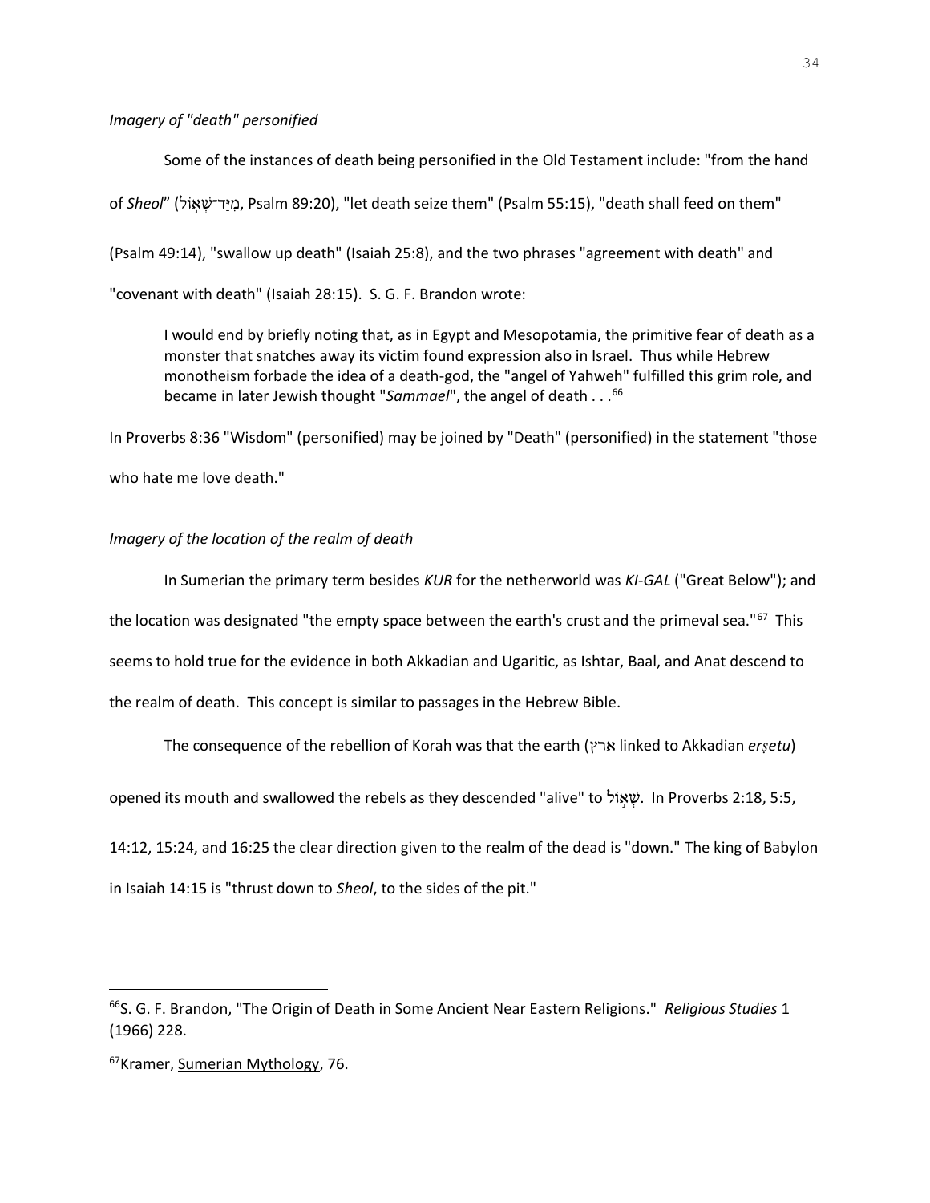*Imagery of "death" personified*

Some of the instances of death being personified in the Old Testament include: "from the hand of *Sheol*" (מִיַּד־שְׁאוֹל, Psalm 89:20), "let death seize them" (Psalm 55:15), "death shall feed on them" (Psalm 49:14), "swallow up death" (Isaiah 25:8), and the two phrases "agreement with death" and "covenant with death" (Isaiah 28:15). S. G. F. Brandon wrote:

> I would end by briefly noting that, as in Egypt and Mesopotamia, the primitive fear of death as a monster that snatches away its victim found expression also in Israel. Thus while Hebrew monotheism forbade the idea of a death-god, the "angel of Yahweh" fulfilled this grim role, and became in later Jewish thought "*Sammael*", the angel of death . . .[66]

In Proverbs 8:36 "Wisdom" (personified) may be joined by "Death" (personified) in the statement "those who hate me love death."

*Imagery of the location of the realm of death*

In Sumerian the primary term besides *KUR* for the netherworld was *KI-GAL* ("Great Below"); and the location was designated "the empty space between the earth's crust and the primeval sea."[67] This seems to hold true for the evidence in both Akkadian and Ugaritic, as Ishtar, Baal, and Anat descend to the realm of death. This concept is similar to passages in the Hebrew Bible.

The consequence of the rebellion of Korah was that the earth (ארץ linked to Akkadian *erṣetu*) opened its mouth and swallowed the rebels as they descended "alive" to שְׁאוֹל. In Proverbs 2:18, 5:5, 14:12, 15:24, and 16:25 the clear direction given to the realm of the dead is "down." The king of Babylon in Isaiah 14:15 is "thrust down to *Sheol*, to the sides of the pit."

---

[66]S. G. F. Brandon, "The Origin of Death in Some Ancient Near Eastern Religions." *Religious Studies* 1 (1966) 228.

[67]Kramer, Sumerian Mythology, 76.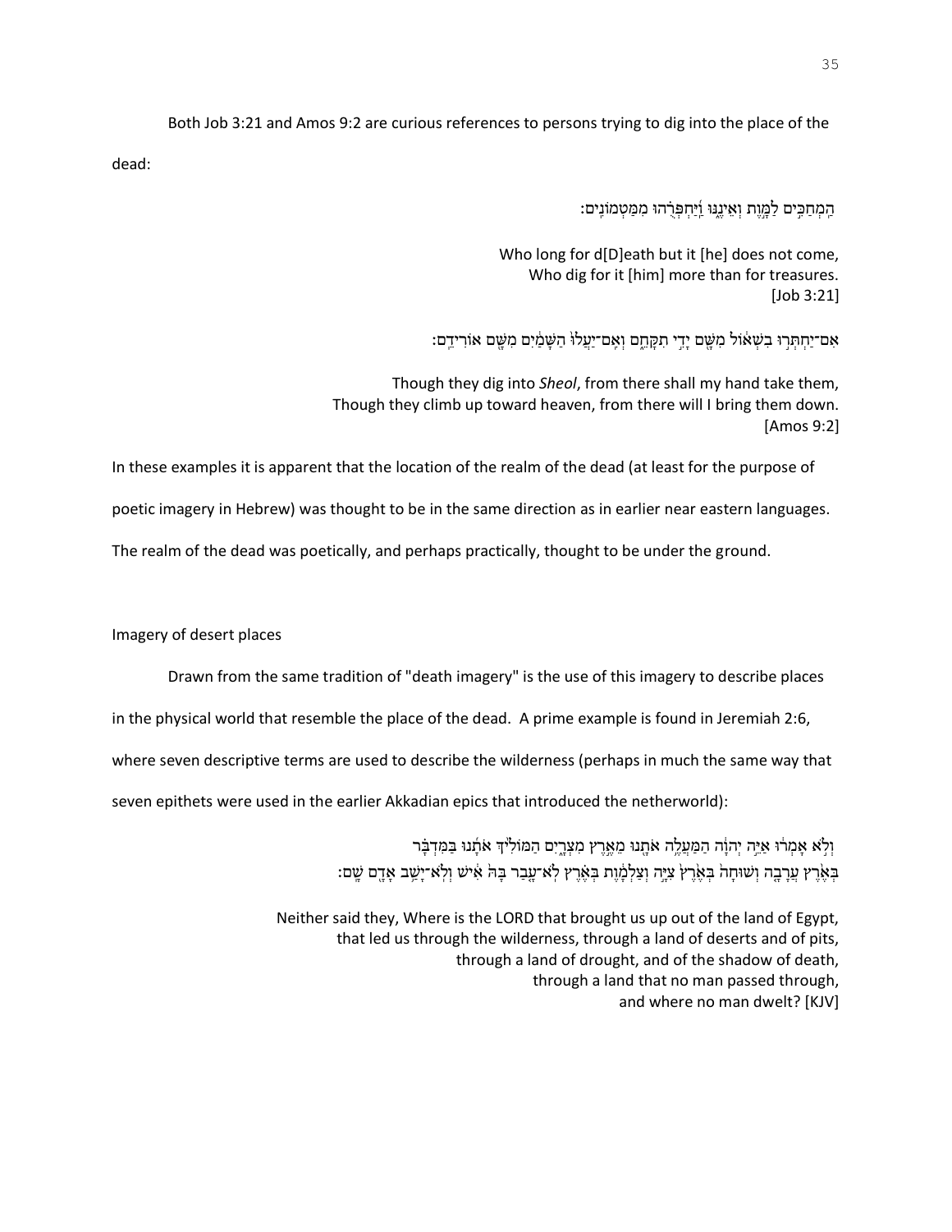Both Job 3:21 and Amos 9:2 are curious references to persons trying to dig into the place of the dead:

הַֽמְחַכִּ֣ים לַמָּ֣וֶת וְאֵינֶ֑נּוּ וַ֝יַּחְפְּרֻ֗הוּ מִמַּטְמוֹנִֽים׃

Who long for d[D]eath but it [he] does not come,
Who dig for it [him] more than for treasures.
[Job 3:21]

אִם־יַחְתְּר֣וּ בִשְׁא֔וֹל מִשָּׁ֖ם יָדִ֣י תִקָּחֵ֑ם וְאִֽם־יַעֲלוּ֙ הַשָּׁמַ֔יִם מִשָּׁ֖ם אוֹרִידֵֽם׃

Though they dig into *Sheol*, from there shall my hand take them,
Though they climb up toward heaven, from there will I bring them down.
[Amos 9:2]

In these examples it is apparent that the location of the realm of the dead (at least for the purpose of poetic imagery in Hebrew) was thought to be in the same direction as in earlier near eastern languages. The realm of the dead was poetically, and perhaps practically, thought to be under the ground.

## Imagery of desert places

Drawn from the same tradition of "death imagery" is the use of this imagery to describe places in the physical world that resemble the place of the dead. A prime example is found in Jeremiah 2:6, where seven descriptive terms are used to describe the wilderness (perhaps in much the same way that seven epithets were used in the earlier Akkadian epics that introduced the netherworld):

וְלֹ֣א אָמְר֔וּ אַיֵּ֣ה יְהוָ֔ה הַמַּעֲלֶ֥ה אֹתָ֖נוּ מֵאֶ֣רֶץ מִצְרָ֑יִם הַמּוֹלִ֨יךְ אֹתָ֜נוּ בַּמִּדְבָּ֗ר
בְּאֶ֨רֶץ עֲרָבָ֤ה וְשׁוּחָה֙ בְּאֶ֙רֶץ֙ צִיָּ֣ה וְצַלְמָ֔וֶת בְּאֶ֗רֶץ לֹא־עָ֤בַר בָּהּ֙ אִ֔ישׁ וְלֹא־יָשַׁ֥ב אָדָ֖ם שָֽׁם׃

Neither said they, Where is the LORD that brought us up out of the land of Egypt,
that led us through the wilderness, through a land of deserts and of pits,
through a land of drought, and of the shadow of death,
through a land that no man passed through,
and where no man dwelt? [KJV]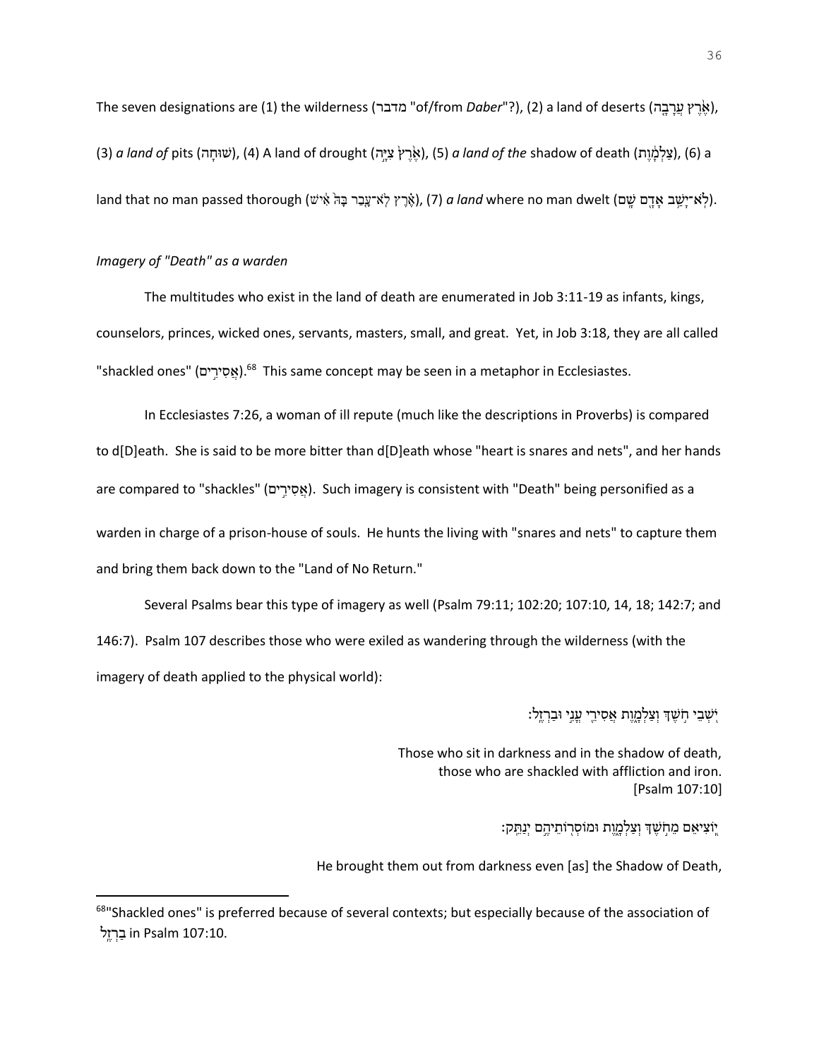The seven designations are (1) the wilderness (מדבר "of/from *Daber*"?), (2) a land of deserts (אֶ֣רֶץ עֲרָבָ֣ה), (3) *a land of* pits (שׁוּחָה), (4) A land of drought (אֶ֣רֶץ צִיָּ֔ה), (5) *a land of the* shadow of death (צַלְמָ֫וֶת), (6) a land that no man passed thorough (אֶ֗רֶץ לֹא־עָ֤בַר בָּהּ֙ אִ֔ישׁ), (7) *a land* where no man dwelt (לֹֽא־יָשַׁ֥ב אָדָ֖ם שָֽׁם).

*Imagery of "Death" as a warden*

The multitudes who exist in the land of death are enumerated in Job 3:11-19 as infants, kings, counselors, princes, wicked ones, servants, masters, small, and great. Yet, in Job 3:18, they are all called "shackled ones" (אֲסִירִ֑ים).[68] This same concept may be seen in a metaphor in Ecclesiastes.

In Ecclesiastes 7:26, a woman of ill repute (much like the descriptions in Proverbs) is compared to d[D]eath. She is said to be more bitter than d[D]eath whose "heart is snares and nets", and her hands are compared to "shackles" (אֲסוּרִ֣ים). Such imagery is consistent with "Death" being personified as a warden in charge of a prison-house of souls. He hunts the living with "snares and nets" to capture them and bring them back down to the "Land of No Return."

Several Psalms bear this type of imagery as well (Psalm 79:11; 102:20; 107:10, 14, 18; 142:7; and 146:7). Psalm 107 describes those who were exiled as wandering through the wilderness (with the imagery of death applied to the physical world):

יֹ֭שְׁבֵי חֹ֣שֶׁךְ וְצַלְמָ֑וֶת אֲסִירֵ֖י עֳנִ֣י וּבַרְזֶֽל׃

Those who sit in darkness and in the shadow of death,
those who are shackled with affliction and iron.
[Psalm 107:10]

י֭וֹצִיאֵם מֵחֹ֣שֶׁךְ וְצַלְמָ֑וֶת וּמוֹסְר֖וֹתֵיהֶ֣ם יְנַתֵּֽק׃

He brought them out from darkness even [as] the Shadow of Death,

[68] "Shackled ones" is preferred because of several contexts; but especially because of the association of בַרְזֶֽל in Psalm 107:10.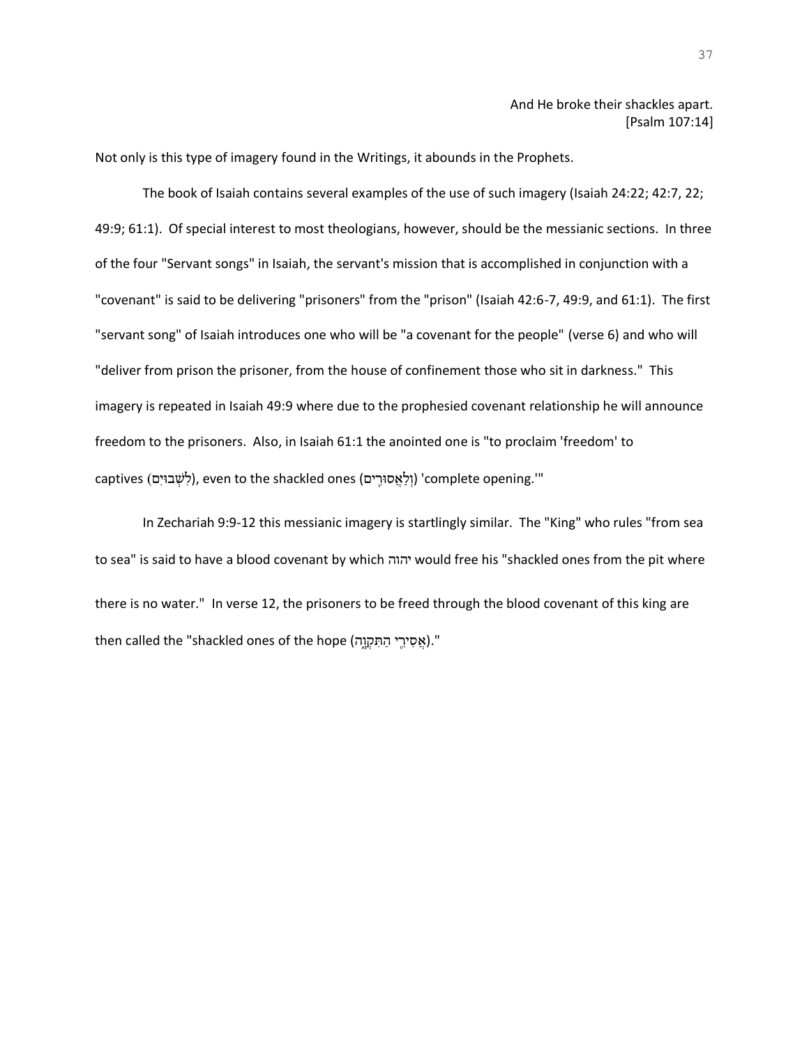And He broke their shackles apart.
[Psalm 107:14]

Not only is this type of imagery found in the Writings, it abounds in the Prophets.

The book of Isaiah contains several examples of the use of such imagery (Isaiah 24:22; 42:7, 22; 49:9; 61:1). Of special interest to most theologians, however, should be the messianic sections. In three of the four "Servant songs" in Isaiah, the servant's mission that is accomplished in conjunction with a "covenant" is said to be delivering "prisoners" from the "prison" (Isaiah 42:6-7, 49:9, and 61:1). The first "servant song" of Isaiah introduces one who will be "a covenant for the people" (verse 6) and who will "deliver from prison the prisoner, from the house of confinement those who sit in darkness." This imagery is repeated in Isaiah 49:9 where due to the prophesied covenant relationship he will announce freedom to the prisoners. Also, in Isaiah 61:1 the anointed one is "to proclaim 'freedom' to captives (לִשְׁבוּיִם), even to the shackled ones (וְלַאֲסוּרִים) 'complete opening.'"

In Zechariah 9:9-12 this messianic imagery is startlingly similar. The "King" who rules "from sea to sea" is said to have a blood covenant by which יהוה would free his "shackled ones from the pit where there is no water." In verse 12, the prisoners to be freed through the blood covenant of this king are then called the "shackled ones of the hope (אֲסִירֵי הַתִּקְוָה)."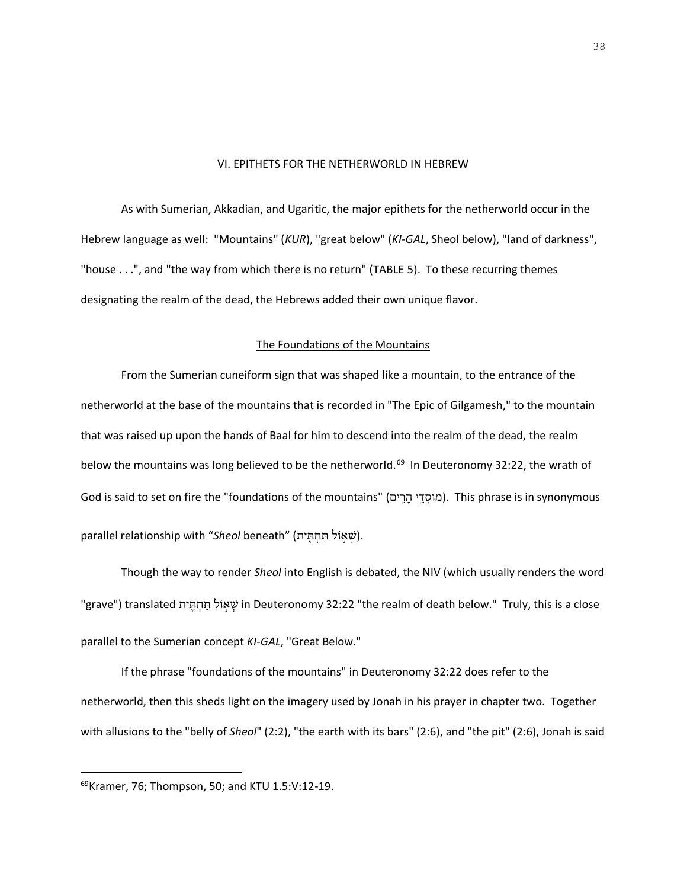## VI. EPITHETS FOR THE NETHERWORLD IN HEBREW

As with Sumerian, Akkadian, and Ugaritic, the major epithets for the netherworld occur in the Hebrew language as well: "Mountains" (*KUR*), "great below" (*KI-GAL*, Sheol below), "land of darkness", "house . . .", and "the way from which there is no return" (TABLE 5). To these recurring themes designating the realm of the dead, the Hebrews added their own unique flavor.

### The Foundations of the Mountains

From the Sumerian cuneiform sign that was shaped like a mountain, to the entrance of the netherworld at the base of the mountains that is recorded in "The Epic of Gilgamesh," to the mountain that was raised up upon the hands of Baal for him to descend into the realm of the dead, the realm below the mountains was long believed to be the netherworld.[69] In Deuteronomy 32:22, the wrath of God is said to set on fire the "foundations of the mountains" (מוֹסְדֵי הָרִים). This phrase is in synonymous parallel relationship with "*Sheol* beneath" (שְׁאוֹל תַּחְתִּית).

Though the way to render *Sheol* into English is debated, the NIV (which usually renders the word "grave") translated שְׁאוֹל תַּחְתִּית in Deuteronomy 32:22 "the realm of death below." Truly, this is a close parallel to the Sumerian concept *KI-GAL*, "Great Below."

If the phrase "foundations of the mountains" in Deuteronomy 32:22 does refer to the netherworld, then this sheds light on the imagery used by Jonah in his prayer in chapter two. Together with allusions to the "belly of *Sheol*" (2:2), "the earth with its bars" (2:6), and "the pit" (2:6), Jonah is said

---

[69] Kramer, 76; Thompson, 50; and KTU 1.5:V:12-19.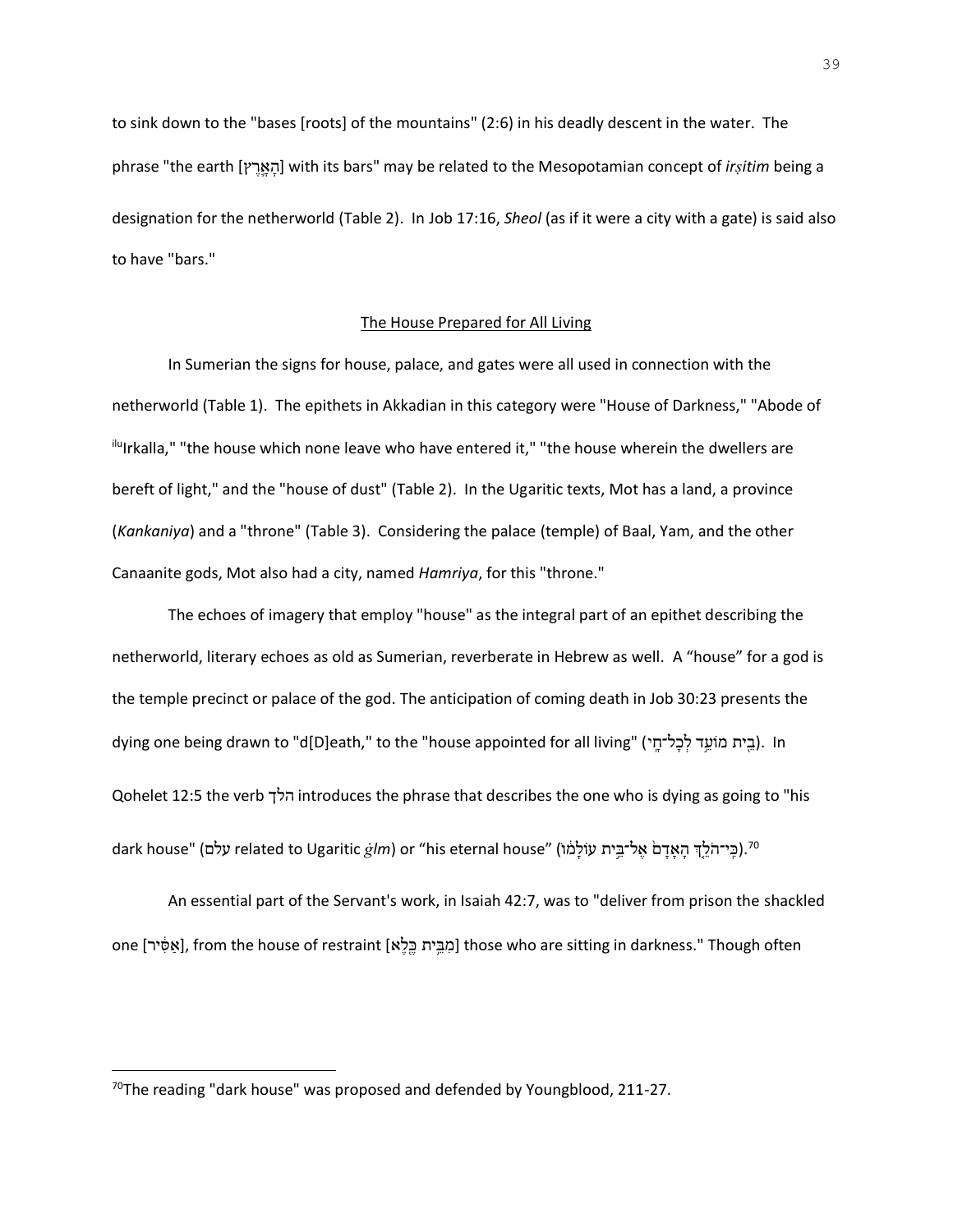to sink down to the "bases [roots] of the mountains" (2:6) in his deadly descent in the water. The phrase "the earth [הָאָרֶץ] with its bars" may be related to the Mesopotamian concept of *irṣitim* being a designation for the netherworld (Table 2). In Job 17:16, *Sheol* (as if it were a city with a gate) is said also to have "bars."

## The House Prepared for All Living

In Sumerian the signs for house, palace, and gates were all used in connection with the netherworld (Table 1). The epithets in Akkadian in this category were "House of Darkness," "Abode of [ilu]Irkalla," "the house which none leave who have entered it," "the house wherein the dwellers are bereft of light," and the "house of dust" (Table 2). In the Ugaritic texts, Mot has a land, a province (*Kankaniya*) and a "throne" (Table 3). Considering the palace (temple) of Baal, Yam, and the other Canaanite gods, Mot also had a city, named *Hamriya*, for this "throne."

The echoes of imagery that employ "house" as the integral part of an epithet describing the netherworld, literary echoes as old as Sumerian, reverberate in Hebrew as well. A "house" for a god is the temple precinct or palace of the god. The anticipation of coming death in Job 30:23 presents the dying one being drawn to "d[D]eath," to the "house appointed for all living" (בֵּית מוֹעֵד לְכָל־חָי). In Qohelet 12:5 the verb הלך introduces the phrase that describes the one who is dying as going to "his dark house" (עלם related to Ugaritic *ġlm*) or "his eternal house" (כִּי־הֹלֵךְ הָאָדָם אֶל־בֵּית עוֹלָמוֹ).[70]

An essential part of the Servant's work, in Isaiah 42:7, was to "deliver from prison the shackled one [אַסִּיר], from the house of restraint [מִבֵּית כֶּלֶא] those who are sitting in darkness." Though often

---

[70]The reading "dark house" was proposed and defended by Youngblood, 211-27.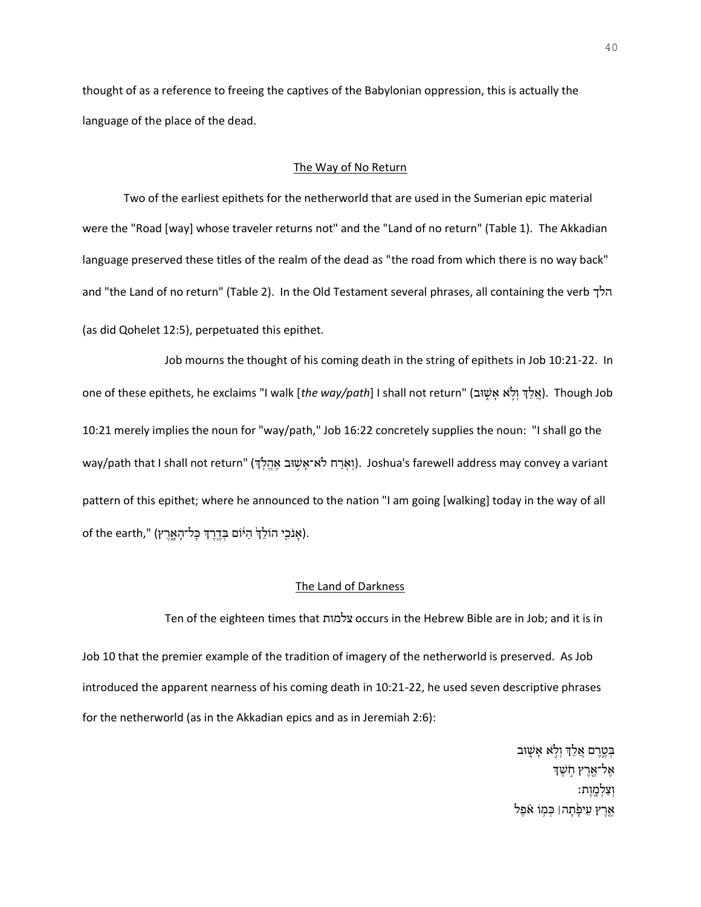thought of as a reference to freeing the captives of the Babylonian oppression, this is actually the language of the place of the dead.

## The Way of No Return

Two of the earliest epithets for the netherworld that are used in the Sumerian epic material were the "Road [way] whose traveler returns not" and the "Land of no return" (Table 1). The Akkadian language preserved these titles of the realm of the dead as "the road from which there is no way back" and "the Land of no return" (Table 2). In the Old Testament several phrases, all containing the verb הלך (as did Qohelet 12:5), perpetuated this epithet.

Job mourns the thought of his coming death in the string of epithets in Job 10:21-22. In one of these epithets, he exclaims "I walk [*the way/path*] I shall not return" (אֵלֵךְ וְלֹא אָשׁוּב). Though Job 10:21 merely implies the noun for "way/path," Job 16:22 concretely supplies the noun: "I shall go the way/path that I shall not return" (וְאֹרַח לֹא־אָשׁוּב אֶהֱלֹךְ). Joshua's farewell address may convey a variant pattern of this epithet; where he announced to the nation "I am going [walking] today in the way of all of the earth," (אָנֹכִי הוֹלֵךְ הַיּוֹם בְּדֶרֶךְ כָּל־הָאָרֶץ).

## The Land of Darkness

Ten of the eighteen times that צלמות occurs in the Hebrew Bible are in Job; and it is in Job 10 that the premier example of the tradition of imagery of the netherworld is preserved. As Job introduced the apparent nearness of his coming death in 10:21-22, he used seven descriptive phrases for the netherworld (as in the Akkadian epics and as in Jeremiah 2:6):

בְּטֶרֶם אֵלֵךְ וְלֹא אָשׁוּב
אֶל־אֶרֶץ חֹשֶׁךְ
וְצַלְמָוֶת׃
אֶרֶץ עֵיפָתָה׀ כְּמוֹ אֹפֶל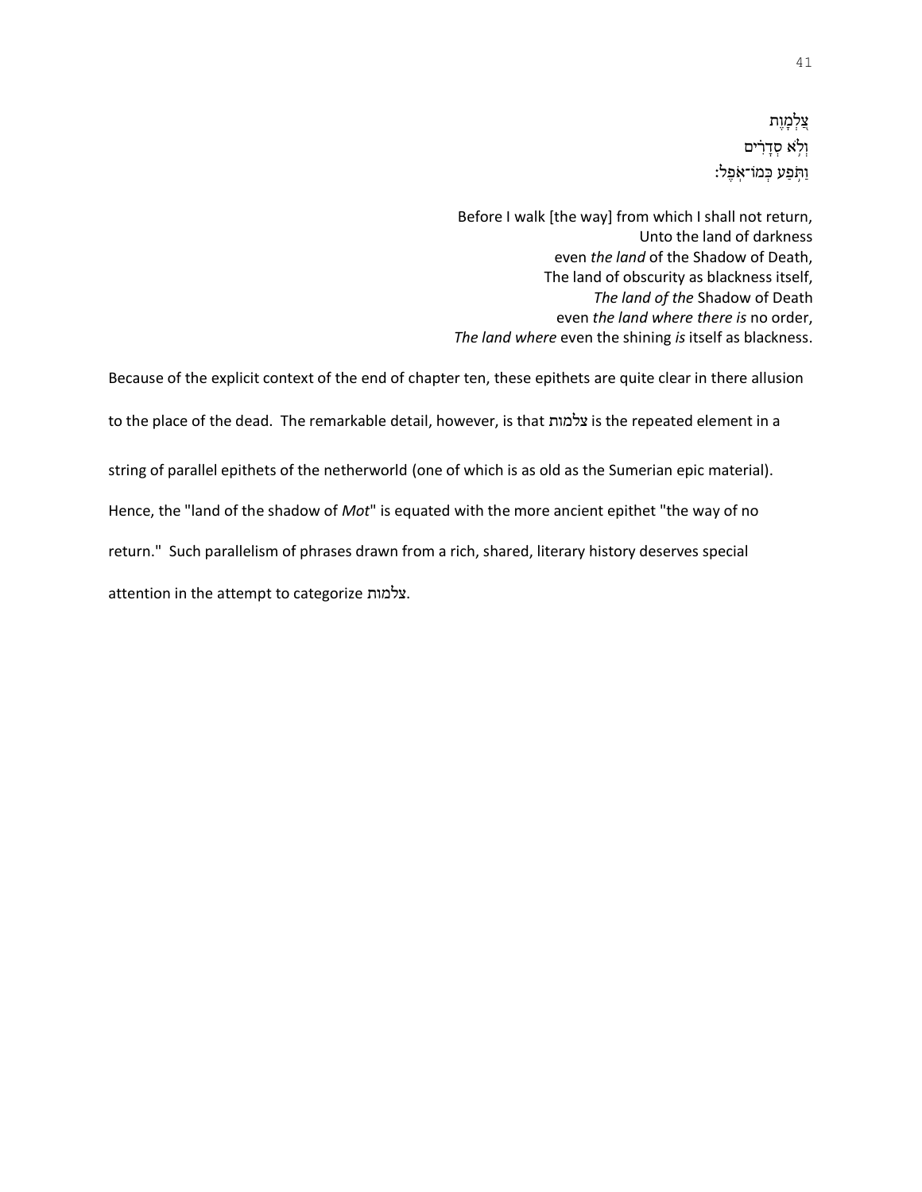צַלְמָוֶת
וְלֹא סְדָרִים
וַתֹּפַע כְּמוֹ־אֹפֶל׃

Before I walk [the way] from which I shall not return,  
Unto the land of darkness  
even *the land* of the Shadow of Death,  
The land of obscurity as blackness itself,  
*The land of the* Shadow of Death  
even *the land where there is* no order,  
*The land where* even the shining *is* itself as blackness.

Because of the explicit context of the end of chapter ten, these epithets are quite clear in there allusion to the place of the dead. The remarkable detail, however, is that צלמות is the repeated element in a string of parallel epithets of the netherworld (one of which is as old as the Sumerian epic material). Hence, the "land of the shadow of *Mot*" is equated with the more ancient epithet "the way of no return." Such parallelism of phrases drawn from a rich, shared, literary history deserves special attention in the attempt to categorize צלמות.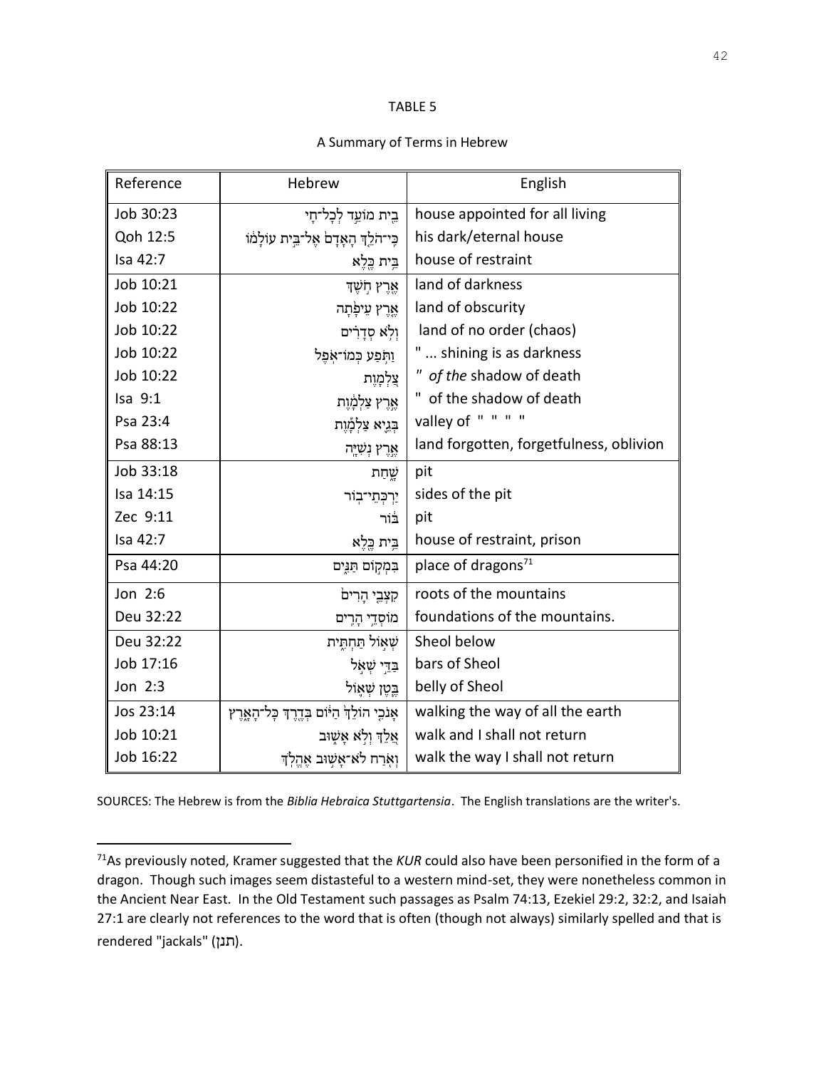TABLE 5

A Summary of Terms in Hebrew

| Reference | Hebrew | English |
|---|---|---|
| Job 30:23 | בֵּית מוֹעֵד לְכָל־חָי | house appointed for all living |
| Qoh 12:5 | כִּי־הֹלֵךְ הָאָדָם אֶל־בֵּית עוֹלָמוֹ | his dark/eternal house |
| Isa 42:7 | בֵּית כֶּלֶא | house of restraint |
| Job 10:21 | אֶרֶץ חֹשֶׁךְ | land of darkness |
| Job 10:22 | אֶרֶץ עֵיפָתָה | land of obscurity |
| Job 10:22 | וְלֹא סְדָרִים | land of no order (chaos) |
| Job 10:22 | וַתֹּפַע כְּמוֹ־אֹפֶל | " ... shining is as darkness |
| Job 10:22 | צַלְמָוֶת | " *of the* shadow of death |
| Isa 9:1 | אֶרֶץ צַלְמָוֶת | " of the shadow of death |
| Psa 23:4 | בְּגֵיא צַלְמָוֶת | valley of " " " " |
| Psa 88:13 | אֶרֶץ נְשִׁיָּה | land forgotten, forgetfulness, oblivion |
| Job 33:18 | שָׁחַת | pit |
| Isa 14:15 | יַרְכְּתֵי־בוֹר | sides of the pit |
| Zec 9:11 | בּוֹר | pit |
| Isa 42:7 | בֵּית כֶּלֶא | house of restraint, prison |
| Psa 44:20 | בִּמְקוֹם תַּנִּים | place of dragons[71] |
| Jon 2:6 | קִצְבֵי הָרִים | roots of the mountains |
| Deu 32:22 | מוֹסְדֵי הָרִים | foundations of the mountains. |
| Deu 32:22 | שְׁאוֹל תַּחְתִּית | Sheol below |
| Job 17:16 | בַּדֵּי שְׁאֹל | bars of Sheol |
| Jon 2:3 | בֶּטֶן שְׁאוֹל | belly of Sheol |
| Jos 23:14 | אָנֹכִי הוֹלֵךְ הַיּוֹם בְּדֶרֶךְ כָּל־הָאָרֶץ | walking the way of all the earth |
| Job 10:21 | אֵלֵךְ וְלֹא אָשׁוּב | walk and I shall not return |
| Job 16:22 | וְאֹרַח לֹא־אָשׁוּב אֶהֱלֹךְ | walk the way I shall not return |

SOURCES: The Hebrew is from the *Biblia Hebraica Stuttgartensia*. The English translations are the writer's.

[71]As previously noted, Kramer suggested that the *KUR* could also have been personified in the form of a dragon. Though such images seem distasteful to a western mind-set, they were nonetheless common in the Ancient Near East. In the Old Testament such passages as Psalm 74:13, Ezekiel 29:2, 32:2, and Isaiah 27:1 are clearly not references to the word that is often (though not always) similarly spelled and that is rendered "jackals" (תנן).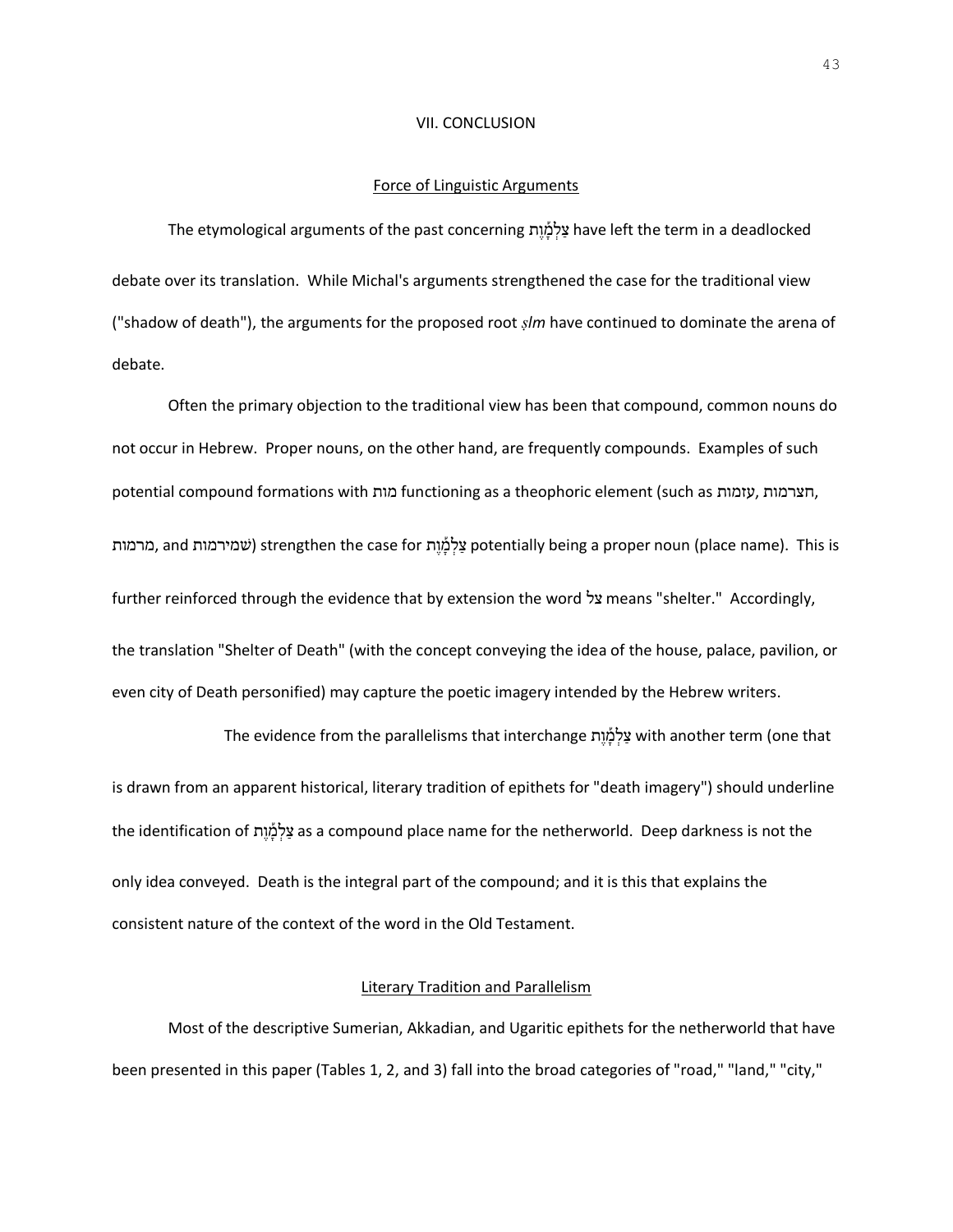## VII. CONCLUSION

### Force of Linguistic Arguments

The etymological arguments of the past concerning צַלְמָ֫וֶת have left the term in a deadlocked debate over its translation. While Michal's arguments strengthened the case for the traditional view ("shadow of death"), the arguments for the proposed root *ṣlm* have continued to dominate the arena of debate.

Often the primary objection to the traditional view has been that compound, common nouns do not occur in Hebrew. Proper nouns, on the other hand, are frequently compounds. Examples of such potential compound formations with מות functioning as a theophoric element (such as עזמות, חצרמות, מרמות, and שמירמות) strengthen the case for צַלְמָ֫וֶת potentially being a proper noun (place name). This is further reinforced through the evidence that by extension the word צל means "shelter." Accordingly, the translation "Shelter of Death" (with the concept conveying the idea of the house, palace, pavilion, or even city of Death personified) may capture the poetic imagery intended by the Hebrew writers.

The evidence from the parallelisms that interchange צַלְמָ֫וֶת with another term (one that is drawn from an apparent historical, literary tradition of epithets for "death imagery") should underline the identification of צַלְמָ֫וֶת as a compound place name for the netherworld. Deep darkness is not the only idea conveyed. Death is the integral part of the compound; and it is this that explains the consistent nature of the context of the word in the Old Testament.

### Literary Tradition and Parallelism

Most of the descriptive Sumerian, Akkadian, and Ugaritic epithets for the netherworld that have been presented in this paper (Tables 1, 2, and 3) fall into the broad categories of "road," "land," "city,"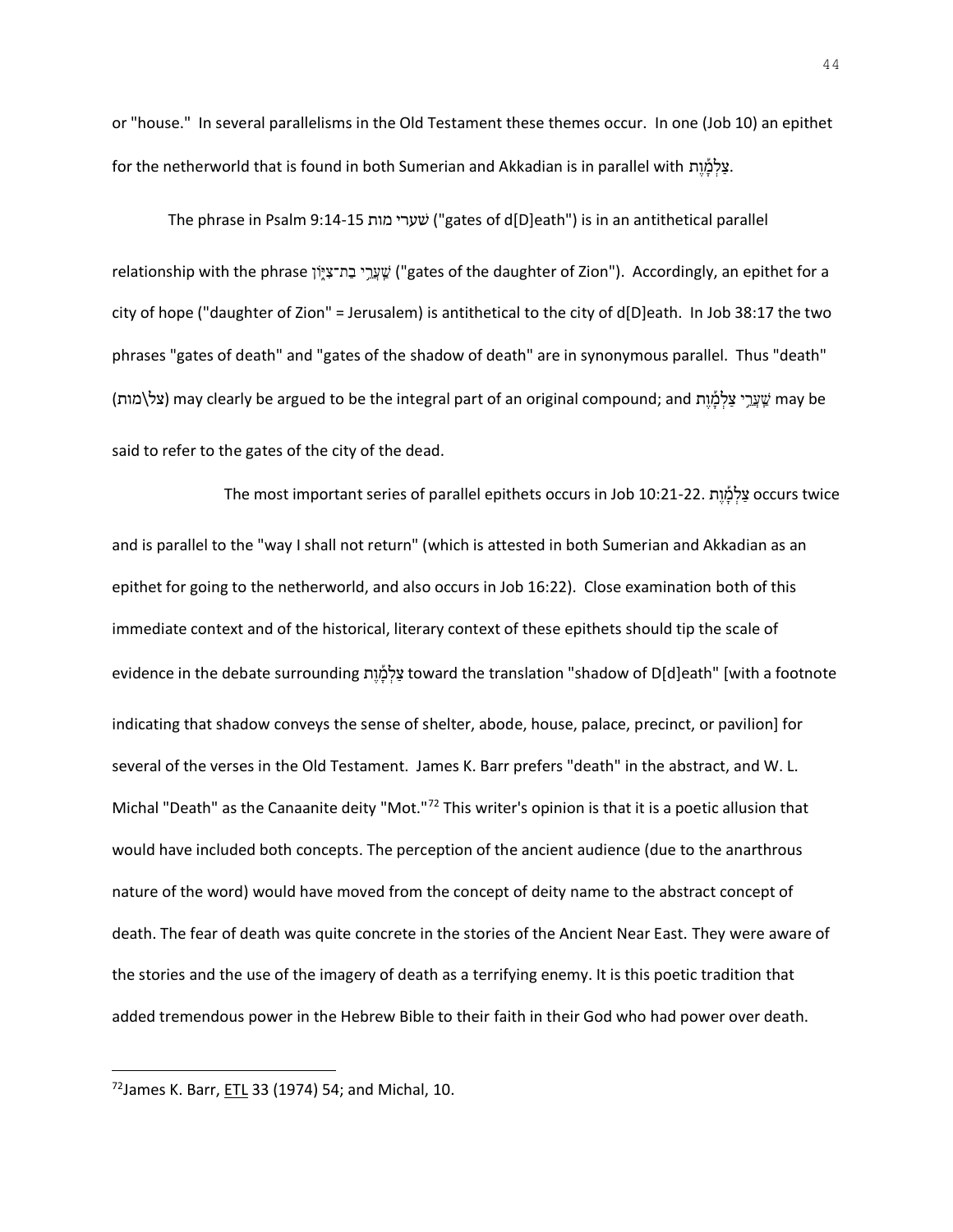or "house." In several parallelisms in the Old Testament these themes occur. In one (Job 10) an epithet for the netherworld that is found in both Sumerian and Akkadian is in parallel with צַלְמָ֫וֶת.

The phrase in Psalm 9:14-15 שערי מות ("gates of d[D]eath") is in an antithetical parallel relationship with the phrase שַׁעֲרֵי בַת־צִיּוֹן ("gates of the daughter of Zion"). Accordingly, an epithet for a city of hope ("daughter of Zion" = Jerusalem) is antithetical to the city of d[D]eath. In Job 38:17 the two phrases "gates of death" and "gates of the shadow of death" are in synonymous parallel. Thus "death" (צל\מות) may clearly be argued to be the integral part of an original compound; and שַׁעֲרֵי צַלְמָ֫וֶת may be said to refer to the gates of the city of the dead.

The most important series of parallel epithets occurs in Job 10:21-22. צַלְמָ֫וֶת occurs twice and is parallel to the "way I shall not return" (which is attested in both Sumerian and Akkadian as an epithet for going to the netherworld, and also occurs in Job 16:22). Close examination both of this immediate context and of the historical, literary context of these epithets should tip the scale of evidence in the debate surrounding צַלְמָ֫וֶת toward the translation "shadow of D[d]eath" [with a footnote indicating that shadow conveys the sense of shelter, abode, house, palace, precinct, or pavilion] for several of the verses in the Old Testament. James K. Barr prefers "death" in the abstract, and W. L. Michal "Death" as the Canaanite deity "Mot."[72] This writer's opinion is that it is a poetic allusion that would have included both concepts. The perception of the ancient audience (due to the anarthrous nature of the word) would have moved from the concept of deity name to the abstract concept of death. The fear of death was quite concrete in the stories of the Ancient Near East. They were aware of the stories and the use of the imagery of death as a terrifying enemy. It is this poetic tradition that added tremendous power in the Hebrew Bible to their faith in their God who had power over death.

---

[72]James K. Barr, ETL 33 (1974) 54; and Michal, 10.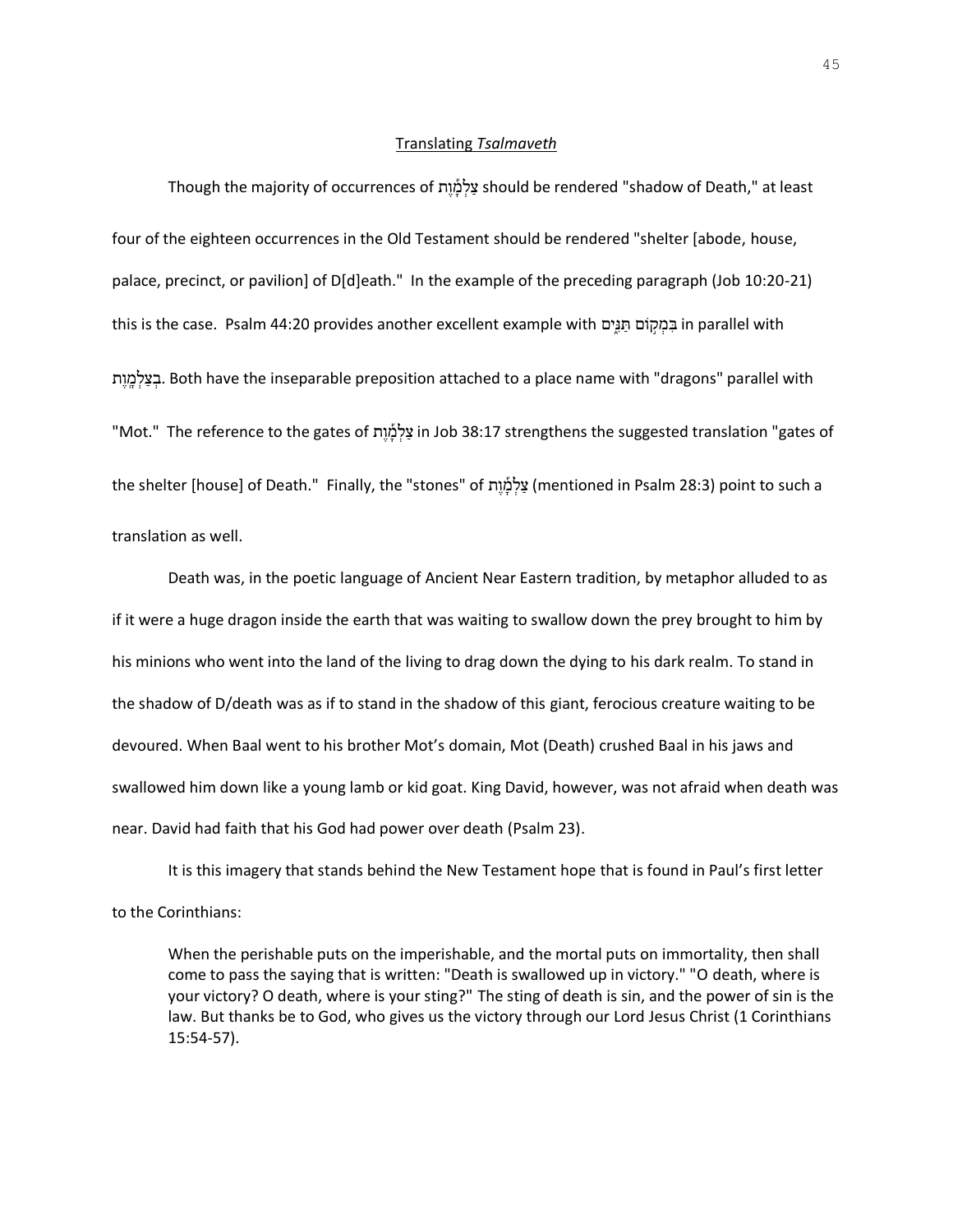Translating *Tsalmaveth*

Though the majority of occurrences of צַלְמָ֫וֶת should be rendered "shadow of Death," at least four of the eighteen occurrences in the Old Testament should be rendered "shelter [abode, house, palace, precinct, or pavilion] of D[d]eath." In the example of the preceding paragraph (Job 10:20-21) this is the case. Psalm 44:20 provides another excellent example with בִּמְקוֹם תַּנִּים in parallel with בְצַלְמָוֶת. Both have the inseparable preposition attached to a place name with "dragons" parallel with "Mot." The reference to the gates of צַלְמָ֫וֶת in Job 38:17 strengthens the suggested translation "gates of the shelter [house] of Death." Finally, the "stones" of צַלְמָ֫וֶת (mentioned in Psalm 28:3) point to such a translation as well.

Death was, in the poetic language of Ancient Near Eastern tradition, by metaphor alluded to as if it were a huge dragon inside the earth that was waiting to swallow down the prey brought to him by his minions who went into the land of the living to drag down the dying to his dark realm. To stand in the shadow of D/death was as if to stand in the shadow of this giant, ferocious creature waiting to be devoured. When Baal went to his brother Mot's domain, Mot (Death) crushed Baal in his jaws and swallowed him down like a young lamb or kid goat. King David, however, was not afraid when death was near. David had faith that his God had power over death (Psalm 23).

It is this imagery that stands behind the New Testament hope that is found in Paul's first letter to the Corinthians:

> When the perishable puts on the imperishable, and the mortal puts on immortality, then shall come to pass the saying that is written: "Death is swallowed up in victory." "O death, where is your victory? O death, where is your sting?" The sting of death is sin, and the power of sin is the law. But thanks be to God, who gives us the victory through our Lord Jesus Christ (1 Corinthians 15:54-57).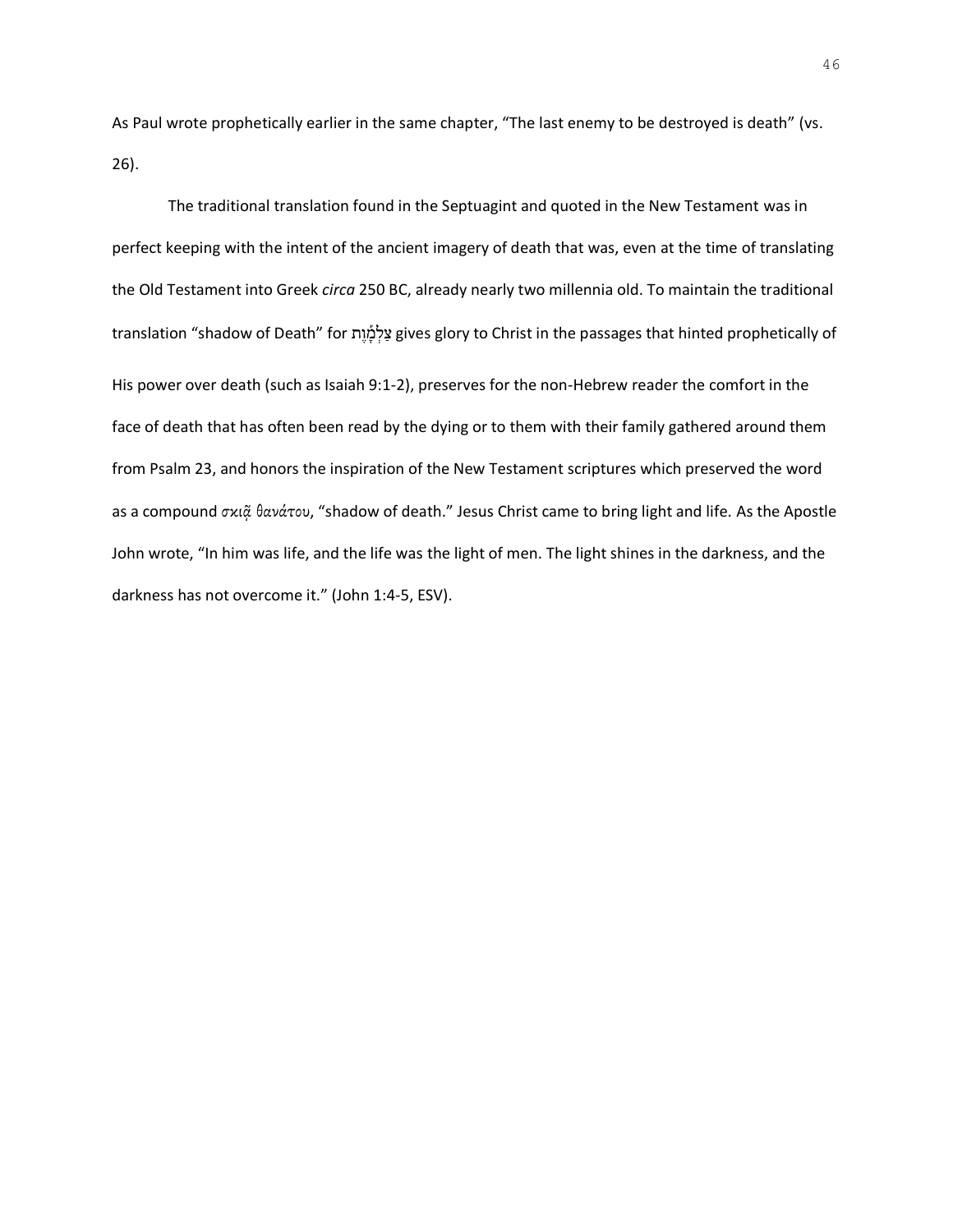As Paul wrote prophetically earlier in the same chapter, “The last enemy to be destroyed is death” (vs. 26).

The traditional translation found in the Septuagint and quoted in the New Testament was in perfect keeping with the intent of the ancient imagery of death that was, even at the time of translating the Old Testament into Greek *circa* 250 BC, already nearly two millennia old. To maintain the traditional translation “shadow of Death” for צַלְמָ֫וֶת gives glory to Christ in the passages that hinted prophetically of His power over death (such as Isaiah 9:1-2), preserves for the non-Hebrew reader the comfort in the face of death that has often been read by the dying or to them with their family gathered around them from Psalm 23, and honors the inspiration of the New Testament scriptures which preserved the word as a compound *σκιᾷ θανάτου*, “shadow of death.” Jesus Christ came to bring light and life. As the Apostle John wrote, “In him was life, and the life was the light of men. The light shines in the darkness, and the darkness has not overcome it.” (John 1:4-5, ESV).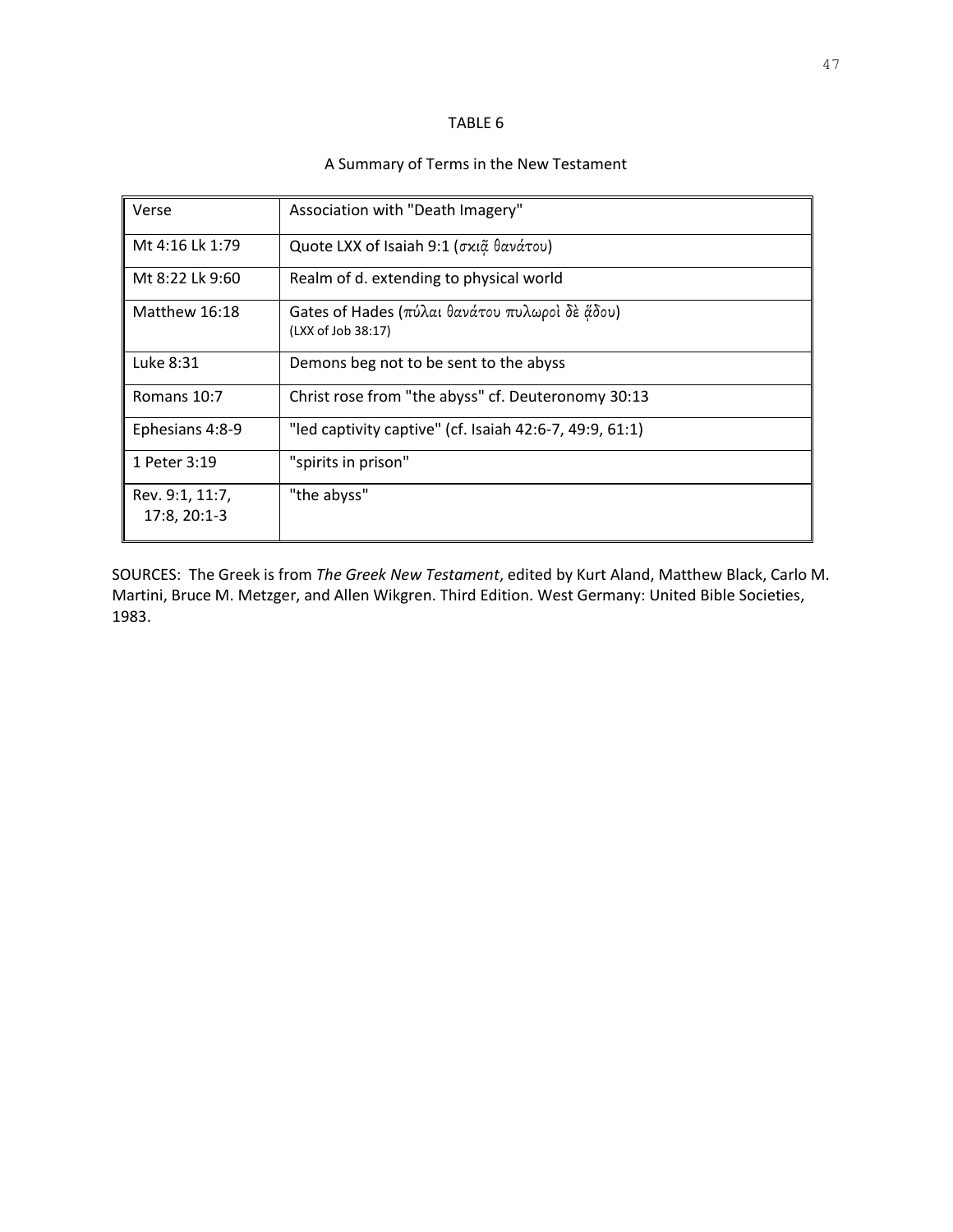TABLE 6

A Summary of Terms in the New Testament

| Verse | Association with "Death Imagery" |
| --- | --- |
| Mt 4:16 Lk 1:79 | Quote LXX of Isaiah 9:1 (σκιᾷ θανάτου) |
| Mt 8:22 Lk 9:60 | Realm of d. extending to physical world |
| Matthew 16:18 | Gates of Hades (πύλαι θανάτου πυλωροὶ δὲ ᾅδου) (LXX of Job 38:17) |
| Luke 8:31 | Demons beg not to be sent to the abyss |
| Romans 10:7 | Christ rose from "the abyss" cf. Deuteronomy 30:13 |
| Ephesians 4:8-9 | "led captivity captive" (cf. Isaiah 42:6-7, 49:9, 61:1) |
| 1 Peter 3:19 | "spirits in prison" |
| Rev. 9:1, 11:7, 17:8, 20:1-3 | "the abyss" |

SOURCES: The Greek is from *The Greek New Testament*, edited by Kurt Aland, Matthew Black, Carlo M. Martini, Bruce M. Metzger, and Allen Wikgren. Third Edition. West Germany: United Bible Societies, 1983.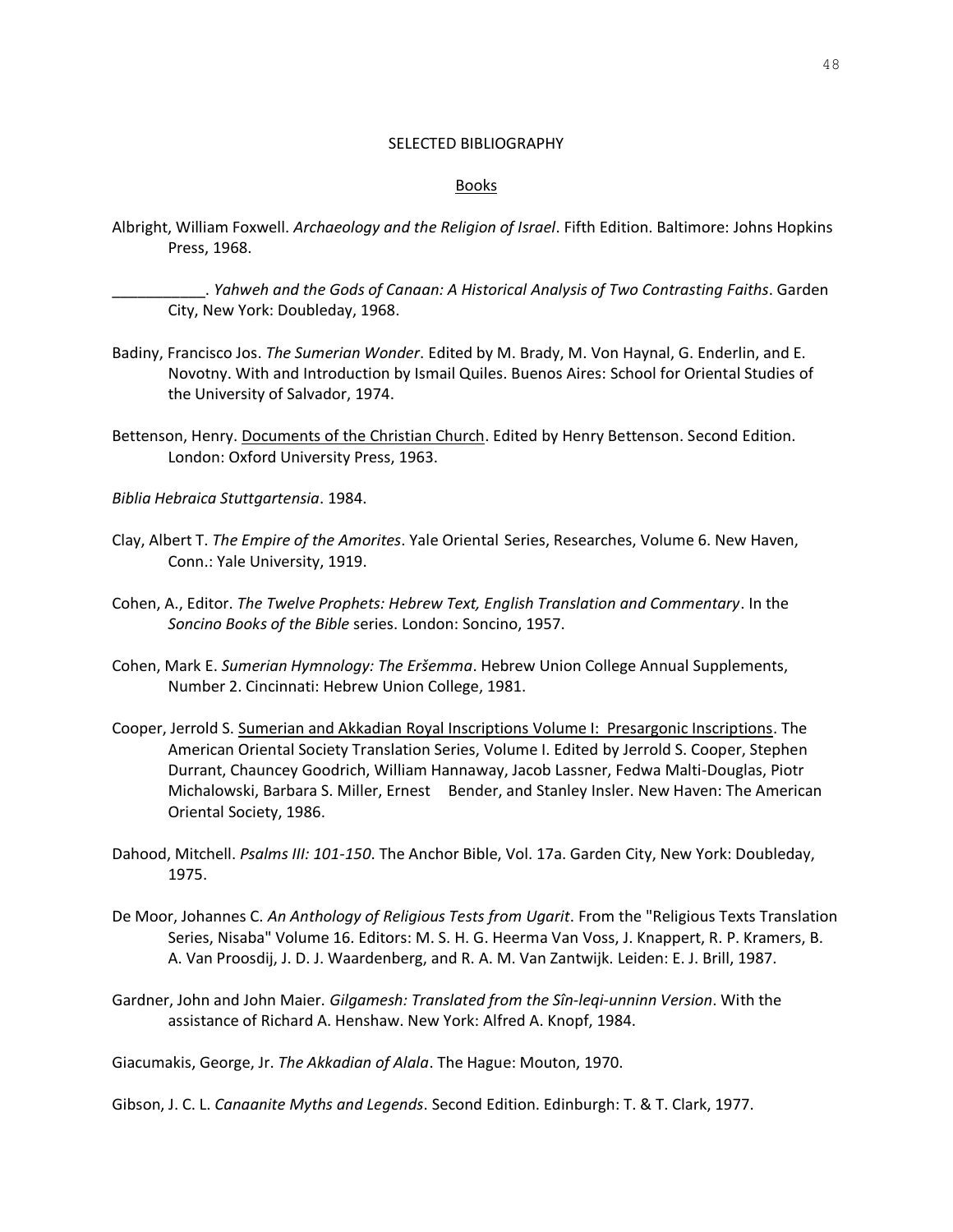## SELECTED BIBLIOGRAPHY

### Books

Albright, William Foxwell. *Archaeology and the Religion of Israel*. Fifth Edition. Baltimore: Johns Hopkins Press, 1968.

___________. *Yahweh and the Gods of Canaan: A Historical Analysis of Two Contrasting Faiths*. Garden City, New York: Doubleday, 1968.

Badiny, Francisco Jos. *The Sumerian Wonder*. Edited by M. Brady, M. Von Haynal, G. Enderlin, and E. Novotny. With and Introduction by Ismail Quiles. Buenos Aires: School for Oriental Studies of the University of Salvador, 1974.

Bettenson, Henry. Documents of the Christian Church. Edited by Henry Bettenson. Second Edition. London: Oxford University Press, 1963.

*Biblia Hebraica Stuttgartensia*. 1984.

Clay, Albert T. *The Empire of the Amorites*. Yale Oriental Series, Researches, Volume 6. New Haven, Conn.: Yale University, 1919.

Cohen, A., Editor. *The Twelve Prophets: Hebrew Text, English Translation and Commentary*. In the *Soncino Books of the Bible* series. London: Soncino, 1957.

Cohen, Mark E. *Sumerian Hymnology: The Eršemma*. Hebrew Union College Annual Supplements, Number 2. Cincinnati: Hebrew Union College, 1981.

Cooper, Jerrold S. Sumerian and Akkadian Royal Inscriptions Volume I: Presargonic Inscriptions. The American Oriental Society Translation Series, Volume I. Edited by Jerrold S. Cooper, Stephen Durrant, Chauncey Goodrich, William Hannaway, Jacob Lassner, Fedwa Malti-Douglas, Piotr Michalowski, Barbara S. Miller, Ernest Bender, and Stanley Insler. New Haven: The American Oriental Society, 1986.

Dahood, Mitchell. *Psalms III: 101-150*. The Anchor Bible, Vol. 17a. Garden City, New York: Doubleday, 1975.

De Moor, Johannes C. *An Anthology of Religious Tests from Ugarit*. From the "Religious Texts Translation Series, Nisaba" Volume 16. Editors: M. S. H. G. Heerma Van Voss, J. Knappert, R. P. Kramers, B. A. Van Proosdij, J. D. J. Waardenberg, and R. A. M. Van Zantwijk. Leiden: E. J. Brill, 1987.

Gardner, John and John Maier. *Gilgamesh: Translated from the Sîn-leqi-unninn Version*. With the assistance of Richard A. Henshaw. New York: Alfred A. Knopf, 1984.

Giacumakis, George, Jr. *The Akkadian of Alala*. The Hague: Mouton, 1970.

Gibson, J. C. L. *Canaanite Myths and Legends*. Second Edition. Edinburgh: T. & T. Clark, 1977.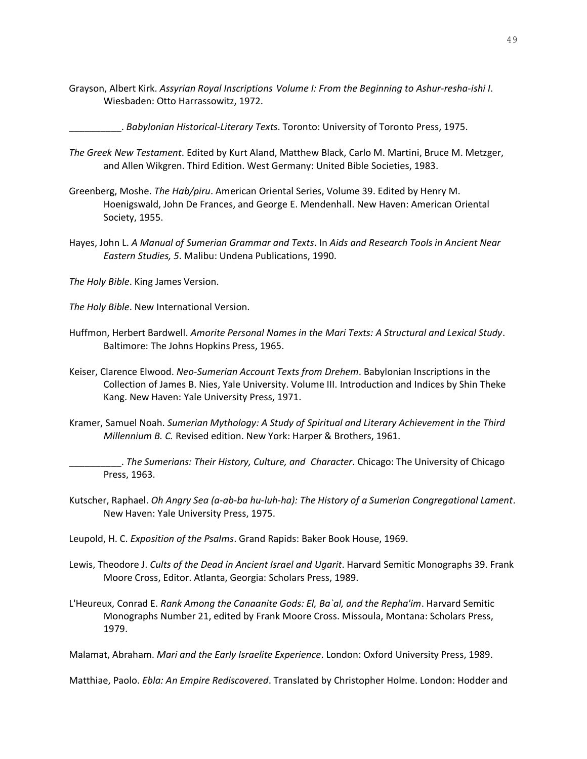Grayson, Albert Kirk. *Assyrian Royal Inscriptions Volume I: From the Beginning to Ashur-resha-ishi I*. Wiesbaden: Otto Harrassowitz, 1972.

__________. *Babylonian Historical-Literary Texts*. Toronto: University of Toronto Press, 1975.

*The Greek New Testament*. Edited by Kurt Aland, Matthew Black, Carlo M. Martini, Bruce M. Metzger, and Allen Wikgren. Third Edition. West Germany: United Bible Societies, 1983.

Greenberg, Moshe. *The Hab/piru*. American Oriental Series, Volume 39. Edited by Henry M. Hoenigswald, John De Frances, and George E. Mendenhall. New Haven: American Oriental Society, 1955.

Hayes, John L. *A Manual of Sumerian Grammar and Texts*. In *Aids and Research Tools in Ancient Near Eastern Studies, 5*. Malibu: Undena Publications, 1990.

*The Holy Bible*. King James Version.

*The Holy Bible*. New International Version.

Huffmon, Herbert Bardwell. *Amorite Personal Names in the Mari Texts: A Structural and Lexical Study*. Baltimore: The Johns Hopkins Press, 1965.

Keiser, Clarence Elwood. *Neo-Sumerian Account Texts from Drehem*. Babylonian Inscriptions in the Collection of James B. Nies, Yale University. Volume III. Introduction and Indices by Shin Theke Kang. New Haven: Yale University Press, 1971.

Kramer, Samuel Noah. *Sumerian Mythology: A Study of Spiritual and Literary Achievement in the Third Millennium B. C.* Revised edition. New York: Harper & Brothers, 1961.

__________. *The Sumerians: Their History, Culture, and Character*. Chicago: The University of Chicago Press, 1963.

Kutscher, Raphael. *Oh Angry Sea (a-ab-ba hu-luh-ha): The History of a Sumerian Congregational Lament*. New Haven: Yale University Press, 1975.

Leupold, H. C. *Exposition of the Psalms*. Grand Rapids: Baker Book House, 1969.

Lewis, Theodore J. *Cults of the Dead in Ancient Israel and Ugarit*. Harvard Semitic Monographs 39. Frank Moore Cross, Editor. Atlanta, Georgia: Scholars Press, 1989.

L'Heureux, Conrad E. *Rank Among the Canaanite Gods: El, Ba`al, and the Repha'im*. Harvard Semitic Monographs Number 21, edited by Frank Moore Cross. Missoula, Montana: Scholars Press, 1979.

Malamat, Abraham. *Mari and the Early Israelite Experience*. London: Oxford University Press, 1989.

Matthiae, Paolo. *Ebla: An Empire Rediscovered*. Translated by Christopher Holme. London: Hodder and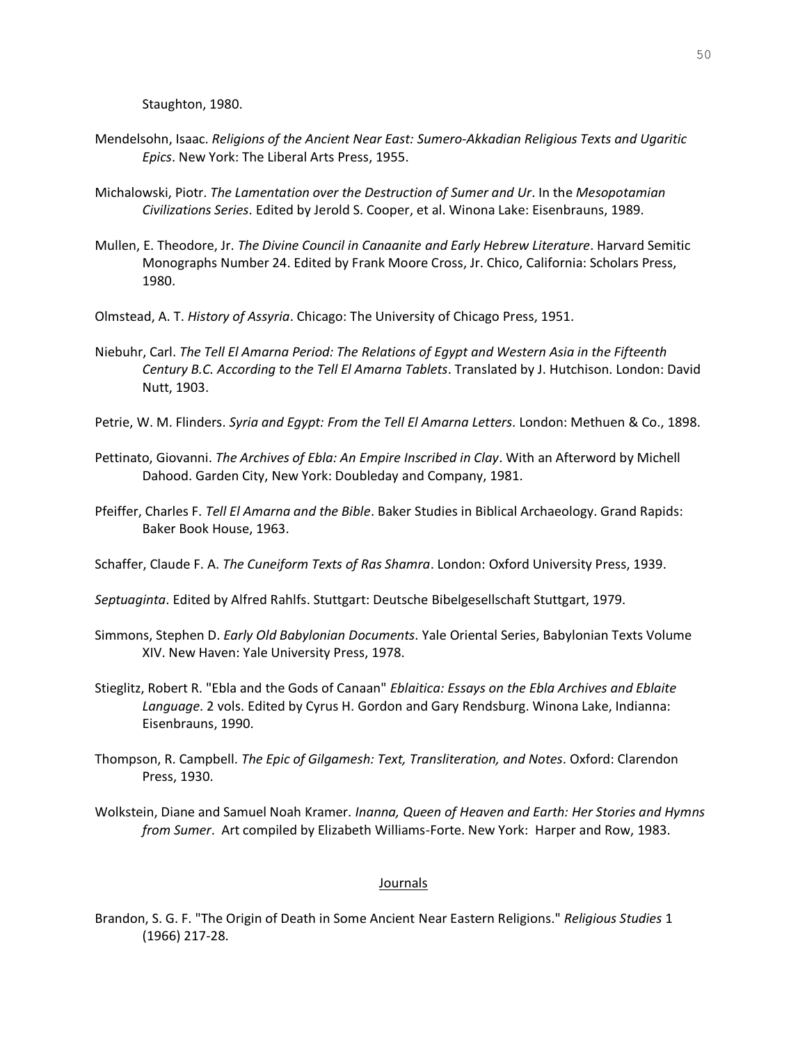Staughton, 1980.

Mendelsohn, Isaac. *Religions of the Ancient Near East: Sumero-Akkadian Religious Texts and Ugaritic Epics*. New York: The Liberal Arts Press, 1955.

Michalowski, Piotr. *The Lamentation over the Destruction of Sumer and Ur*. In the *Mesopotamian Civilizations Series*. Edited by Jerold S. Cooper, et al. Winona Lake: Eisenbrauns, 1989.

Mullen, E. Theodore, Jr. *The Divine Council in Canaanite and Early Hebrew Literature*. Harvard Semitic Monographs Number 24. Edited by Frank Moore Cross, Jr. Chico, California: Scholars Press, 1980.

Olmstead, A. T. *History of Assyria*. Chicago: The University of Chicago Press, 1951.

Niebuhr, Carl. *The Tell El Amarna Period: The Relations of Egypt and Western Asia in the Fifteenth Century B.C. According to the Tell El Amarna Tablets*. Translated by J. Hutchison. London: David Nutt, 1903.

Petrie, W. M. Flinders. *Syria and Egypt: From the Tell El Amarna Letters*. London: Methuen & Co., 1898.

Pettinato, Giovanni. *The Archives of Ebla: An Empire Inscribed in Clay*. With an Afterword by Michell Dahood. Garden City, New York: Doubleday and Company, 1981.

Pfeiffer, Charles F. *Tell El Amarna and the Bible*. Baker Studies in Biblical Archaeology. Grand Rapids: Baker Book House, 1963.

Schaffer, Claude F. A. *The Cuneiform Texts of Ras Shamra*. London: Oxford University Press, 1939.

*Septuaginta*. Edited by Alfred Rahlfs. Stuttgart: Deutsche Bibelgesellschaft Stuttgart, 1979.

Simmons, Stephen D. *Early Old Babylonian Documents*. Yale Oriental Series, Babylonian Texts Volume XIV. New Haven: Yale University Press, 1978.

Stieglitz, Robert R. "Ebla and the Gods of Canaan" *Eblaitica: Essays on the Ebla Archives and Eblaite Language*. 2 vols. Edited by Cyrus H. Gordon and Gary Rendsburg. Winona Lake, Indianna: Eisenbrauns, 1990.

Thompson, R. Campbell. *The Epic of Gilgamesh: Text, Transliteration, and Notes*. Oxford: Clarendon Press, 1930.

Wolkstein, Diane and Samuel Noah Kramer. *Inanna, Queen of Heaven and Earth: Her Stories and Hymns from Sumer*. Art compiled by Elizabeth Williams-Forte. New York: Harper and Row, 1983.

## Journals

Brandon, S. G. F. "The Origin of Death in Some Ancient Near Eastern Religions." *Religious Studies* 1 (1966) 217-28.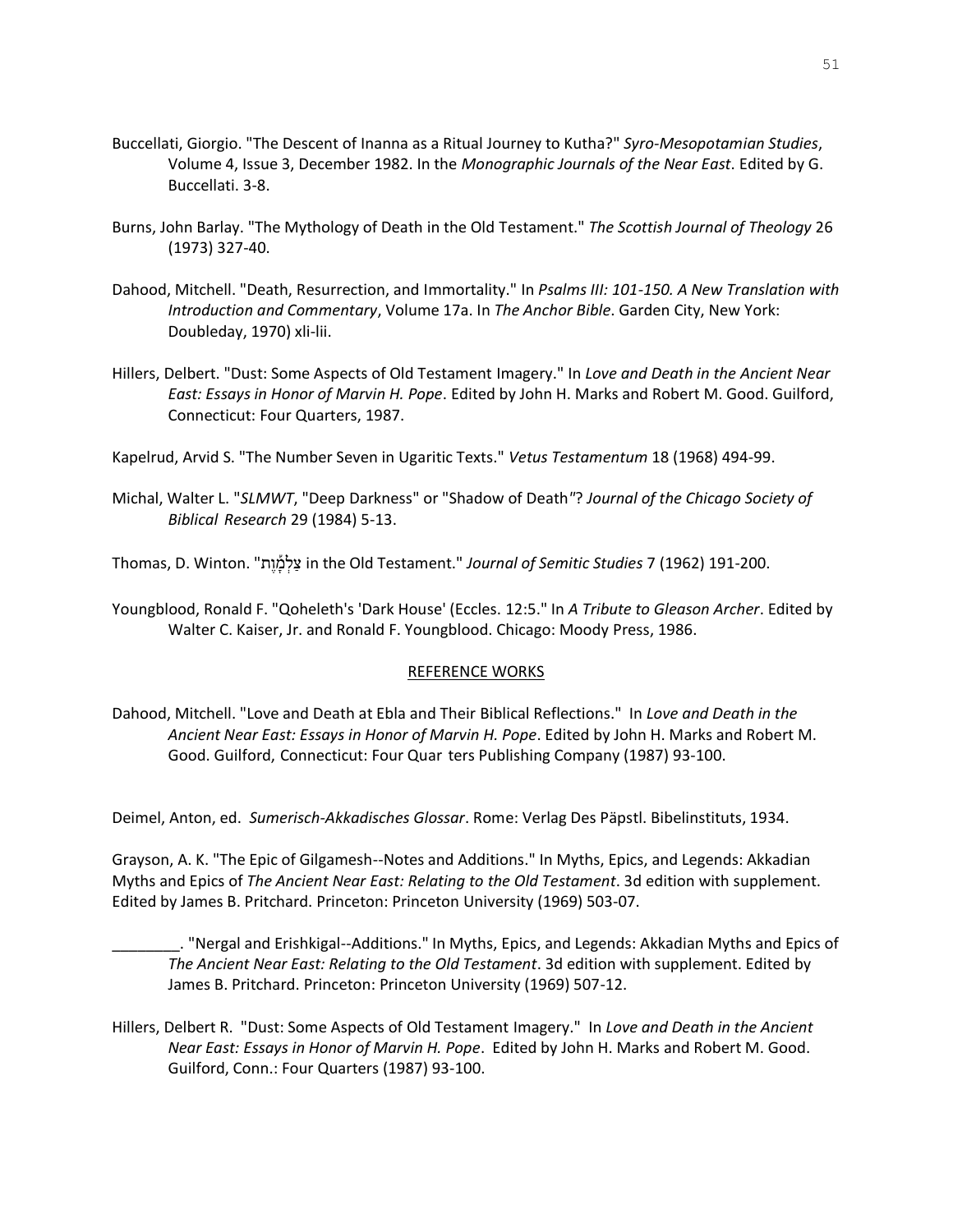Buccellati, Giorgio. "The Descent of Inanna as a Ritual Journey to Kutha?" *Syro-Mesopotamian Studies*, Volume 4, Issue 3, December 1982. In the *Monographic Journals of the Near East*. Edited by G. Buccellati. 3-8.

Burns, John Barlay. "The Mythology of Death in the Old Testament." *The Scottish Journal of Theology* 26 (1973) 327-40.

Dahood, Mitchell. "Death, Resurrection, and Immortality." In *Psalms III: 101-150. A New Translation with Introduction and Commentary*, Volume 17a. In *The Anchor Bible*. Garden City, New York: Doubleday, 1970) xli-lii.

Hillers, Delbert. "Dust: Some Aspects of Old Testament Imagery." In *Love and Death in the Ancient Near East: Essays in Honor of Marvin H. Pope*. Edited by John H. Marks and Robert M. Good. Guilford, Connecticut: Four Quarters, 1987.

Kapelrud, Arvid S. "The Number Seven in Ugaritic Texts." *Vetus Testamentum* 18 (1968) 494-99.

Michal, Walter L. "*SLMWT*, "Deep Darkness" or "Shadow of Death"? *Journal of the Chicago Society of Biblical Research* 29 (1984) 5-13.

Thomas, D. Winton. "צַלְמָוֶת in the Old Testament." *Journal of Semitic Studies* 7 (1962) 191-200.

Youngblood, Ronald F. "Qoheleth's 'Dark House' (Eccles. 12:5." In *A Tribute to Gleason Archer*. Edited by Walter C. Kaiser, Jr. and Ronald F. Youngblood. Chicago: Moody Press, 1986.

## REFERENCE WORKS

Dahood, Mitchell. "Love and Death at Ebla and Their Biblical Reflections." In *Love and Death in the Ancient Near East: Essays in Honor of Marvin H. Pope*. Edited by John H. Marks and Robert M. Good. Guilford, Connecticut: Four Quar ters Publishing Company (1987) 93-100.

Deimel, Anton, ed. *Sumerisch-Akkadisches Glossar*. Rome: Verlag Des Päpstl. Bibelinstituts, 1934.

Grayson, A. K. "The Epic of Gilgamesh--Notes and Additions." In Myths, Epics, and Legends: Akkadian Myths and Epics of *The Ancient Near East: Relating to the Old Testament*. 3d edition with supplement. Edited by James B. Pritchard. Princeton: Princeton University (1969) 503-07.

________. "Nergal and Erishkigal--Additions." In Myths, Epics, and Legends: Akkadian Myths and Epics of *The Ancient Near East: Relating to the Old Testament*. 3d edition with supplement. Edited by James B. Pritchard. Princeton: Princeton University (1969) 507-12.

Hillers, Delbert R. "Dust: Some Aspects of Old Testament Imagery." In *Love and Death in the Ancient Near East: Essays in Honor of Marvin H. Pope*. Edited by John H. Marks and Robert M. Good. Guilford, Conn.: Four Quarters (1987) 93-100.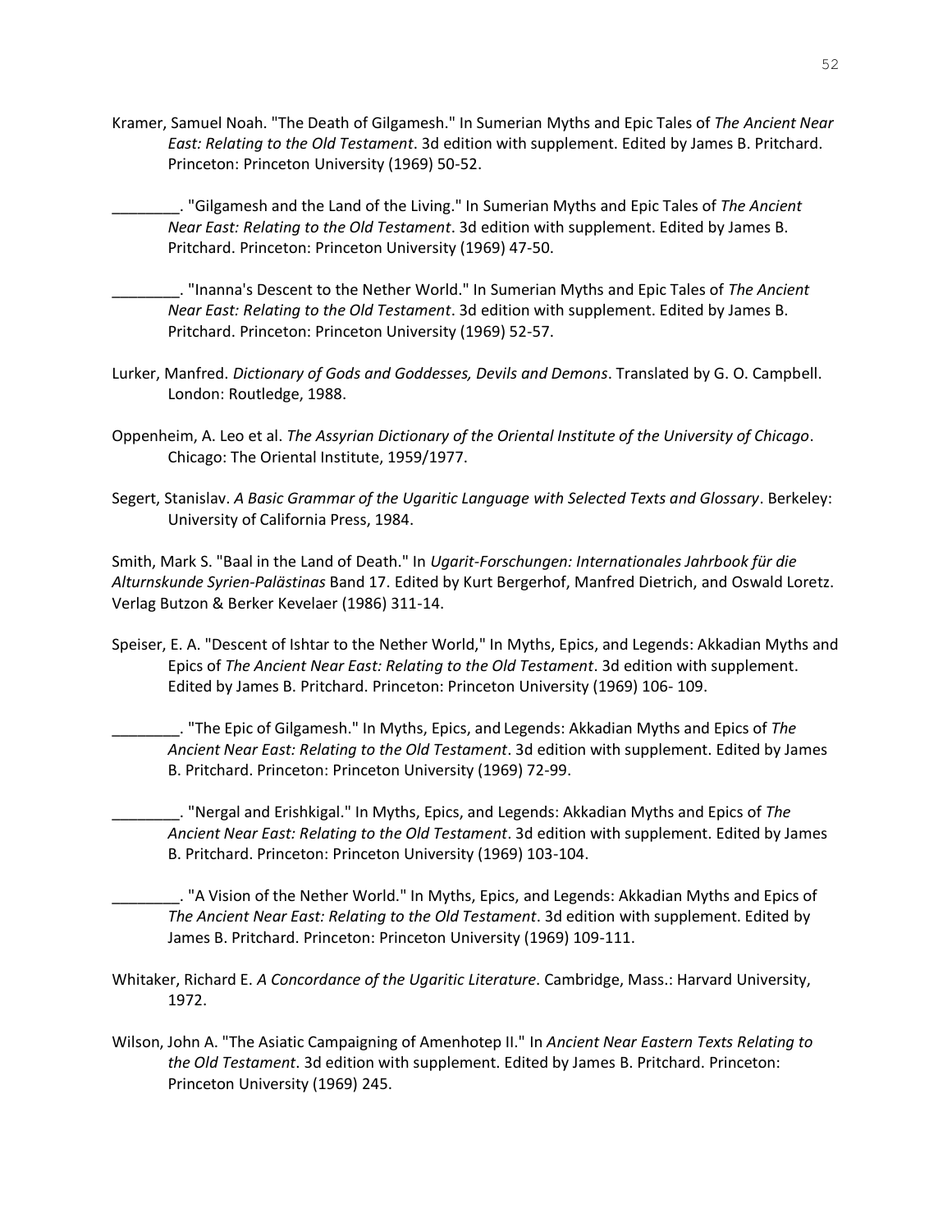Kramer, Samuel Noah. "The Death of Gilgamesh." In Sumerian Myths and Epic Tales of *The Ancient Near East: Relating to the Old Testament*. 3d edition with supplement. Edited by James B. Pritchard. Princeton: Princeton University (1969) 50-52.

________. "Gilgamesh and the Land of the Living." In Sumerian Myths and Epic Tales of *The Ancient Near East: Relating to the Old Testament*. 3d edition with supplement. Edited by James B. Pritchard. Princeton: Princeton University (1969) 47-50.

________. "Inanna's Descent to the Nether World." In Sumerian Myths and Epic Tales of *The Ancient Near East: Relating to the Old Testament*. 3d edition with supplement. Edited by James B. Pritchard. Princeton: Princeton University (1969) 52-57.

Lurker, Manfred. *Dictionary of Gods and Goddesses, Devils and Demons*. Translated by G. O. Campbell. London: Routledge, 1988.

Oppenheim, A. Leo et al. *The Assyrian Dictionary of the Oriental Institute of the University of Chicago*. Chicago: The Oriental Institute, 1959/1977.

Segert, Stanislav. *A Basic Grammar of the Ugaritic Language with Selected Texts and Glossary*. Berkeley: University of California Press, 1984.

Smith, Mark S. "Baal in the Land of Death." In *Ugarit-Forschungen: Internationales Jahrbook für die Alturnskunde Syrien-Palästinas* Band 17. Edited by Kurt Bergerhof, Manfred Dietrich, and Oswald Loretz. Verlag Butzon & Berker Kevelaer (1986) 311-14.

Speiser, E. A. "Descent of Ishtar to the Nether World," In Myths, Epics, and Legends: Akkadian Myths and Epics of *The Ancient Near East: Relating to the Old Testament*. 3d edition with supplement. Edited by James B. Pritchard. Princeton: Princeton University (1969) 106- 109.

________. "The Epic of Gilgamesh." In Myths, Epics, and Legends: Akkadian Myths and Epics of *The Ancient Near East: Relating to the Old Testament*. 3d edition with supplement. Edited by James B. Pritchard. Princeton: Princeton University (1969) 72-99.

________. "Nergal and Erishkigal." In Myths, Epics, and Legends: Akkadian Myths and Epics of *The Ancient Near East: Relating to the Old Testament*. 3d edition with supplement. Edited by James B. Pritchard. Princeton: Princeton University (1969) 103-104.

________. "A Vision of the Nether World." In Myths, Epics, and Legends: Akkadian Myths and Epics of *The Ancient Near East: Relating to the Old Testament*. 3d edition with supplement. Edited by James B. Pritchard. Princeton: Princeton University (1969) 109-111.

Whitaker, Richard E. *A Concordance of the Ugaritic Literature*. Cambridge, Mass.: Harvard University, 1972.

Wilson, John A. "The Asiatic Campaigning of Amenhotep II." In *Ancient Near Eastern Texts Relating to the Old Testament*. 3d edition with supplement. Edited by James B. Pritchard. Princeton: Princeton University (1969) 245.